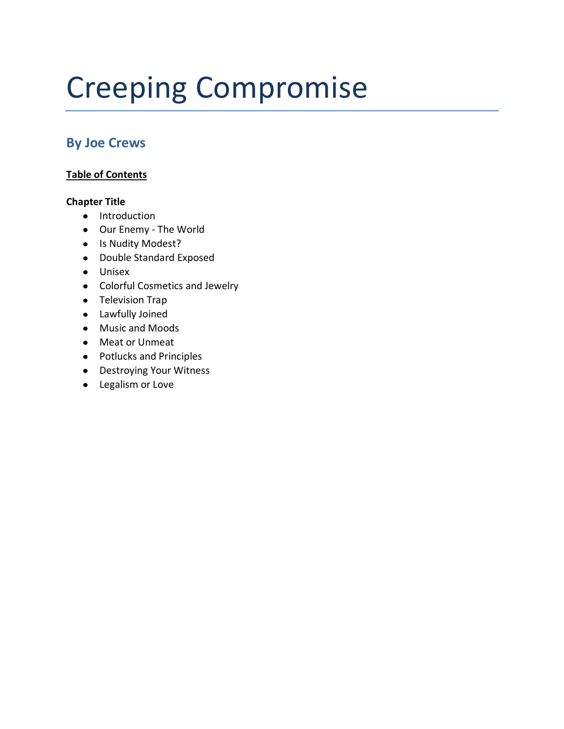# Creeping Compromise

## By Joe Crews

**Table of Contents**

**Chapter Title**

- Introduction
- Our Enemy - The World
- Is Nudity Modest?
- Double Standard Exposed
- Unisex
- Colorful Cosmetics and Jewelry
- Television Trap
- Lawfully Joined
- Music and Moods
- Meat or Unmeat
- Potlucks and Principles
- Destroying Your Witness
- Legalism or Love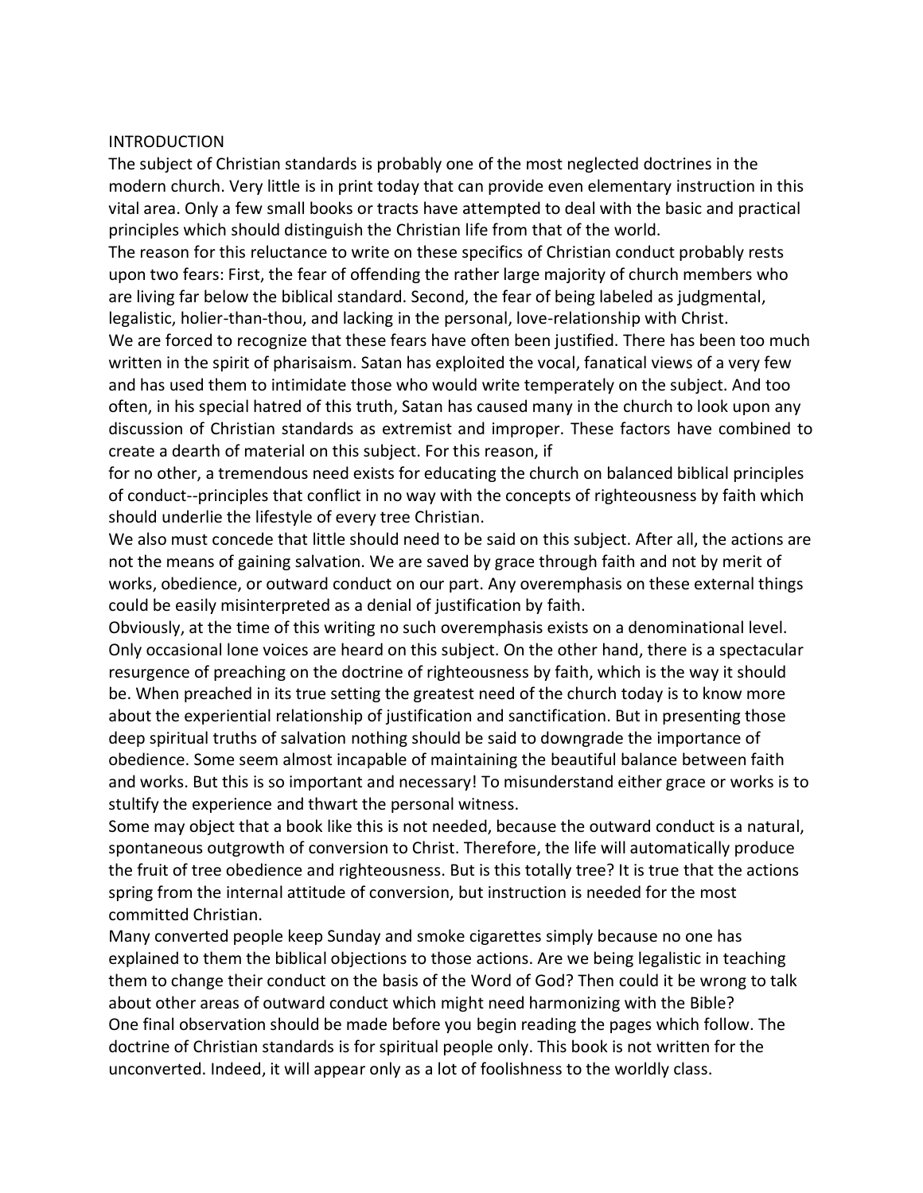# INTRODUCTION

The subject of Christian standards is probably one of the most neglected doctrines in the modern church. Very little is in print today that can provide even elementary instruction in this vital area. Only a few small books or tracts have attempted to deal with the basic and practical principles which should distinguish the Christian life from that of the world.

The reason for this reluctance to write on these specifics of Christian conduct probably rests upon two fears: First, the fear of offending the rather large majority of church members who are living far below the biblical standard. Second, the fear of being labeled as judgmental, legalistic, holier-than-thou, and lacking in the personal, love-relationship with Christ.

We are forced to recognize that these fears have often been justified. There has been too much written in the spirit of pharisaism. Satan has exploited the vocal, fanatical views of a very few and has used them to intimidate those who would write temperately on the subject. And too often, in his special hatred of this truth, Satan has caused many in the church to look upon any discussion of Christian standards as extremist and improper. These factors have combined to create a dearth of material on this subject. For this reason, if for no other, a tremendous need exists for educating the church on balanced biblical principles of conduct--principles that conflict in no way with the concepts of righteousness by faith which should underlie the lifestyle of every tree Christian.

We also must concede that little should need to be said on this subject. After all, the actions are not the means of gaining salvation. We are saved by grace through faith and not by merit of works, obedience, or outward conduct on our part. Any overemphasis on these external things could be easily misinterpreted as a denial of justification by faith.

Obviously, at the time of this writing no such overemphasis exists on a denominational level. Only occasional lone voices are heard on this subject. On the other hand, there is a spectacular resurgence of preaching on the doctrine of righteousness by faith, which is the way it should be. When preached in its true setting the greatest need of the church today is to know more about the experiential relationship of justification and sanctification. But in presenting those deep spiritual truths of salvation nothing should be said to downgrade the importance of obedience. Some seem almost incapable of maintaining the beautiful balance between faith and works. But this is so important and necessary! To misunderstand either grace or works is to stultify the experience and thwart the personal witness.

Some may object that a book like this is not needed, because the outward conduct is a natural, spontaneous outgrowth of conversion to Christ. Therefore, the life will automatically produce the fruit of tree obedience and righteousness. But is this totally tree? It is true that the actions spring from the internal attitude of conversion, but instruction is needed for the most committed Christian.

Many converted people keep Sunday and smoke cigarettes simply because no one has explained to them the biblical objections to those actions. Are we being legalistic in teaching them to change their conduct on the basis of the Word of God? Then could it be wrong to talk about other areas of outward conduct which might need harmonizing with the Bible?

One final observation should be made before you begin reading the pages which follow. The doctrine of Christian standards is for spiritual people only. This book is not written for the unconverted. Indeed, it will appear only as a lot of foolishness to the worldly class.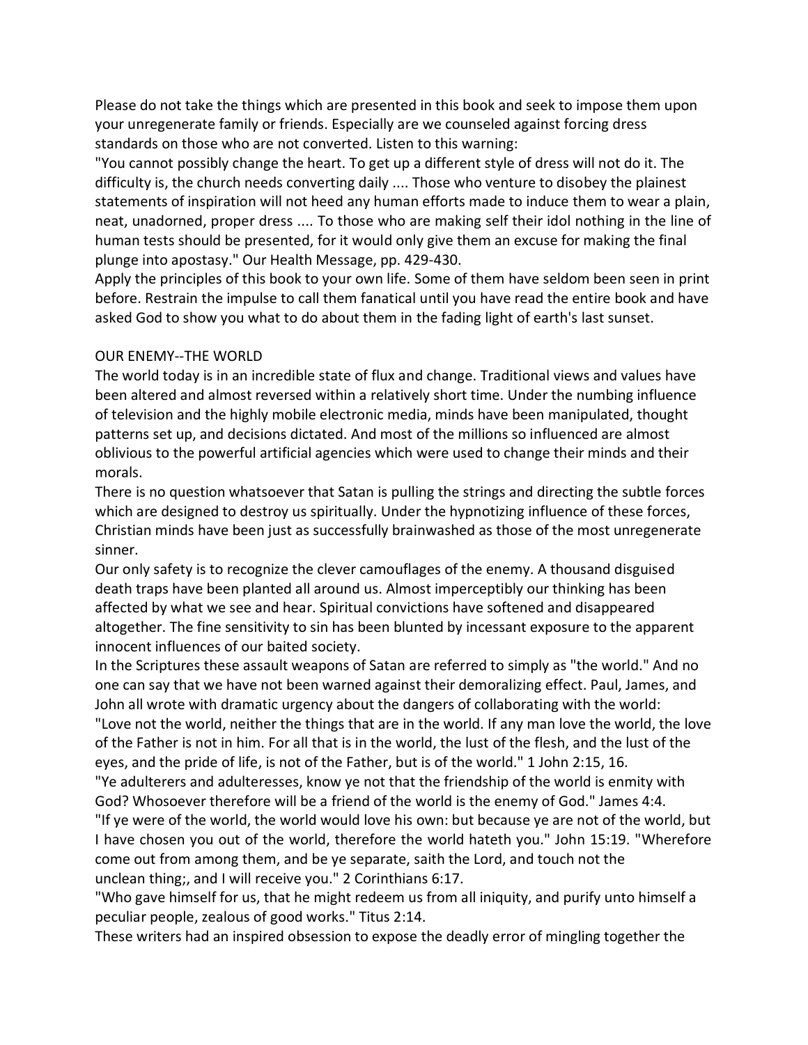Please do not take the things which are presented in this book and seek to impose them upon your unregenerate family or friends. Especially are we counseled against forcing dress standards on those who are not converted. Listen to this warning:

"You cannot possibly change the heart. To get up a different style of dress will not do it. The difficulty is, the church needs converting daily .... Those who venture to disobey the plainest statements of inspiration will not heed any human efforts made to induce them to wear a plain, neat, unadorned, proper dress .... To those who are making self their idol nothing in the line of human tests should be presented, for it would only give them an excuse for making the final plunge into apostasy." Our Health Message, pp. 429-430.

Apply the principles of this book to your own life. Some of them have seldom been seen in print before. Restrain the impulse to call them fanatical until you have read the entire book and have asked God to show you what to do about them in the fading light of earth's last sunset.

## OUR ENEMY--THE WORLD

The world today is in an incredible state of flux and change. Traditional views and values have been altered and almost reversed within a relatively short time. Under the numbing influence of television and the highly mobile electronic media, minds have been manipulated, thought patterns set up, and decisions dictated. And most of the millions so influenced are almost oblivious to the powerful artificial agencies which were used to change their minds and their morals.

There is no question whatsoever that Satan is pulling the strings and directing the subtle forces which are designed to destroy us spiritually. Under the hypnotizing influence of these forces, Christian minds have been just as successfully brainwashed as those of the most unregenerate sinner.

Our only safety is to recognize the clever camouflages of the enemy. A thousand disguised death traps have been planted all around us. Almost imperceptibly our thinking has been affected by what we see and hear. Spiritual convictions have softened and disappeared altogether. The fine sensitivity to sin has been blunted by incessant exposure to the apparent innocent influences of our baited society.

In the Scriptures these assault weapons of Satan are referred to simply as "the world." And no one can say that we have not been warned against their demoralizing effect. Paul, James, and John all wrote with dramatic urgency about the dangers of collaborating with the world:

"Love not the world, neither the things that are in the world. If any man love the world, the love of the Father is not in him. For all that is in the world, the lust of the flesh, and the lust of the eyes, and the pride of life, is not of the Father, but is of the world." 1 John 2:15, 16.

"Ye adulterers and adulteresses, know ye not that the friendship of the world is enmity with God? Whosoever therefore will be a friend of the world is the enemy of God." James 4:4.

"If ye were of the world, the world would love his own: but because ye are not of the world, but I have chosen you out of the world, therefore the world hateth you." John 15:19. "Wherefore come out from among them, and be ye separate, saith the Lord, and touch not the unclean thing;, and I will receive you." 2 Corinthians 6:17.

"Who gave himself for us, that he might redeem us from all iniquity, and purify unto himself a peculiar people, zealous of good works." Titus 2:14.

These writers had an inspired obsession to expose the deadly error of mingling together the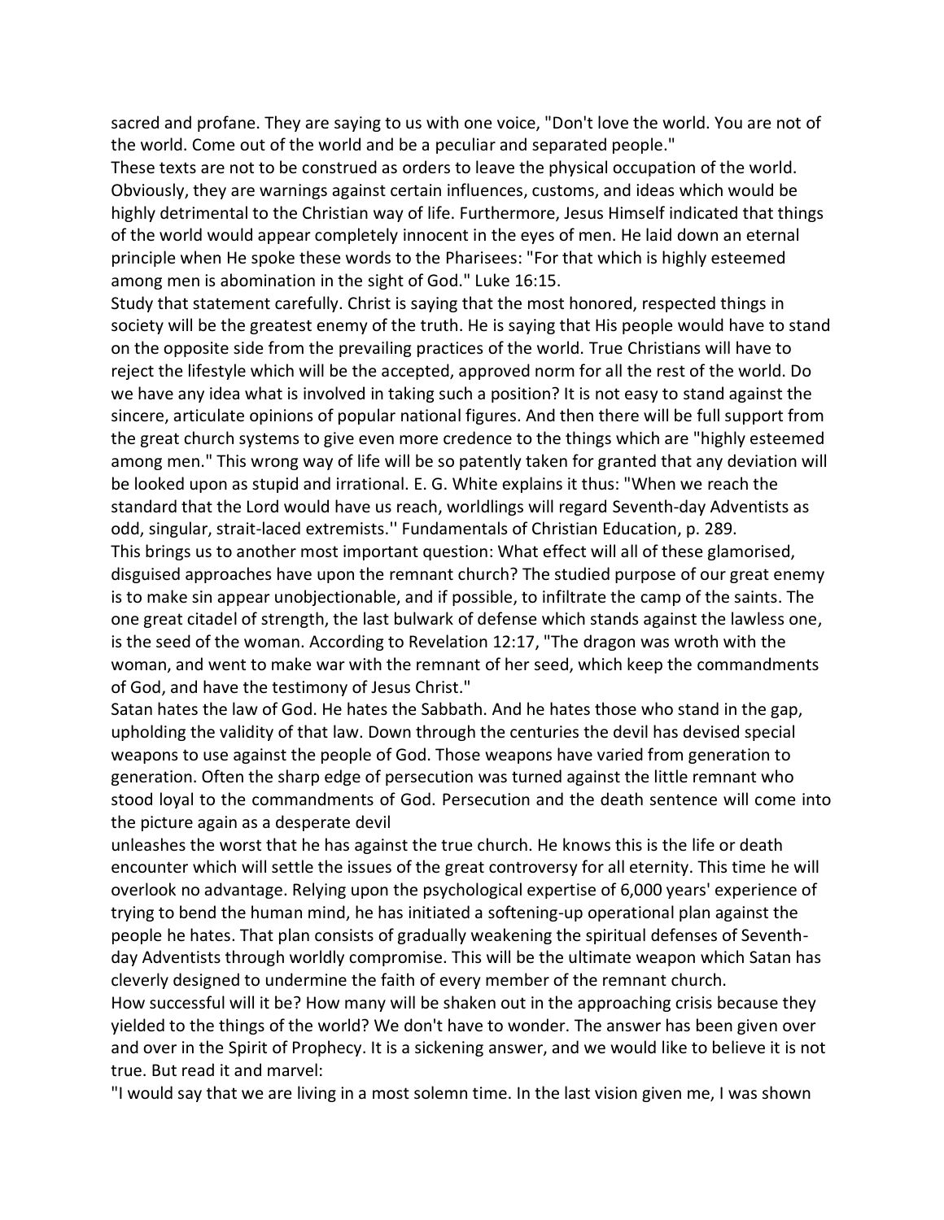sacred and profane. They are saying to us with one voice, "Don't love the world. You are not of the world. Come out of the world and be a peculiar and separated people."

These texts are not to be construed as orders to leave the physical occupation of the world. Obviously, they are warnings against certain influences, customs, and ideas which would be highly detrimental to the Christian way of life. Furthermore, Jesus Himself indicated that things of the world would appear completely innocent in the eyes of men. He laid down an eternal principle when He spoke these words to the Pharisees: "For that which is highly esteemed among men is abomination in the sight of God." Luke 16:15.

Study that statement carefully. Christ is saying that the most honored, respected things in society will be the greatest enemy of the truth. He is saying that His people would have to stand on the opposite side from the prevailing practices of the world. True Christians will have to reject the lifestyle which will be the accepted, approved norm for all the rest of the world. Do we have any idea what is involved in taking such a position? It is not easy to stand against the sincere, articulate opinions of popular national figures. And then there will be full support from the great church systems to give even more credence to the things which are "highly esteemed among men." This wrong way of life will be so patently taken for granted that any deviation will be looked upon as stupid and irrational. E. G. White explains it thus: "When we reach the standard that the Lord would have us reach, worldlings will regard Seventh-day Adventists as odd, singular, strait-laced extremists.'' Fundamentals of Christian Education, p. 289.

This brings us to another most important question: What effect will all of these glamorised, disguised approaches have upon the remnant church? The studied purpose of our great enemy is to make sin appear unobjectionable, and if possible, to infiltrate the camp of the saints. The one great citadel of strength, the last bulwark of defense which stands against the lawless one, is the seed of the woman. According to Revelation 12:17, "The dragon was wroth with the woman, and went to make war with the remnant of her seed, which keep the commandments of God, and have the testimony of Jesus Christ."

Satan hates the law of God. He hates the Sabbath. And he hates those who stand in the gap, upholding the validity of that law. Down through the centuries the devil has devised special weapons to use against the people of God. Those weapons have varied from generation to generation. Often the sharp edge of persecution was turned against the little remnant who stood loyal to the commandments of God. Persecution and the death sentence will come into the picture again as a desperate devil unleashes the worst that he has against the true church. He knows this is the life or death encounter which will settle the issues of the great controversy for all eternity. This time he will overlook no advantage. Relying upon the psychological expertise of 6,000 years' experience of trying to bend the human mind, he has initiated a softening-up operational plan against the people he hates. That plan consists of gradually weakening the spiritual defenses of Seventh-day Adventists through worldly compromise. This will be the ultimate weapon which Satan has cleverly designed to undermine the faith of every member of the remnant church.

How successful will it be? How many will be shaken out in the approaching crisis because they yielded to the things of the world? We don't have to wonder. The answer has been given over and over in the Spirit of Prophecy. It is a sickening answer, and we would like to believe it is not true. But read it and marvel:

"I would say that we are living in a most solemn time. In the last vision given me, I was shown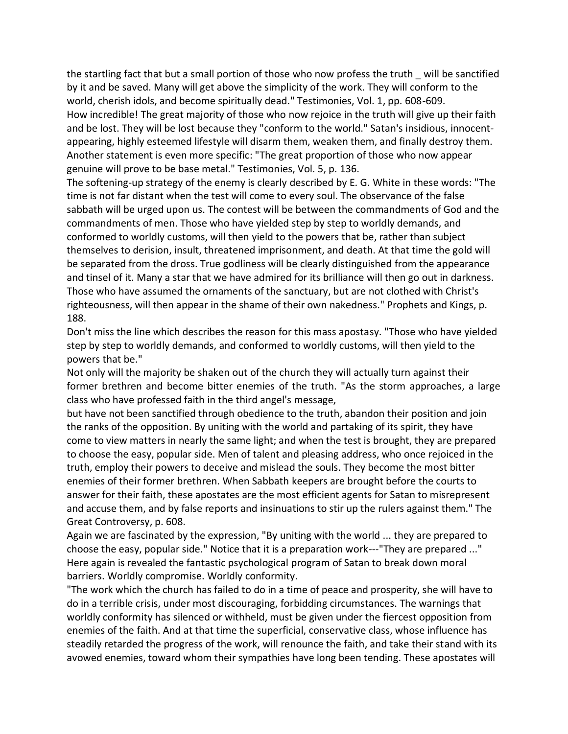the startling fact that but a small portion of those who now profess the truth _ will be sanctified by it and be saved. Many will get above the simplicity of the work. They will conform to the world, cherish idols, and become spiritually dead." Testimonies, Vol. 1, pp. 608-609.

How incredible! The great majority of those who now rejoice in the truth will give up their faith and be lost. They will be lost because they "conform to the world." Satan's insidious, innocent-appearing, highly esteemed lifestyle will disarm them, weaken them, and finally destroy them.

Another statement is even more specific: "The great proportion of those who now appear genuine will prove to be base metal." Testimonies, Vol. 5, p. 136.

The softening-up strategy of the enemy is clearly described by E. G. White in these words: "The time is not far distant when the test will come to every soul. The observance of the false sabbath will be urged upon us. The contest will be between the commandments of God and the commandments of men. Those who have yielded step by step to worldly demands, and conformed to worldly customs, will then yield to the powers that be, rather than subject themselves to derision, insult, threatened imprisonment, and death. At that time the gold will be separated from the dross. True godliness will be clearly distinguished from the appearance and tinsel of it. Many a star that we have admired for its brilliance will then go out in darkness. Those who have assumed the ornaments of the sanctuary, but are not clothed with Christ's righteousness, will then appear in the shame of their own nakedness." Prophets and Kings, p. 188.

Don't miss the line which describes the reason for this mass apostasy. "Those who have yielded step by step to worldly demands, and conformed to worldly customs, will then yield to the powers that be."

Not only will the majority be shaken out of the church they will actually turn against their former brethren and become bitter enemies of the truth. "As the storm approaches, a large class who have professed faith in the third angel's message, but have not been sanctified through obedience to the truth, abandon their position and join the ranks of the opposition. By uniting with the world and partaking of its spirit, they have come to view matters in nearly the same light; and when the test is brought, they are prepared to choose the easy, popular side. Men of talent and pleasing address, who once rejoiced in the truth, employ their powers to deceive and mislead the souls. They become the most bitter enemies of their former brethren. When Sabbath keepers are brought before the courts to answer for their faith, these apostates are the most efficient agents for Satan to misrepresent and accuse them, and by false reports and insinuations to stir up the rulers against them." The Great Controversy, p. 608.

Again we are fascinated by the expression, "By uniting with the world ... they are prepared to choose the easy, popular side." Notice that it is a preparation work---"They are prepared ..." Here again is revealed the fantastic psychological program of Satan to break down moral barriers. Worldly compromise. Worldly conformity.

"The work which the church has failed to do in a time of peace and prosperity, she will have to do in a terrible crisis, under most discouraging, forbidding circumstances. The warnings that worldly conformity has silenced or withheld, must be given under the fiercest opposition from enemies of the faith. And at that time the superficial, conservative class, whose influence has steadily retarded the progress of the work, will renounce the faith, and take their stand with its avowed enemies, toward whom their sympathies have long been tending. These apostates will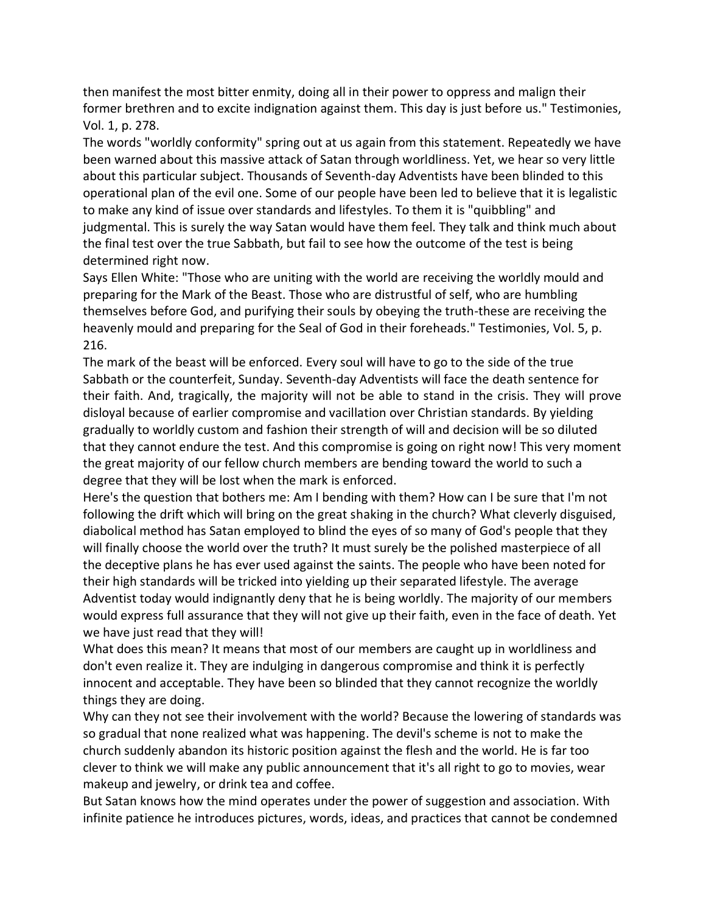then manifest the most bitter enmity, doing all in their power to oppress and malign their former brethren and to excite indignation against them. This day is just before us." Testimonies, Vol. 1, p. 278.

The words "worldly conformity" spring out at us again from this statement. Repeatedly we have been warned about this massive attack of Satan through worldliness. Yet, we hear so very little about this particular subject. Thousands of Seventh-day Adventists have been blinded to this operational plan of the evil one. Some of our people have been led to believe that it is legalistic to make any kind of issue over standards and lifestyles. To them it is "quibbling" and judgmental. This is surely the way Satan would have them feel. They talk and think much about the final test over the true Sabbath, but fail to see how the outcome of the test is being determined right now.

Says Ellen White: "Those who are uniting with the world are receiving the worldly mould and preparing for the Mark of the Beast. Those who are distrustful of self, who are humbling themselves before God, and purifying their souls by obeying the truth-these are receiving the heavenly mould and preparing for the Seal of God in their foreheads." Testimonies, Vol. 5, p. 216.

The mark of the beast will be enforced. Every soul will have to go to the side of the true Sabbath or the counterfeit, Sunday. Seventh-day Adventists will face the death sentence for their faith. And, tragically, the majority will not be able to stand in the crisis. They will prove disloyal because of earlier compromise and vacillation over Christian standards. By yielding gradually to worldly custom and fashion their strength of will and decision will be so diluted that they cannot endure the test. And this compromise is going on right now! This very moment the great majority of our fellow church members are bending toward the world to such a degree that they will be lost when the mark is enforced.

Here's the question that bothers me: Am I bending with them? How can I be sure that I'm not following the drift which will bring on the great shaking in the church? What cleverly disguised, diabolical method has Satan employed to blind the eyes of so many of God's people that they will finally choose the world over the truth? It must surely be the polished masterpiece of all the deceptive plans he has ever used against the saints. The people who have been noted for their high standards will be tricked into yielding up their separated lifestyle. The average Adventist today would indignantly deny that he is being worldly. The majority of our members would express full assurance that they will not give up their faith, even in the face of death. Yet we have just read that they will!

What does this mean? It means that most of our members are caught up in worldliness and don't even realize it. They are indulging in dangerous compromise and think it is perfectly innocent and acceptable. They have been so blinded that they cannot recognize the worldly things they are doing.

Why can they not see their involvement with the world? Because the lowering of standards was so gradual that none realized what was happening. The devil's scheme is not to make the church suddenly abandon its historic position against the flesh and the world. He is far too clever to think we will make any public announcement that it's all right to go to movies, wear makeup and jewelry, or drink tea and coffee.

But Satan knows how the mind operates under the power of suggestion and association. With infinite patience he introduces pictures, words, ideas, and practices that cannot be condemned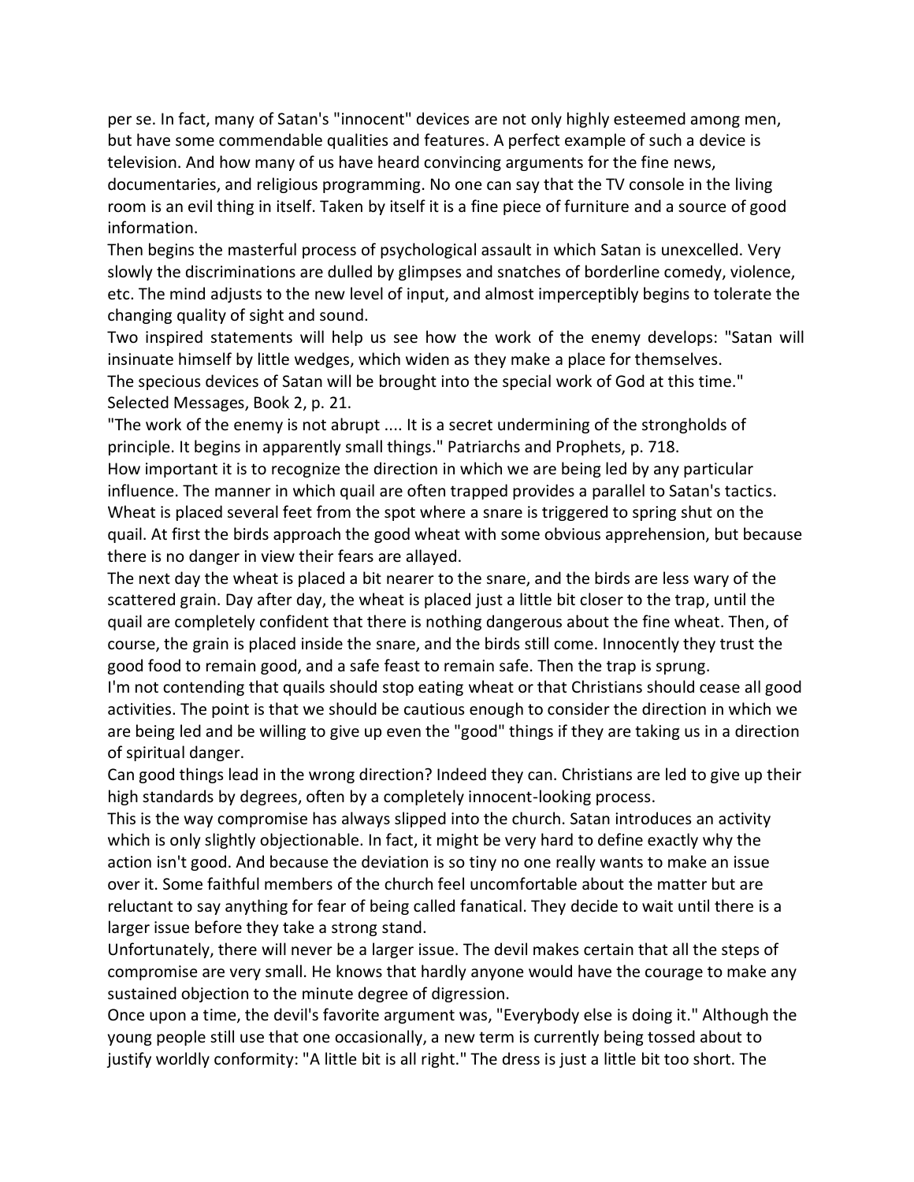per se. In fact, many of Satan's "innocent" devices are not only highly esteemed among men, but have some commendable qualities and features. A perfect example of such a device is television. And how many of us have heard convincing arguments for the fine news, documentaries, and religious programming. No one can say that the TV console in the living room is an evil thing in itself. Taken by itself it is a fine piece of furniture and a source of good information.

Then begins the masterful process of psychological assault in which Satan is unexcelled. Very slowly the discriminations are dulled by glimpses and snatches of borderline comedy, violence, etc. The mind adjusts to the new level of input, and almost imperceptibly begins to tolerate the changing quality of sight and sound.

Two inspired statements will help us see how the work of the enemy develops: "Satan will insinuate himself by little wedges, which widen as they make a place for themselves. The specious devices of Satan will be brought into the special work of God at this time." Selected Messages, Book 2, p. 21.

"The work of the enemy is not abrupt .... It is a secret undermining of the strongholds of principle. It begins in apparently small things." Patriarchs and Prophets, p. 718.

How important it is to recognize the direction in which we are being led by any particular influence. The manner in which quail are often trapped provides a parallel to Satan's tactics. Wheat is placed several feet from the spot where a snare is triggered to spring shut on the quail. At first the birds approach the good wheat with some obvious apprehension, but because there is no danger in view their fears are allayed.

The next day the wheat is placed a bit nearer to the snare, and the birds are less wary of the scattered grain. Day after day, the wheat is placed just a little bit closer to the trap, until the quail are completely confident that there is nothing dangerous about the fine wheat. Then, of course, the grain is placed inside the snare, and the birds still come. Innocently they trust the good food to remain good, and a safe feast to remain safe. Then the trap is sprung.

I'm not contending that quails should stop eating wheat or that Christians should cease all good activities. The point is that we should be cautious enough to consider the direction in which we are being led and be willing to give up even the "good" things if they are taking us in a direction of spiritual danger.

Can good things lead in the wrong direction? Indeed they can. Christians are led to give up their high standards by degrees, often by a completely innocent-looking process.

This is the way compromise has always slipped into the church. Satan introduces an activity which is only slightly objectionable. In fact, it might be very hard to define exactly why the action isn't good. And because the deviation is so tiny no one really wants to make an issue over it. Some faithful members of the church feel uncomfortable about the matter but are reluctant to say anything for fear of being called fanatical. They decide to wait until there is a larger issue before they take a strong stand.

Unfortunately, there will never be a larger issue. The devil makes certain that all the steps of compromise are very small. He knows that hardly anyone would have the courage to make any sustained objection to the minute degree of digression.

Once upon a time, the devil's favorite argument was, "Everybody else is doing it." Although the young people still use that one occasionally, a new term is currently being tossed about to justify worldly conformity: "A little bit is all right." The dress is just a little bit too short. The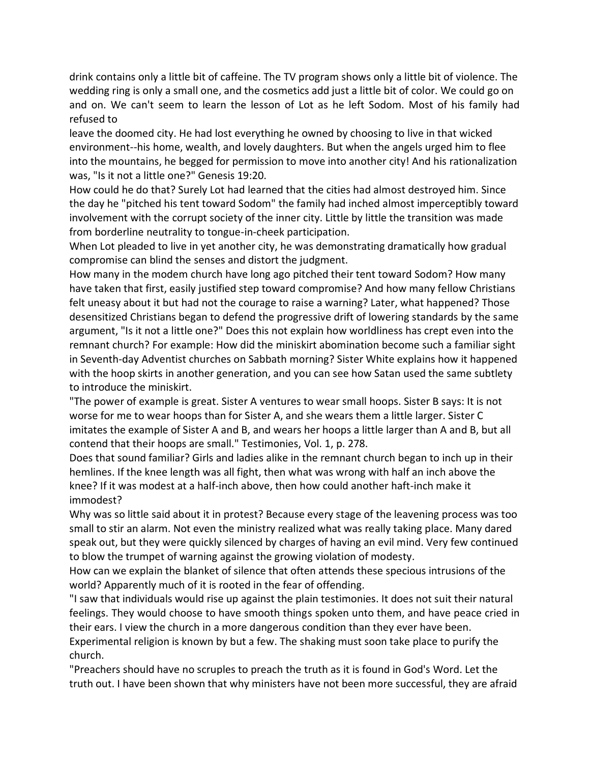drink contains only a little bit of caffeine. The TV program shows only a little bit of violence. The wedding ring is only a small one, and the cosmetics add just a little bit of color. We could go on and on. We can't seem to learn the lesson of Lot as he left Sodom. Most of his family had refused to leave the doomed city. He had lost everything he owned by choosing to live in that wicked environment--his home, wealth, and lovely daughters. But when the angels urged him to flee into the mountains, he begged for permission to move into another city! And his rationalization was, "Is it not a little one?" Genesis 19:20.

How could he do that? Surely Lot had learned that the cities had almost destroyed him. Since the day he "pitched his tent toward Sodom" the family had inched almost imperceptibly toward involvement with the corrupt society of the inner city. Little by little the transition was made from borderline neutrality to tongue-in-cheek participation.

When Lot pleaded to live in yet another city, he was demonstrating dramatically how gradual compromise can blind the senses and distort the judgment.

How many in the modem church have long ago pitched their tent toward Sodom? How many have taken that first, easily justified step toward compromise? And how many fellow Christians felt uneasy about it but had not the courage to raise a warning? Later, what happened? Those desensitized Christians began to defend the progressive drift of lowering standards by the same argument, "Is it not a little one?" Does this not explain how worldliness has crept even into the remnant church? For example: How did the miniskirt abomination become such a familiar sight in Seventh-day Adventist churches on Sabbath morning? Sister White explains how it happened with the hoop skirts in another generation, and you can see how Satan used the same subtlety to introduce the miniskirt.

"The power of example is great. Sister A ventures to wear small hoops. Sister B says: It is not worse for me to wear hoops than for Sister A, and she wears them a little larger. Sister C imitates the example of Sister A and B, and wears her hoops a little larger than A and B, but all contend that their hoops are small." Testimonies, Vol. 1, p. 278.

Does that sound familiar? Girls and ladies alike in the remnant church began to inch up in their hemlines. If the knee length was all fight, then what was wrong with half an inch above the knee? If it was modest at a half-inch above, then how could another haft-inch make it immodest?

Why was so little said about it in protest? Because every stage of the leavening process was too small to stir an alarm. Not even the ministry realized what was really taking place. Many dared speak out, but they were quickly silenced by charges of having an evil mind. Very few continued to blow the trumpet of warning against the growing violation of modesty.

How can we explain the blanket of silence that often attends these specious intrusions of the world? Apparently much of it is rooted in the fear of offending.

"I saw that individuals would rise up against the plain testimonies. It does not suit their natural feelings. They would choose to have smooth things spoken unto them, and have peace cried in their ears. I view the church in a more dangerous condition than they ever have been. Experimental religion is known by but a few. The shaking must soon take place to purify the church.

"Preachers should have no scruples to preach the truth as it is found in God's Word. Let the truth out. I have been shown that why ministers have not been more successful, they are afraid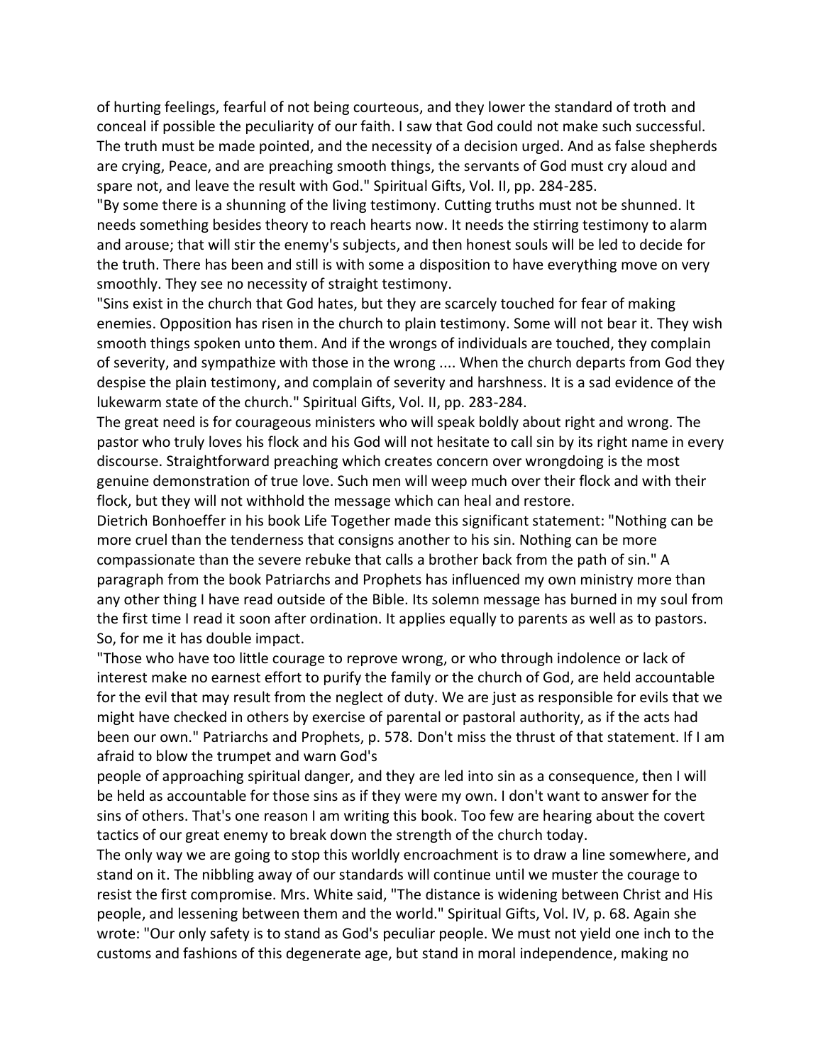of hurting feelings, fearful of not being courteous, and they lower the standard of troth and conceal if possible the peculiarity of our faith. I saw that God could not make such successful. The truth must be made pointed, and the necessity of a decision urged. And as false shepherds are crying, Peace, and are preaching smooth things, the servants of God must cry aloud and spare not, and leave the result with God." Spiritual Gifts, Vol. II, pp. 284-285.

"By some there is a shunning of the living testimony. Cutting truths must not be shunned. It needs something besides theory to reach hearts now. It needs the stirring testimony to alarm and arouse; that will stir the enemy's subjects, and then honest souls will be led to decide for the truth. There has been and still is with some a disposition to have everything move on very smoothly. They see no necessity of straight testimony.

"Sins exist in the church that God hates, but they are scarcely touched for fear of making enemies. Opposition has risen in the church to plain testimony. Some will not bear it. They wish smooth things spoken unto them. And if the wrongs of individuals are touched, they complain of severity, and sympathize with those in the wrong .... When the church departs from God they despise the plain testimony, and complain of severity and harshness. It is a sad evidence of the lukewarm state of the church." Spiritual Gifts, Vol. II, pp. 283-284.

The great need is for courageous ministers who will speak boldly about right and wrong. The pastor who truly loves his flock and his God will not hesitate to call sin by its right name in every discourse. Straightforward preaching which creates concern over wrongdoing is the most genuine demonstration of true love. Such men will weep much over their flock and with their flock, but they will not withhold the message which can heal and restore.

Dietrich Bonhoeffer in his book Life Together made this significant statement: "Nothing can be more cruel than the tenderness that consigns another to his sin. Nothing can be more compassionate than the severe rebuke that calls a brother back from the path of sin." A paragraph from the book Patriarchs and Prophets has influenced my own ministry more than any other thing I have read outside of the Bible. Its solemn message has burned in my soul from the first time I read it soon after ordination. It applies equally to parents as well as to pastors. So, for me it has double impact.

"Those who have too little courage to reprove wrong, or who through indolence or lack of interest make no earnest effort to purify the family or the church of God, are held accountable for the evil that may result from the neglect of duty. We are just as responsible for evils that we might have checked in others by exercise of parental or pastoral authority, as if the acts had been our own." Patriarchs and Prophets, p. 578. Don't miss the thrust of that statement. If I am afraid to blow the trumpet and warn God's people of approaching spiritual danger, and they are led into sin as a consequence, then I will be held as accountable for those sins as if they were my own. I don't want to answer for the sins of others. That's one reason I am writing this book. Too few are hearing about the covert tactics of our great enemy to break down the strength of the church today.

The only way we are going to stop this worldly encroachment is to draw a line somewhere, and stand on it. The nibbling away of our standards will continue until we muster the courage to resist the first compromise. Mrs. White said, "The distance is widening between Christ and His people, and lessening between them and the world." Spiritual Gifts, Vol. IV, p. 68. Again she wrote: "Our only safety is to stand as God's peculiar people. We must not yield one inch to the customs and fashions of this degenerate age, but stand in moral independence, making no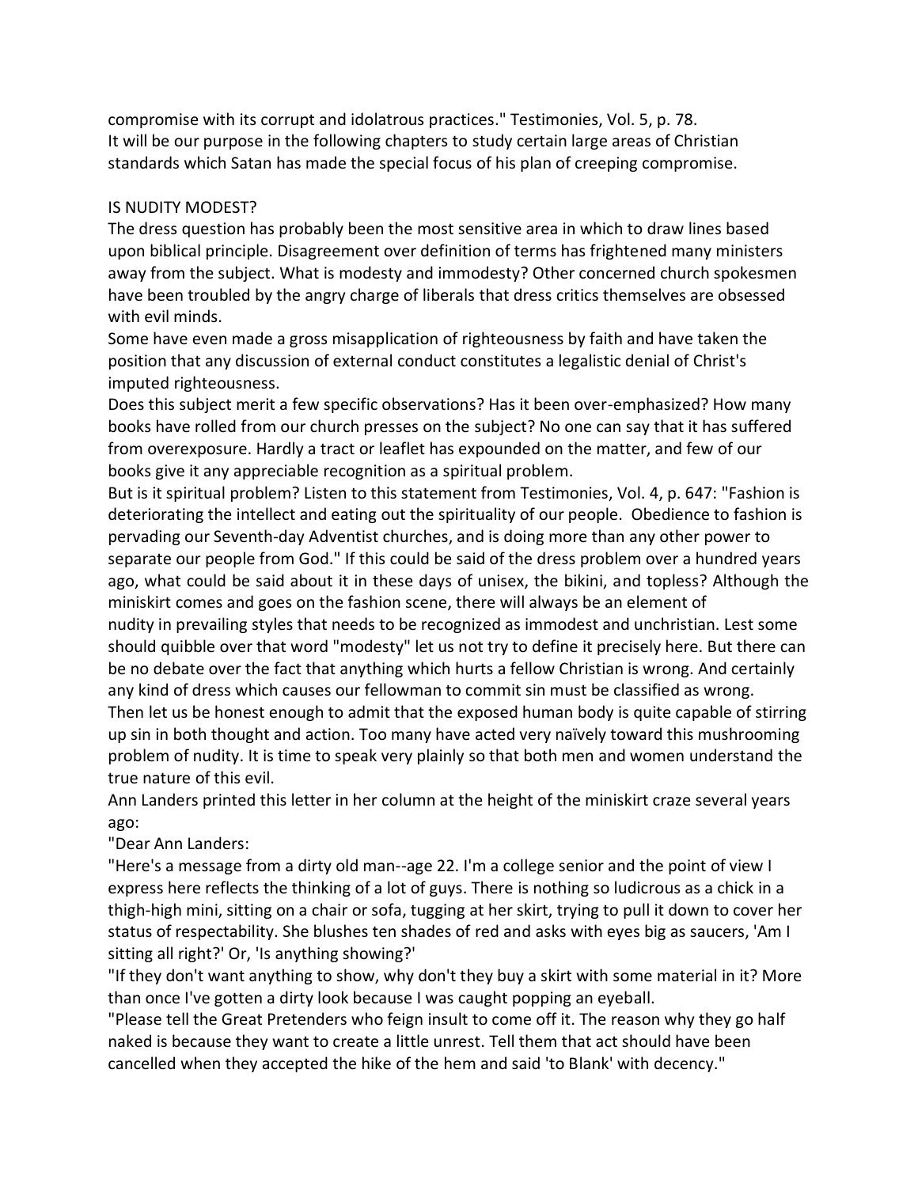compromise with its corrupt and idolatrous practices." Testimonies, Vol. 5, p. 78.
It will be our purpose in the following chapters to study certain large areas of Christian standards which Satan has made the special focus of his plan of creeping compromise.

## IS NUDITY MODEST?

The dress question has probably been the most sensitive area in which to draw lines based upon biblical principle. Disagreement over definition of terms has frightened many ministers away from the subject. What is modesty and immodesty? Other concerned church spokesmen have been troubled by the angry charge of liberals that dress critics themselves are obsessed with evil minds.

Some have even made a gross misapplication of righteousness by faith and have taken the position that any discussion of external conduct constitutes a legalistic denial of Christ's imputed righteousness.

Does this subject merit a few specific observations? Has it been over-emphasized? How many books have rolled from our church presses on the subject? No one can say that it has suffered from overexposure. Hardly a tract or leaflet has expounded on the matter, and few of our books give it any appreciable recognition as a spiritual problem.

But is it spiritual problem? Listen to this statement from Testimonies, Vol. 4, p. 647: "Fashion is deteriorating the intellect and eating out the spirituality of our people. Obedience to fashion is pervading our Seventh-day Adventist churches, and is doing more than any other power to separate our people from God." If this could be said of the dress problem over a hundred years ago, what could be said about it in these days of unisex, the bikini, and topless? Although the miniskirt comes and goes on the fashion scene, there will always be an element of nudity in prevailing styles that needs to be recognized as immodest and unchristian. Lest some should quibble over that word "modesty" let us not try to define it precisely here. But there can be no debate over the fact that anything which hurts a fellow Christian is wrong. And certainly any kind of dress which causes our fellowman to commit sin must be classified as wrong.

Then let us be honest enough to admit that the exposed human body is quite capable of stirring up sin in both thought and action. Too many have acted very naïvely toward this mushrooming problem of nudity. It is time to speak very plainly so that both men and women understand the true nature of this evil.

Ann Landers printed this letter in her column at the height of the miniskirt craze several years ago:

"Dear Ann Landers:

"Here's a message from a dirty old man--age 22. I'm a college senior and the point of view I express here reflects the thinking of a lot of guys. There is nothing so ludicrous as a chick in a thigh-high mini, sitting on a chair or sofa, tugging at her skirt, trying to pull it down to cover her status of respectability. She blushes ten shades of red and asks with eyes big as saucers, 'Am I sitting all right?' Or, 'Is anything showing?'

"If they don't want anything to show, why don't they buy a skirt with some material in it? More than once I've gotten a dirty look because I was caught popping an eyeball.

"Please tell the Great Pretenders who feign insult to come off it. The reason why they go half naked is because they want to create a little unrest. Tell them that act should have been cancelled when they accepted the hike of the hem and said 'to Blank' with decency."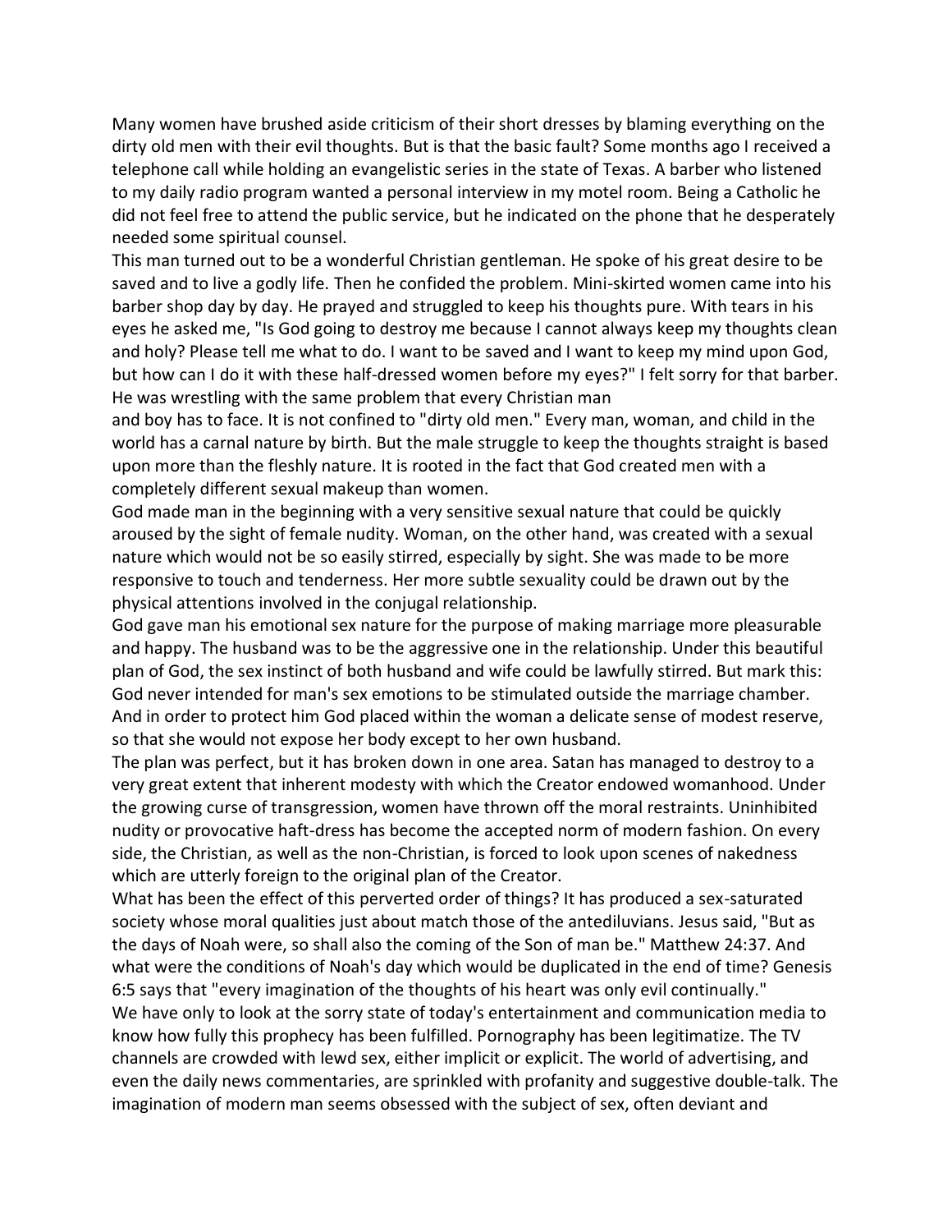Many women have brushed aside criticism of their short dresses by blaming everything on the dirty old men with their evil thoughts. But is that the basic fault? Some months ago I received a telephone call while holding an evangelistic series in the state of Texas. A barber who listened to my daily radio program wanted a personal interview in my motel room. Being a Catholic he did not feel free to attend the public service, but he indicated on the phone that he desperately needed some spiritual counsel.

This man turned out to be a wonderful Christian gentleman. He spoke of his great desire to be saved and to live a godly life. Then he confided the problem. Mini-skirted women came into his barber shop day by day. He prayed and struggled to keep his thoughts pure. With tears in his eyes he asked me, "Is God going to destroy me because I cannot always keep my thoughts clean and holy? Please tell me what to do. I want to be saved and I want to keep my mind upon God, but how can I do it with these half-dressed women before my eyes?" I felt sorry for that barber. He was wrestling with the same problem that every Christian man and boy has to face. It is not confined to "dirty old men." Every man, woman, and child in the world has a carnal nature by birth. But the male struggle to keep the thoughts straight is based upon more than the fleshly nature. It is rooted in the fact that God created men with a completely different sexual makeup than women.

God made man in the beginning with a very sensitive sexual nature that could be quickly aroused by the sight of female nudity. Woman, on the other hand, was created with a sexual nature which would not be so easily stirred, especially by sight. She was made to be more responsive to touch and tenderness. Her more subtle sexuality could be drawn out by the physical attentions involved in the conjugal relationship.

God gave man his emotional sex nature for the purpose of making marriage more pleasurable and happy. The husband was to be the aggressive one in the relationship. Under this beautiful plan of God, the sex instinct of both husband and wife could be lawfully stirred. But mark this: God never intended for man's sex emotions to be stimulated outside the marriage chamber. And in order to protect him God placed within the woman a delicate sense of modest reserve, so that she would not expose her body except to her own husband.

The plan was perfect, but it has broken down in one area. Satan has managed to destroy to a very great extent that inherent modesty with which the Creator endowed womanhood. Under the growing curse of transgression, women have thrown off the moral restraints. Uninhibited nudity or provocative haft-dress has become the accepted norm of modern fashion. On every side, the Christian, as well as the non-Christian, is forced to look upon scenes of nakedness which are utterly foreign to the original plan of the Creator.

What has been the effect of this perverted order of things? It has produced a sex-saturated society whose moral qualities just about match those of the antediluvians. Jesus said, "But as the days of Noah were, so shall also the coming of the Son of man be." Matthew 24:37. And what were the conditions of Noah's day which would be duplicated in the end of time? Genesis 6:5 says that "every imagination of the thoughts of his heart was only evil continually."

We have only to look at the sorry state of today's entertainment and communication media to know how fully this prophecy has been fulfilled. Pornography has been legitimatize. The TV channels are crowded with lewd sex, either implicit or explicit. The world of advertising, and even the daily news commentaries, are sprinkled with profanity and suggestive double-talk. The imagination of modern man seems obsessed with the subject of sex, often deviant and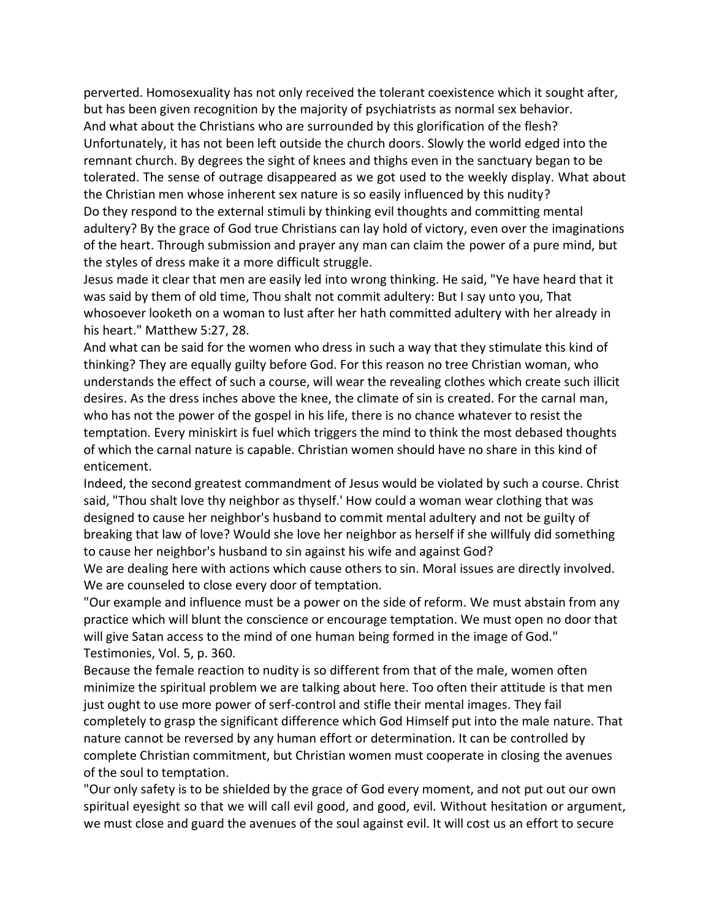perverted. Homosexuality has not only received the tolerant coexistence which it sought after, but has been given recognition by the majority of psychiatrists as normal sex behavior.

And what about the Christians who are surrounded by this glorification of the flesh? Unfortunately, it has not been left outside the church doors. Slowly the world edged into the remnant church. By degrees the sight of knees and thighs even in the sanctuary began to be tolerated. The sense of outrage disappeared as we got used to the weekly display. What about the Christian men whose inherent sex nature is so easily influenced by this nudity?

Do they respond to the external stimuli by thinking evil thoughts and committing mental adultery? By the grace of God true Christians can lay hold of victory, even over the imaginations of the heart. Through submission and prayer any man can claim the power of a pure mind, but the styles of dress make it a more difficult struggle.

Jesus made it clear that men are easily led into wrong thinking. He said, "Ye have heard that it was said by them of old time, Thou shalt not commit adultery: But I say unto you, That whosoever looketh on a woman to lust after her hath committed adultery with her already in his heart." Matthew 5:27, 28.

And what can be said for the women who dress in such a way that they stimulate this kind of thinking? They are equally guilty before God. For this reason no tree Christian woman, who understands the effect of such a course, will wear the revealing clothes which create such illicit desires. As the dress inches above the knee, the climate of sin is created. For the carnal man, who has not the power of the gospel in his life, there is no chance whatever to resist the temptation. Every miniskirt is fuel which triggers the mind to think the most debased thoughts of which the carnal nature is capable. Christian women should have no share in this kind of enticement.

Indeed, the second greatest commandment of Jesus would be violated by such a course. Christ said, "Thou shalt love thy neighbor as thyself.' How could a woman wear clothing that was designed to cause her neighbor's husband to commit mental adultery and not be guilty of breaking that law of love? Would she love her neighbor as herself if she willfuly did something to cause her neighbor's husband to sin against his wife and against God?

We are dealing here with actions which cause others to sin. Moral issues are directly involved. We are counseled to close every door of temptation.

"Our example and influence must be a power on the side of reform. We must abstain from any practice which will blunt the conscience or encourage temptation. We must open no door that will give Satan access to the mind of one human being formed in the image of God." Testimonies, Vol. 5, p. 360.

Because the female reaction to nudity is so different from that of the male, women often minimize the spiritual problem we are talking about here. Too often their attitude is that men just ought to use more power of serf-control and stifle their mental images. They fail completely to grasp the significant difference which God Himself put into the male nature. That nature cannot be reversed by any human effort or determination. It can be controlled by complete Christian commitment, but Christian women must cooperate in closing the avenues of the soul to temptation.

"Our only safety is to be shielded by the grace of God every moment, and not put out our own spiritual eyesight so that we will call evil good, and good, evil. Without hesitation or argument, we must close and guard the avenues of the soul against evil. It will cost us an effort to secure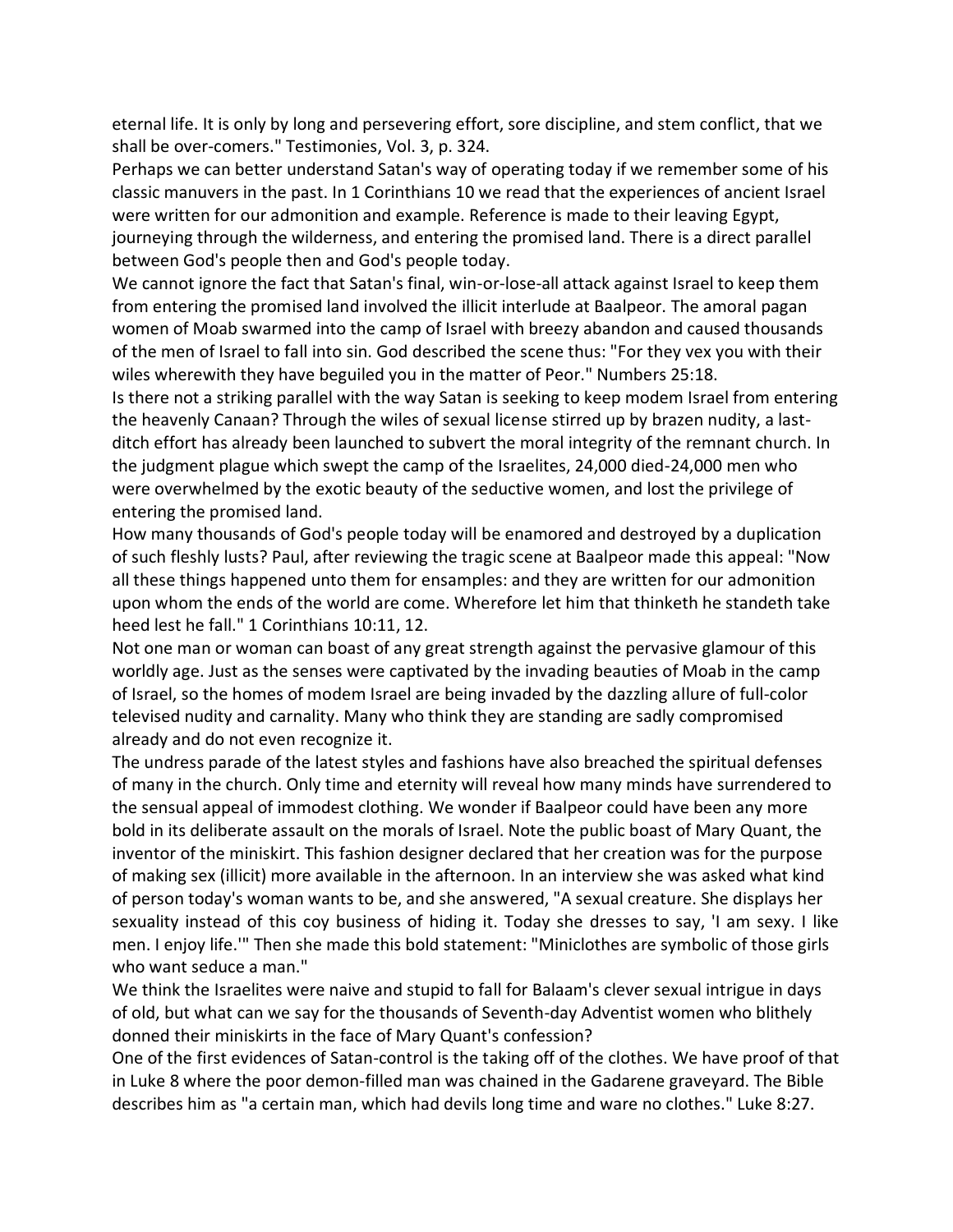eternal life. It is only by long and persevering effort, sore discipline, and stem conflict, that we shall be over-comers." Testimonies, Vol. 3, p. 324.

Perhaps we can better understand Satan's way of operating today if we remember some of his classic manuvers in the past. In 1 Corinthians 10 we read that the experiences of ancient Israel were written for our admonition and example. Reference is made to their leaving Egypt, journeying through the wilderness, and entering the promised land. There is a direct parallel between God's people then and God's people today.

We cannot ignore the fact that Satan's final, win-or-lose-all attack against Israel to keep them from entering the promised land involved the illicit interlude at Baalpeor. The amoral pagan women of Moab swarmed into the camp of Israel with breezy abandon and caused thousands of the men of Israel to fall into sin. God described the scene thus: "For they vex you with their wiles wherewith they have beguiled you in the matter of Peor." Numbers 25:18.

Is there not a striking parallel with the way Satan is seeking to keep modem Israel from entering the heavenly Canaan? Through the wiles of sexual license stirred up by brazen nudity, a last-ditch effort has already been launched to subvert the moral integrity of the remnant church. In the judgment plague which swept the camp of the Israelites, 24,000 died-24,000 men who were overwhelmed by the exotic beauty of the seductive women, and lost the privilege of entering the promised land.

How many thousands of God's people today will be enamored and destroyed by a duplication of such fleshly lusts? Paul, after reviewing the tragic scene at Baalpeor made this appeal: "Now all these things happened unto them for ensamples: and they are written for our admonition upon whom the ends of the world are come. Wherefore let him that thinketh he standeth take heed lest he fall." 1 Corinthians 10:11, 12.

Not one man or woman can boast of any great strength against the pervasive glamour of this worldly age. Just as the senses were captivated by the invading beauties of Moab in the camp of Israel, so the homes of modem Israel are being invaded by the dazzling allure of full-color televised nudity and carnality. Many who think they are standing are sadly compromised already and do not even recognize it.

The undress parade of the latest styles and fashions have also breached the spiritual defenses of many in the church. Only time and eternity will reveal how many minds have surrendered to the sensual appeal of immodest clothing. We wonder if Baalpeor could have been any more bold in its deliberate assault on the morals of Israel. Note the public boast of Mary Quant, the inventor of the miniskirt. This fashion designer declared that her creation was for the purpose of making sex (illicit) more available in the afternoon. In an interview she was asked what kind of person today's woman wants to be, and she answered, "A sexual creature. She displays her sexuality instead of this coy business of hiding it. Today she dresses to say, 'I am sexy. I like men. I enjoy life.'" Then she made this bold statement: "Miniclothes are symbolic of those girls who want seduce a man."

We think the Israelites were naive and stupid to fall for Balaam's clever sexual intrigue in days of old, but what can we say for the thousands of Seventh-day Adventist women who blithely donned their miniskirts in the face of Mary Quant's confession?

One of the first evidences of Satan-control is the taking off of the clothes. We have proof of that in Luke 8 where the poor demon-filled man was chained in the Gadarene graveyard. The Bible describes him as "a certain man, which had devils long time and ware no clothes." Luke 8:27.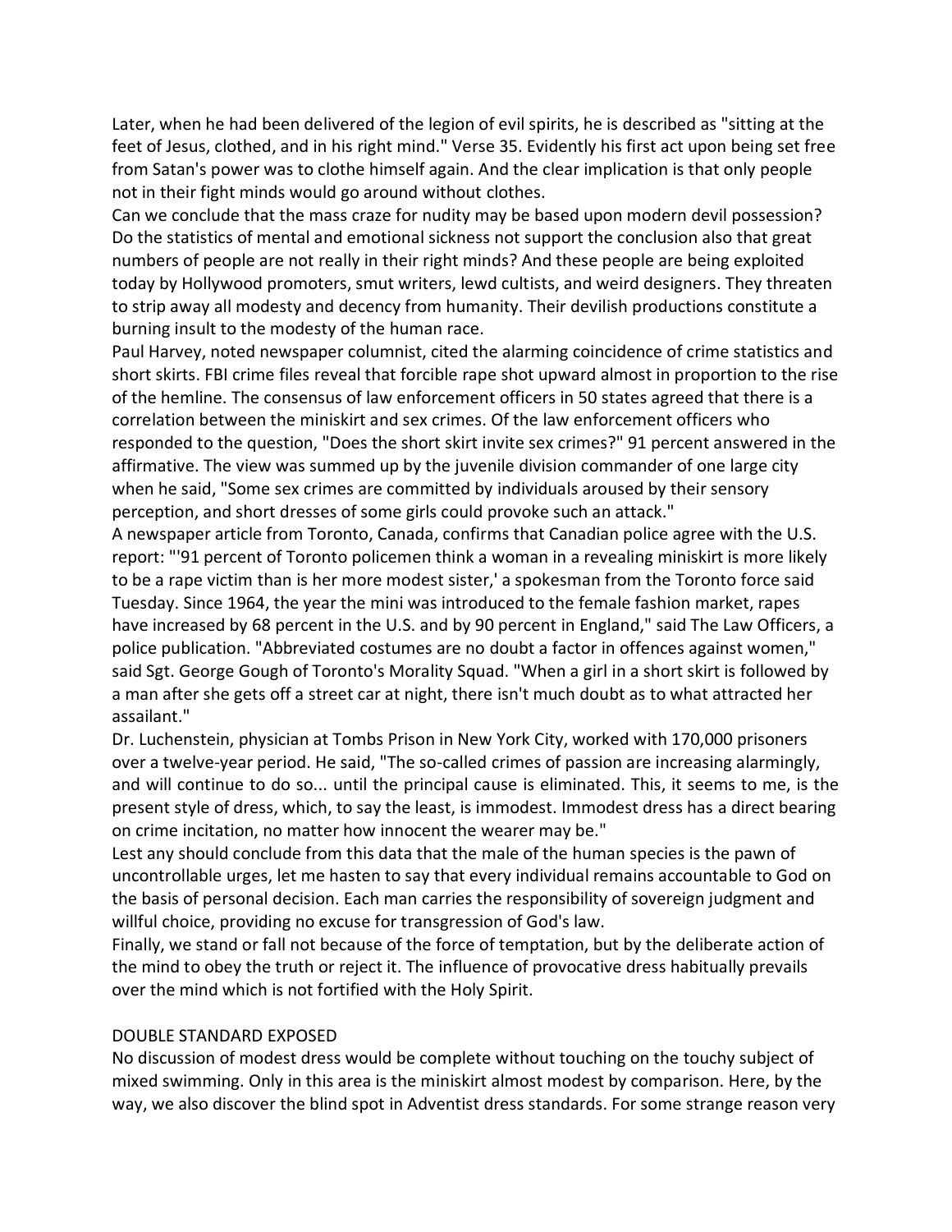Later, when he had been delivered of the legion of evil spirits, he is described as "sitting at the feet of Jesus, clothed, and in his right mind." Verse 35. Evidently his first act upon being set free from Satan's power was to clothe himself again. And the clear implication is that only people not in their fight minds would go around without clothes.

Can we conclude that the mass craze for nudity may be based upon modern devil possession? Do the statistics of mental and emotional sickness not support the conclusion also that great numbers of people are not really in their right minds? And these people are being exploited today by Hollywood promoters, smut writers, lewd cultists, and weird designers. They threaten to strip away all modesty and decency from humanity. Their devilish productions constitute a burning insult to the modesty of the human race.

Paul Harvey, noted newspaper columnist, cited the alarming coincidence of crime statistics and short skirts. FBI crime files reveal that forcible rape shot upward almost in proportion to the rise of the hemline. The consensus of law enforcement officers in 50 states agreed that there is a correlation between the miniskirt and sex crimes. Of the law enforcement officers who responded to the question, "Does the short skirt invite sex crimes?" 91 percent answered in the affirmative. The view was summed up by the juvenile division commander of one large city when he said, "Some sex crimes are committed by individuals aroused by their sensory perception, and short dresses of some girls could provoke such an attack."

A newspaper article from Toronto, Canada, confirms that Canadian police agree with the U.S. report: "'91 percent of Toronto policemen think a woman in a revealing miniskirt is more likely to be a rape victim than is her more modest sister,' a spokesman from the Toronto force said Tuesday. Since 1964, the year the mini was introduced to the female fashion market, rapes have increased by 68 percent in the U.S. and by 90 percent in England," said The Law Officers, a police publication. "Abbreviated costumes are no doubt a factor in offences against women," said Sgt. George Gough of Toronto's Morality Squad. "When a girl in a short skirt is followed by a man after she gets off a street car at night, there isn't much doubt as to what attracted her assailant."

Dr. Luchenstein, physician at Tombs Prison in New York City, worked with 170,000 prisoners over a twelve-year period. He said, "The so-called crimes of passion are increasing alarmingly, and will continue to do so... until the principal cause is eliminated. This, it seems to me, is the present style of dress, which, to say the least, is immodest. Immodest dress has a direct bearing on crime incitation, no matter how innocent the wearer may be."

Lest any should conclude from this data that the male of the human species is the pawn of uncontrollable urges, let me hasten to say that every individual remains accountable to God on the basis of personal decision. Each man carries the responsibility of sovereign judgment and willful choice, providing no excuse for transgression of God's law.

Finally, we stand or fall not because of the force of temptation, but by the deliberate action of the mind to obey the truth or reject it. The influence of provocative dress habitually prevails over the mind which is not fortified with the Holy Spirit.

## DOUBLE STANDARD EXPOSED

No discussion of modest dress would be complete without touching on the touchy subject of mixed swimming. Only in this area is the miniskirt almost modest by comparison. Here, by the way, we also discover the blind spot in Adventist dress standards. For some strange reason very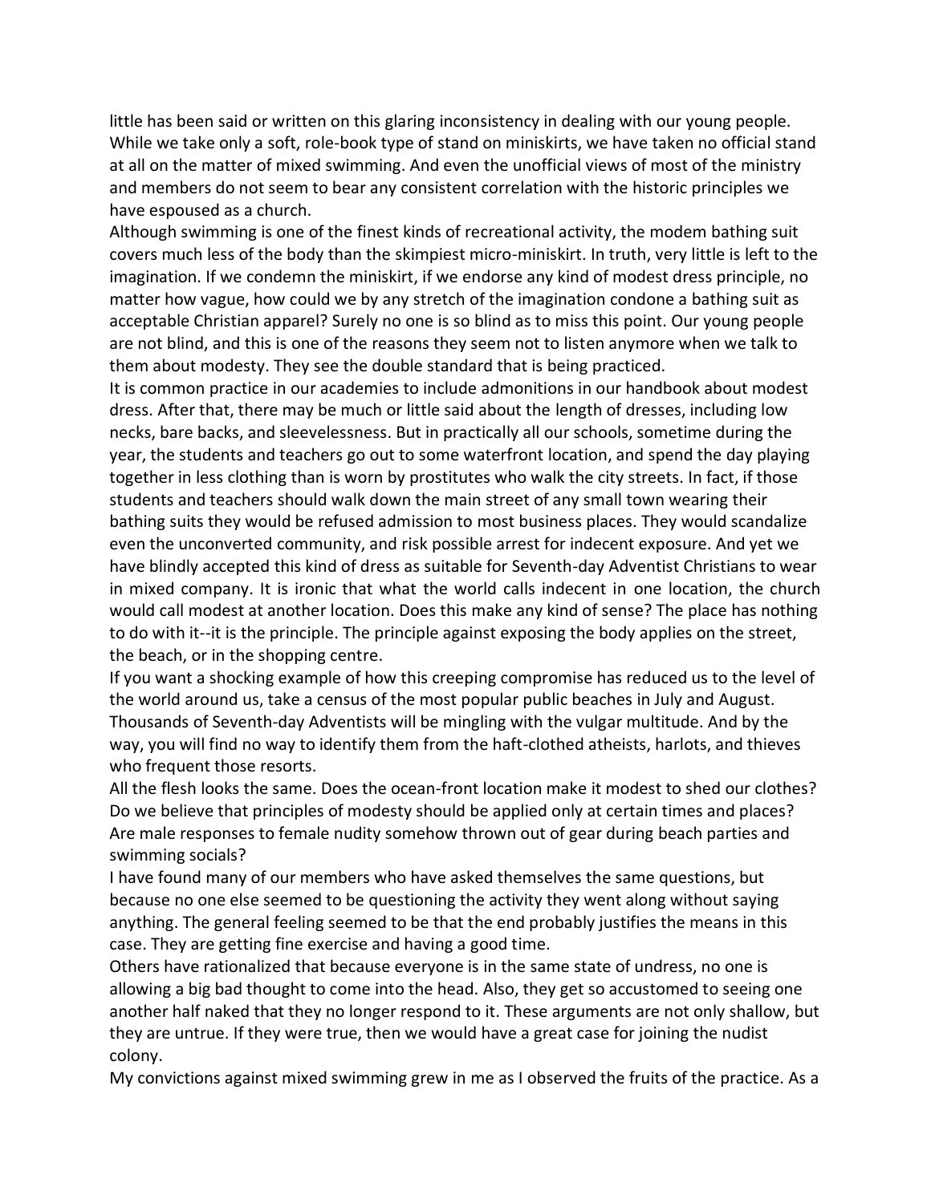little has been said or written on this glaring inconsistency in dealing with our young people. While we take only a soft, role-book type of stand on miniskirts, we have taken no official stand at all on the matter of mixed swimming. And even the unofficial views of most of the ministry and members do not seem to bear any consistent correlation with the historic principles we have espoused as a church.

Although swimming is one of the finest kinds of recreational activity, the modem bathing suit covers much less of the body than the skimpiest micro-miniskirt. In truth, very little is left to the imagination. If we condemn the miniskirt, if we endorse any kind of modest dress principle, no matter how vague, how could we by any stretch of the imagination condone a bathing suit as acceptable Christian apparel? Surely no one is so blind as to miss this point. Our young people are not blind, and this is one of the reasons they seem not to listen anymore when we talk to them about modesty. They see the double standard that is being practiced.

It is common practice in our academies to include admonitions in our handbook about modest dress. After that, there may be much or little said about the length of dresses, including low necks, bare backs, and sleevelessness. But in practically all our schools, sometime during the year, the students and teachers go out to some waterfront location, and spend the day playing together in less clothing than is worn by prostitutes who walk the city streets. In fact, if those students and teachers should walk down the main street of any small town wearing their bathing suits they would be refused admission to most business places. They would scandalize even the unconverted community, and risk possible arrest for indecent exposure. And yet we have blindly accepted this kind of dress as suitable for Seventh-day Adventist Christians to wear in mixed company. It is ironic that what the world calls indecent in one location, the church would call modest at another location. Does this make any kind of sense? The place has nothing to do with it--it is the principle. The principle against exposing the body applies on the street, the beach, or in the shopping centre.

If you want a shocking example of how this creeping compromise has reduced us to the level of the world around us, take a census of the most popular public beaches in July and August. Thousands of Seventh-day Adventists will be mingling with the vulgar multitude. And by the way, you will find no way to identify them from the haft-clothed atheists, harlots, and thieves who frequent those resorts.

All the flesh looks the same. Does the ocean-front location make it modest to shed our clothes? Do we believe that principles of modesty should be applied only at certain times and places? Are male responses to female nudity somehow thrown out of gear during beach parties and swimming socials?

I have found many of our members who have asked themselves the same questions, but because no one else seemed to be questioning the activity they went along without saying anything. The general feeling seemed to be that the end probably justifies the means in this case. They are getting fine exercise and having a good time.

Others have rationalized that because everyone is in the same state of undress, no one is allowing a big bad thought to come into the head. Also, they get so accustomed to seeing one another half naked that they no longer respond to it. These arguments are not only shallow, but they are untrue. If they were true, then we would have a great case for joining the nudist colony.

My convictions against mixed swimming grew in me as I observed the fruits of the practice. As a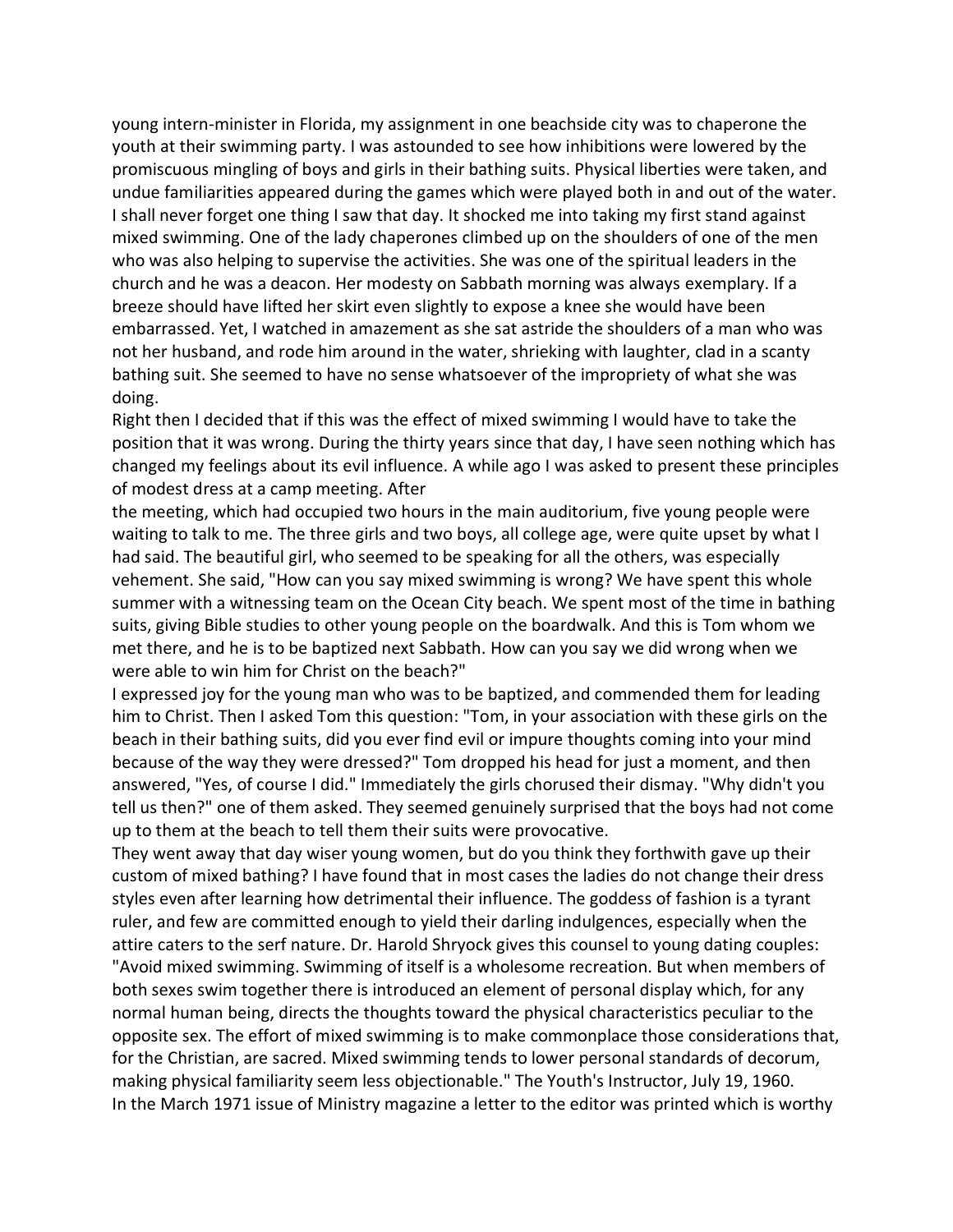young intern-minister in Florida, my assignment in one beachside city was to chaperone the youth at their swimming party. I was astounded to see how inhibitions were lowered by the promiscuous mingling of boys and girls in their bathing suits. Physical liberties were taken, and undue familiarities appeared during the games which were played both in and out of the water. I shall never forget one thing I saw that day. It shocked me into taking my first stand against mixed swimming. One of the lady chaperones climbed up on the shoulders of one of the men who was also helping to supervise the activities. She was one of the spiritual leaders in the church and he was a deacon. Her modesty on Sabbath morning was always exemplary. If a breeze should have lifted her skirt even slightly to expose a knee she would have been embarrassed. Yet, I watched in amazement as she sat astride the shoulders of a man who was not her husband, and rode him around in the water, shrieking with laughter, clad in a scanty bathing suit. She seemed to have no sense whatsoever of the impropriety of what she was doing.

Right then I decided that if this was the effect of mixed swimming I would have to take the position that it was wrong. During the thirty years since that day, I have seen nothing which has changed my feelings about its evil influence. A while ago I was asked to present these principles of modest dress at a camp meeting. After the meeting, which had occupied two hours in the main auditorium, five young people were waiting to talk to me. The three girls and two boys, all college age, were quite upset by what I had said. The beautiful girl, who seemed to be speaking for all the others, was especially vehement. She said, "How can you say mixed swimming is wrong? We have spent this whole summer with a witnessing team on the Ocean City beach. We spent most of the time in bathing suits, giving Bible studies to other young people on the boardwalk. And this is Tom whom we met there, and he is to be baptized next Sabbath. How can you say we did wrong when we were able to win him for Christ on the beach?"

I expressed joy for the young man who was to be baptized, and commended them for leading him to Christ. Then I asked Tom this question: "Tom, in your association with these girls on the beach in their bathing suits, did you ever find evil or impure thoughts coming into your mind because of the way they were dressed?" Tom dropped his head for just a moment, and then answered, "Yes, of course I did." Immediately the girls chorused their dismay. "Why didn't you tell us then?" one of them asked. They seemed genuinely surprised that the boys had not come up to them at the beach to tell them their suits were provocative.

They went away that day wiser young women, but do you think they forthwith gave up their custom of mixed bathing? I have found that in most cases the ladies do not change their dress styles even after learning how detrimental their influence. The goddess of fashion is a tyrant ruler, and few are committed enough to yield their darling indulgences, especially when the attire caters to the serf nature. Dr. Harold Shryock gives this counsel to young dating couples: "Avoid mixed swimming. Swimming of itself is a wholesome recreation. But when members of both sexes swim together there is introduced an element of personal display which, for any normal human being, directs the thoughts toward the physical characteristics peculiar to the opposite sex. The effort of mixed swimming is to make commonplace those considerations that, for the Christian, are sacred. Mixed swimming tends to lower personal standards of decorum, making physical familiarity seem less objectionable." The Youth's Instructor, July 19, 1960.

In the March 1971 issue of Ministry magazine a letter to the editor was printed which is worthy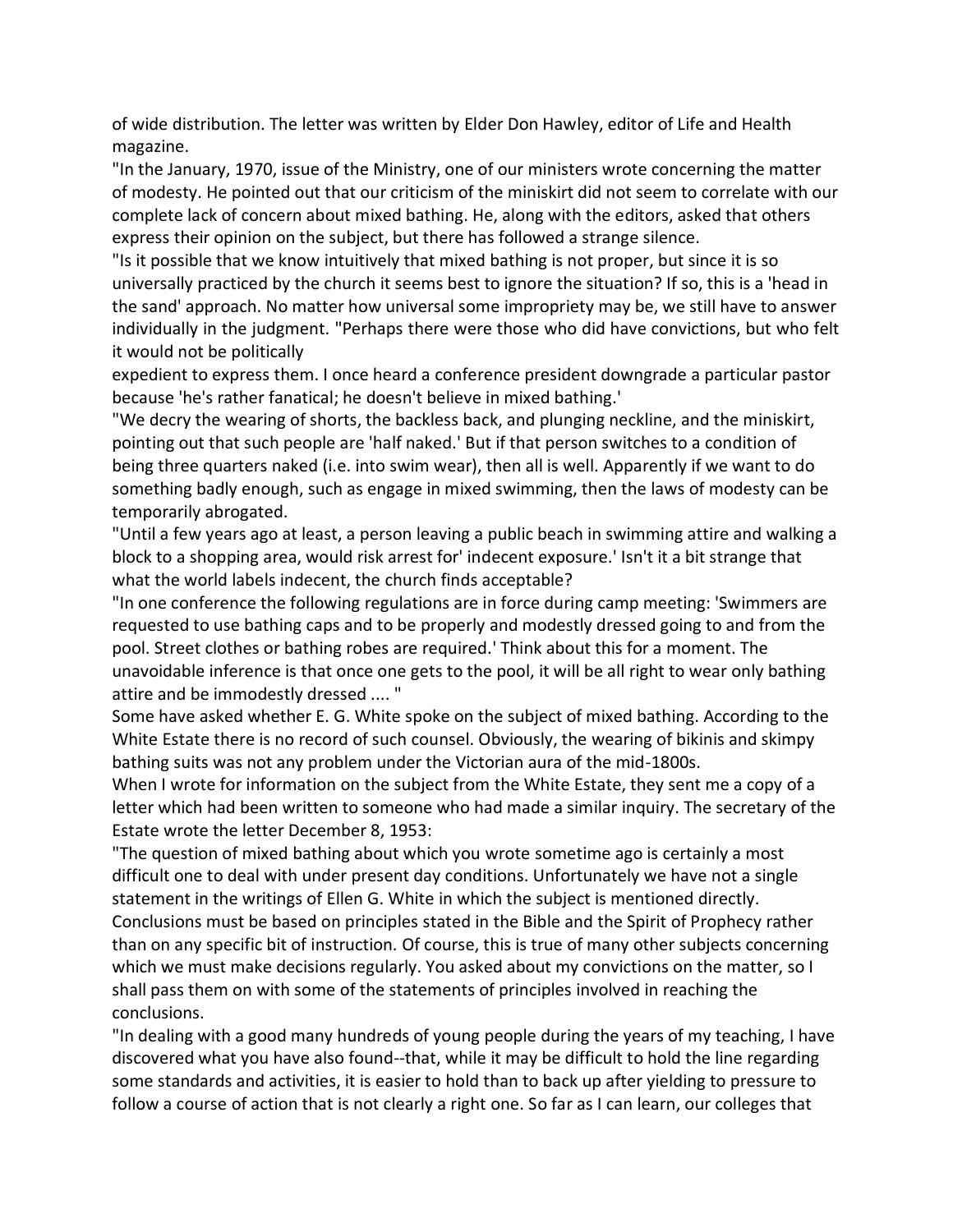of wide distribution. The letter was written by Elder Don Hawley, editor of Life and Health magazine.

"In the January, 1970, issue of the Ministry, one of our ministers wrote concerning the matter of modesty. He pointed out that our criticism of the miniskirt did not seem to correlate with our complete lack of concern about mixed bathing. He, along with the editors, asked that others express their opinion on the subject, but there has followed a strange silence.

"Is it possible that we know intuitively that mixed bathing is not proper, but since it is so universally practiced by the church it seems best to ignore the situation? If so, this is a 'head in the sand' approach. No matter how universal some impropriety may be, we still have to answer individually in the judgment. "Perhaps there were those who did have convictions, but who felt it would not be politically expedient to express them. I once heard a conference president downgrade a particular pastor because 'he's rather fanatical; he doesn't believe in mixed bathing.'

"We decry the wearing of shorts, the backless back, and plunging neckline, and the miniskirt, pointing out that such people are 'half naked.' But if that person switches to a condition of being three quarters naked (i.e. into swim wear), then all is well. Apparently if we want to do something badly enough, such as engage in mixed swimming, then the laws of modesty can be temporarily abrogated.

"Until a few years ago at least, a person leaving a public beach in swimming attire and walking a block to a shopping area, would risk arrest for' indecent exposure.' Isn't it a bit strange that what the world labels indecent, the church finds acceptable?

"In one conference the following regulations are in force during camp meeting: 'Swimmers are requested to use bathing caps and to be properly and modestly dressed going to and from the pool. Street clothes or bathing robes are required.' Think about this for a moment. The unavoidable inference is that once one gets to the pool, it will be all right to wear only bathing attire and be immodestly dressed .... "

Some have asked whether E. G. White spoke on the subject of mixed bathing. According to the White Estate there is no record of such counsel. Obviously, the wearing of bikinis and skimpy bathing suits was not any problem under the Victorian aura of the mid-1800s.

When I wrote for information on the subject from the White Estate, they sent me a copy of a letter which had been written to someone who had made a similar inquiry. The secretary of the Estate wrote the letter December 8, 1953:

"The question of mixed bathing about which you wrote sometime ago is certainly a most difficult one to deal with under present day conditions. Unfortunately we have not a single statement in the writings of Ellen G. White in which the subject is mentioned directly. Conclusions must be based on principles stated in the Bible and the Spirit of Prophecy rather than on any specific bit of instruction. Of course, this is true of many other subjects concerning which we must make decisions regularly. You asked about my convictions on the matter, so I shall pass them on with some of the statements of principles involved in reaching the conclusions.

"In dealing with a good many hundreds of young people during the years of my teaching, I have discovered what you have also found--that, while it may be difficult to hold the line regarding some standards and activities, it is easier to hold than to back up after yielding to pressure to follow a course of action that is not clearly a right one. So far as I can learn, our colleges that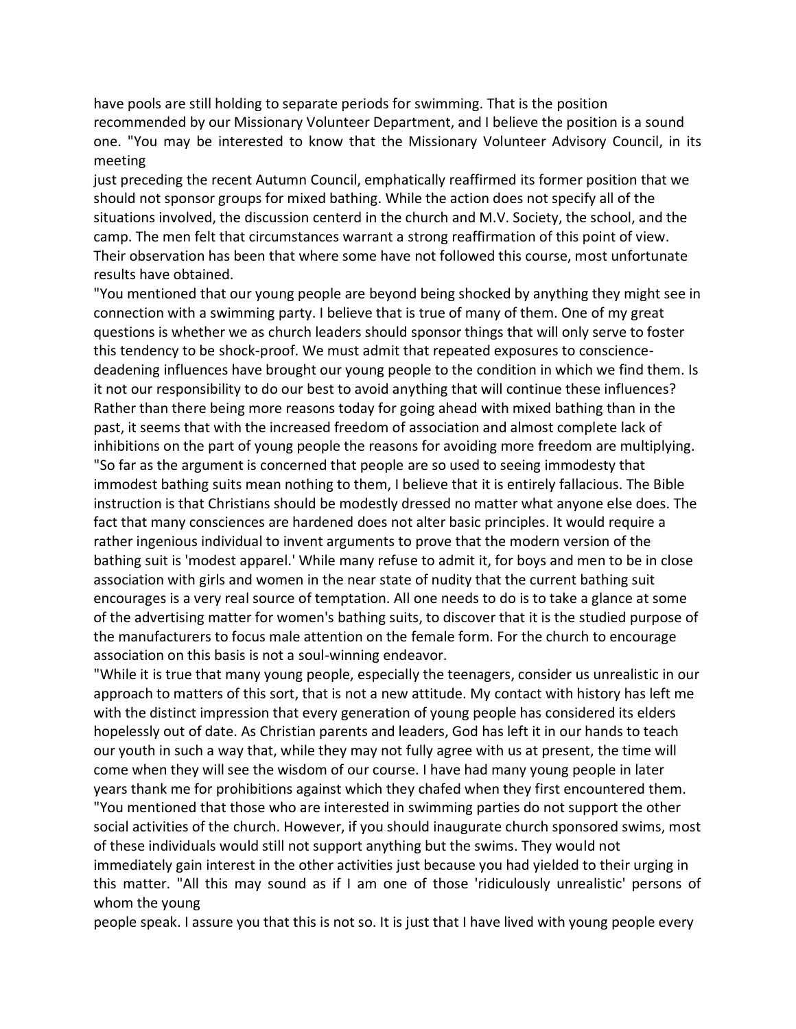have pools are still holding to separate periods for swimming. That is the position recommended by our Missionary Volunteer Department, and I believe the position is a sound one. "You may be interested to know that the Missionary Volunteer Advisory Council, in its meeting just preceding the recent Autumn Council, emphatically reaffirmed its former position that we should not sponsor groups for mixed bathing. While the action does not specify all of the situations involved, the discussion centerd in the church and M.V. Society, the school, and the camp. The men felt that circumstances warrant a strong reaffirmation of this point of view. Their observation has been that where some have not followed this course, most unfortunate results have obtained.

"You mentioned that our young people are beyond being shocked by anything they might see in connection with a swimming party. I believe that is true of many of them. One of my great questions is whether we as church leaders should sponsor things that will only serve to foster this tendency to be shock-proof. We must admit that repeated exposures to conscience-deadening influences have brought our young people to the condition in which we find them. Is it not our responsibility to do our best to avoid anything that will continue these influences? Rather than there being more reasons today for going ahead with mixed bathing than in the past, it seems that with the increased freedom of association and almost complete lack of inhibitions on the part of young people the reasons for avoiding more freedom are multiplying.

"So far as the argument is concerned that people are so used to seeing immodesty that immodest bathing suits mean nothing to them, I believe that it is entirely fallacious. The Bible instruction is that Christians should be modestly dressed no matter what anyone else does. The fact that many consciences are hardened does not alter basic principles. It would require a rather ingenious individual to invent arguments to prove that the modern version of the bathing suit is 'modest apparel.' While many refuse to admit it, for boys and men to be in close association with girls and women in the near state of nudity that the current bathing suit encourages is a very real source of temptation. All one needs to do is to take a glance at some of the advertising matter for women's bathing suits, to discover that it is the studied purpose of the manufacturers to focus male attention on the female form. For the church to encourage association on this basis is not a soul-winning endeavor.

"While it is true that many young people, especially the teenagers, consider us unrealistic in our approach to matters of this sort, that is not a new attitude. My contact with history has left me with the distinct impression that every generation of young people has considered its elders hopelessly out of date. As Christian parents and leaders, God has left it in our hands to teach our youth in such a way that, while they may not fully agree with us at present, the time will come when they will see the wisdom of our course. I have had many young people in later years thank me for prohibitions against which they chafed when they first encountered them.

"You mentioned that those who are interested in swimming parties do not support the other social activities of the church. However, if you should inaugurate church sponsored swims, most of these individuals would still not support anything but the swims. They would not immediately gain interest in the other activities just because you had yielded to their urging in this matter. "All this may sound as if I am one of those 'ridiculously unrealistic' persons of whom the young people speak. I assure you that this is not so. It is just that I have lived with young people every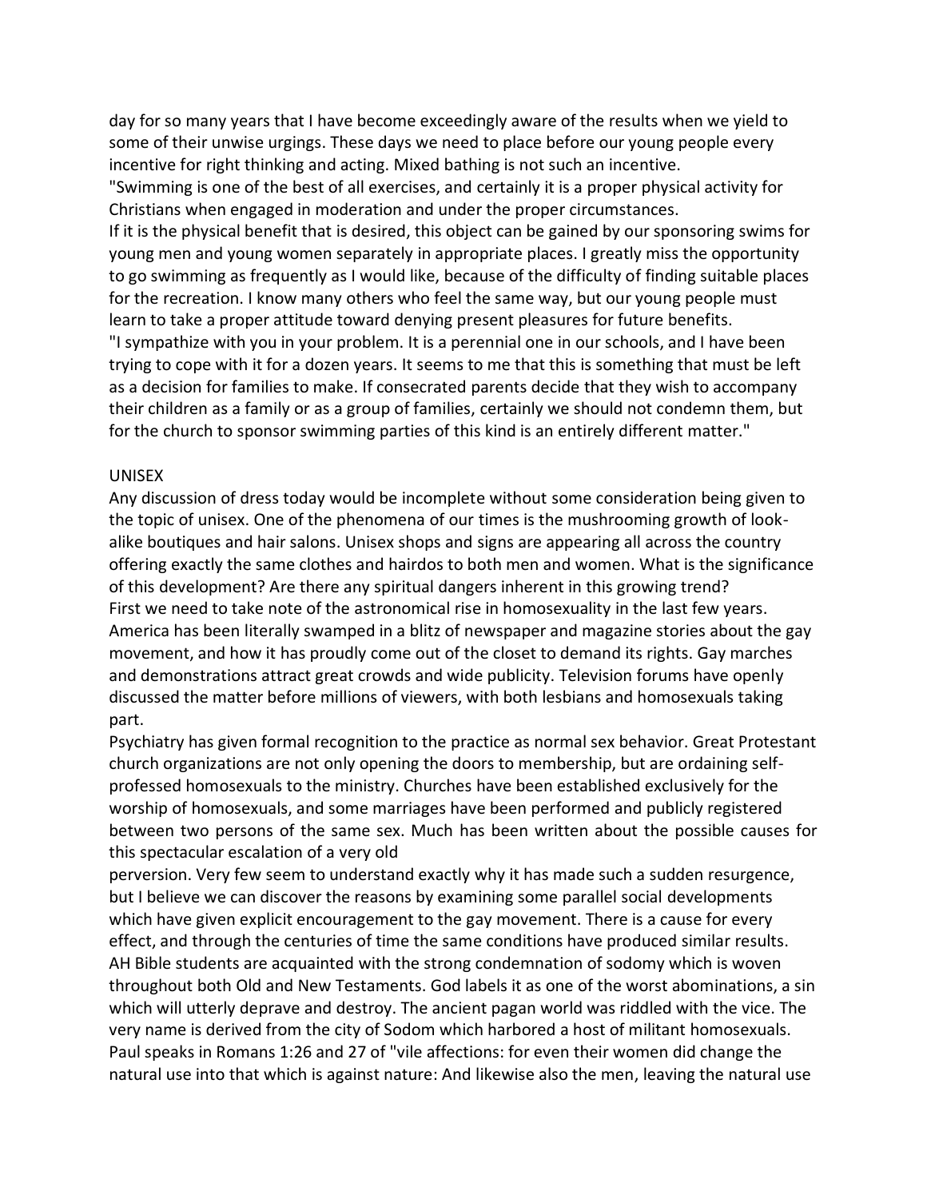day for so many years that I have become exceedingly aware of the results when we yield to some of their unwise urgings. These days we need to place before our young people every incentive for right thinking and acting. Mixed bathing is not such an incentive.

"Swimming is one of the best of all exercises, and certainly it is a proper physical activity for Christians when engaged in moderation and under the proper circumstances.

If it is the physical benefit that is desired, this object can be gained by our sponsoring swims for young men and young women separately in appropriate places. I greatly miss the opportunity to go swimming as frequently as I would like, because of the difficulty of finding suitable places for the recreation. I know many others who feel the same way, but our young people must learn to take a proper attitude toward denying present pleasures for future benefits.

"I sympathize with you in your problem. It is a perennial one in our schools, and I have been trying to cope with it for a dozen years. It seems to me that this is something that must be left as a decision for families to make. If consecrated parents decide that they wish to accompany their children as a family or as a group of families, certainly we should not condemn them, but for the church to sponsor swimming parties of this kind is an entirely different matter."

## UNISEX

Any discussion of dress today would be incomplete without some consideration being given to the topic of unisex. One of the phenomena of our times is the mushrooming growth of look-alike boutiques and hair salons. Unisex shops and signs are appearing all across the country offering exactly the same clothes and hairdos to both men and women. What is the significance of this development? Are there any spiritual dangers inherent in this growing trend?

First we need to take note of the astronomical rise in homosexuality in the last few years. America has been literally swamped in a blitz of newspaper and magazine stories about the gay movement, and how it has proudly come out of the closet to demand its rights. Gay marches and demonstrations attract great crowds and wide publicity. Television forums have openly discussed the matter before millions of viewers, with both lesbians and homosexuals taking part.

Psychiatry has given formal recognition to the practice as normal sex behavior. Great Protestant church organizations are not only opening the doors to membership, but are ordaining self-professed homosexuals to the ministry. Churches have been established exclusively for the worship of homosexuals, and some marriages have been performed and publicly registered between two persons of the same sex. Much has been written about the possible causes for this spectacular escalation of a very old perversion. Very few seem to understand exactly why it has made such a sudden resurgence, but I believe we can discover the reasons by examining some parallel social developments which have given explicit encouragement to the gay movement. There is a cause for every effect, and through the centuries of time the same conditions have produced similar results.

AH Bible students are acquainted with the strong condemnation of sodomy which is woven throughout both Old and New Testaments. God labels it as one of the worst abominations, a sin which will utterly deprave and destroy. The ancient pagan world was riddled with the vice. The very name is derived from the city of Sodom which harbored a host of militant homosexuals. Paul speaks in Romans 1:26 and 27 of "vile affections: for even their women did change the natural use into that which is against nature: And likewise also the men, leaving the natural use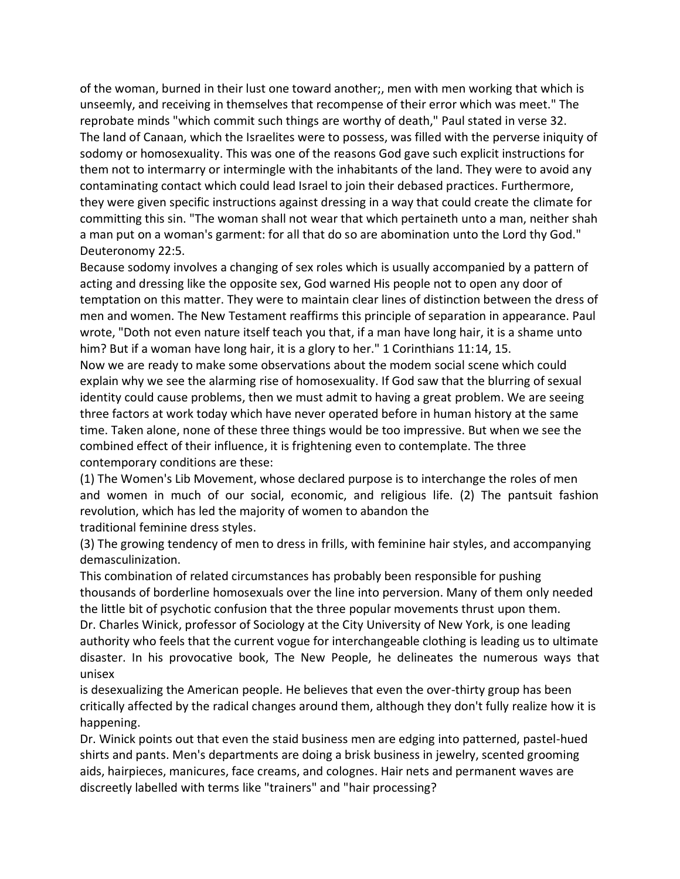of the woman, burned in their lust one toward another;, men with men working that which is unseemly, and receiving in themselves that recompense of their error which was meet." The reprobate minds "which commit such things are worthy of death," Paul stated in verse 32.

The land of Canaan, which the Israelites were to possess, was filled with the perverse iniquity of sodomy or homosexuality. This was one of the reasons God gave such explicit instructions for them not to intermarry or intermingle with the inhabitants of the land. They were to avoid any contaminating contact which could lead Israel to join their debased practices. Furthermore, they were given specific instructions against dressing in a way that could create the climate for committing this sin. "The woman shall not wear that which pertaineth unto a man, neither shah a man put on a woman's garment: for all that do so are abomination unto the Lord thy God." Deuteronomy 22:5.

Because sodomy involves a changing of sex roles which is usually accompanied by a pattern of acting and dressing like the opposite sex, God warned His people not to open any door of temptation on this matter. They were to maintain clear lines of distinction between the dress of men and women. The New Testament reaffirms this principle of separation in appearance. Paul wrote, "Doth not even nature itself teach you that, if a man have long hair, it is a shame unto him? But if a woman have long hair, it is a glory to her." 1 Corinthians 11:14, 15.

Now we are ready to make some observations about the modem social scene which could explain why we see the alarming rise of homosexuality. If God saw that the blurring of sexual identity could cause problems, then we must admit to having a great problem. We are seeing three factors at work today which have never operated before in human history at the same time. Taken alone, none of these three things would be too impressive. But when we see the combined effect of their influence, it is frightening even to contemplate. The three contemporary conditions are these:

(1) The Women's Lib Movement, whose declared purpose is to interchange the roles of men and women in much of our social, economic, and religious life. (2) The pantsuit fashion revolution, which has led the majority of women to abandon the traditional feminine dress styles.

(3) The growing tendency of men to dress in frills, with feminine hair styles, and accompanying demasculinization.

This combination of related circumstances has probably been responsible for pushing thousands of borderline homosexuals over the line into perversion. Many of them only needed the little bit of psychotic confusion that the three popular movements thrust upon them.

Dr. Charles Winick, professor of Sociology at the City University of New York, is one leading authority who feels that the current vogue for interchangeable clothing is leading us to ultimate disaster. In his provocative book, The New People, he delineates the numerous ways that unisex is desexualizing the American people. He believes that even the over-thirty group has been critically affected by the radical changes around them, although they don't fully realize how it is happening.

Dr. Winick points out that even the staid business men are edging into patterned, pastel-hued shirts and pants. Men's departments are doing a brisk business in jewelry, scented grooming aids, hairpieces, manicures, face creams, and colognes. Hair nets and permanent waves are discreetly labelled with terms like "trainers" and "hair processing?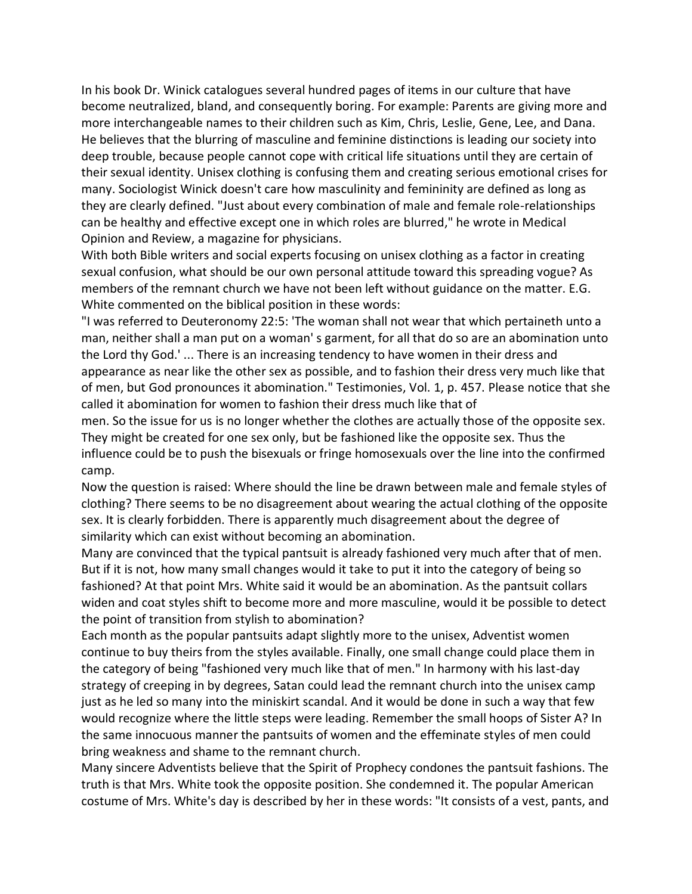In his book Dr. Winick catalogues several hundred pages of items in our culture that have become neutralized, bland, and consequently boring. For example: Parents are giving more and more interchangeable names to their children such as Kim, Chris, Leslie, Gene, Lee, and Dana. He believes that the blurring of masculine and feminine distinctions is leading our society into deep trouble, because people cannot cope with critical life situations until they are certain of their sexual identity. Unisex clothing is confusing them and creating serious emotional crises for many. Sociologist Winick doesn't care how masculinity and femininity are defined as long as they are clearly defined. "Just about every combination of male and female role-relationships can be healthy and effective except one in which roles are blurred," he wrote in Medical Opinion and Review, a magazine for physicians.

With both Bible writers and social experts focusing on unisex clothing as a factor in creating sexual confusion, what should be our own personal attitude toward this spreading vogue? As members of the remnant church we have not been left without guidance on the matter. E.G. White commented on the biblical position in these words:

"I was referred to Deuteronomy 22:5: 'The woman shall not wear that which pertaineth unto a man, neither shall a man put on a woman' s garment, for all that do so are an abomination unto the Lord thy God.' ... There is an increasing tendency to have women in their dress and appearance as near like the other sex as possible, and to fashion their dress very much like that of men, but God pronounces it abomination." Testimonies, Vol. 1, p. 457. Please notice that she called it abomination for women to fashion their dress much like that of men. So the issue for us is no longer whether the clothes are actually those of the opposite sex. They might be created for one sex only, but be fashioned like the opposite sex. Thus the influence could be to push the bisexuals or fringe homosexuals over the line into the confirmed camp.

Now the question is raised: Where should the line be drawn between male and female styles of clothing? There seems to be no disagreement about wearing the actual clothing of the opposite sex. It is clearly forbidden. There is apparently much disagreement about the degree of similarity which can exist without becoming an abomination.

Many are convinced that the typical pantsuit is already fashioned very much after that of men. But if it is not, how many small changes would it take to put it into the category of being so fashioned? At that point Mrs. White said it would be an abomination. As the pantsuit collars widen and coat styles shift to become more and more masculine, would it be possible to detect the point of transition from stylish to abomination?

Each month as the popular pantsuits adapt slightly more to the unisex, Adventist women continue to buy theirs from the styles available. Finally, one small change could place them in the category of being "fashioned very much like that of men." In harmony with his last-day strategy of creeping in by degrees, Satan could lead the remnant church into the unisex camp just as he led so many into the miniskirt scandal. And it would be done in such a way that few would recognize where the little steps were leading. Remember the small hoops of Sister A? In the same innocuous manner the pantsuits of women and the effeminate styles of men could bring weakness and shame to the remnant church.

Many sincere Adventists believe that the Spirit of Prophecy condones the pantsuit fashions. The truth is that Mrs. White took the opposite position. She condemned it. The popular American costume of Mrs. White's day is described by her in these words: "It consists of a vest, pants, and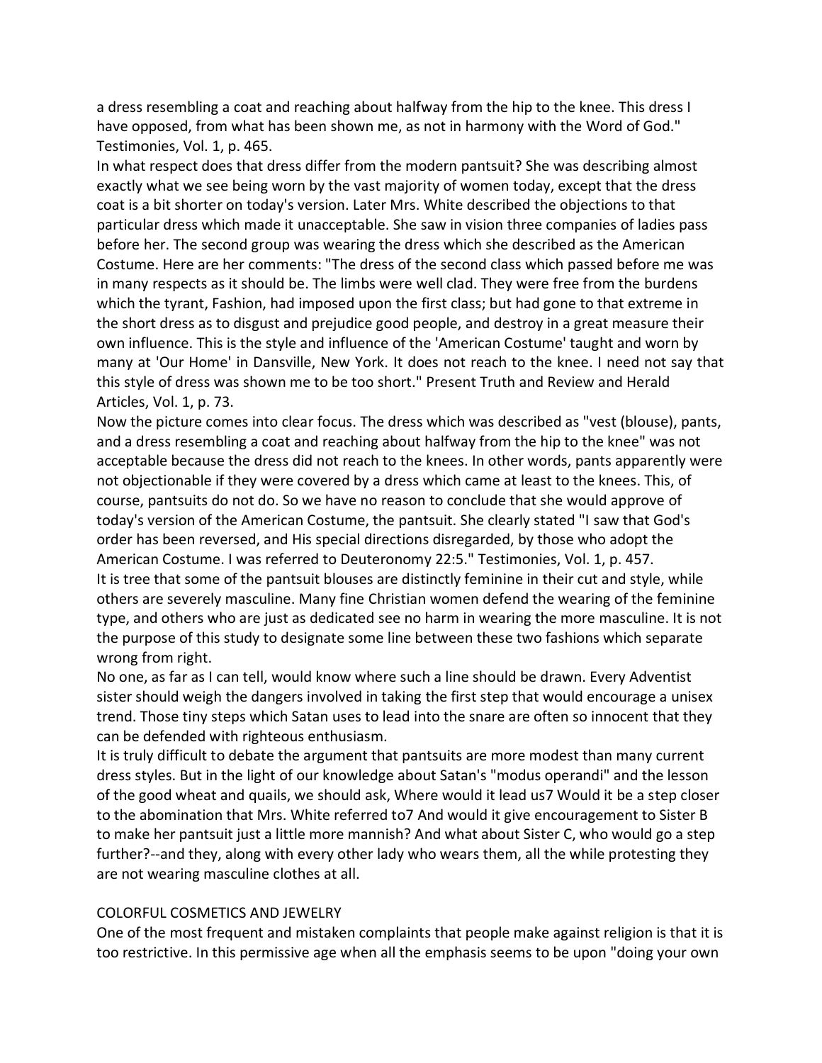a dress resembling a coat and reaching about halfway from the hip to the knee. This dress I have opposed, from what has been shown me, as not in harmony with the Word of God." Testimonies, Vol. 1, p. 465.

In what respect does that dress differ from the modern pantsuit? She was describing almost exactly what we see being worn by the vast majority of women today, except that the dress coat is a bit shorter on today's version. Later Mrs. White described the objections to that particular dress which made it unacceptable. She saw in vision three companies of ladies pass before her. The second group was wearing the dress which she described as the American Costume. Here are her comments: "The dress of the second class which passed before me was in many respects as it should be. The limbs were well clad. They were free from the burdens which the tyrant, Fashion, had imposed upon the first class; but had gone to that extreme in the short dress as to disgust and prejudice good people, and destroy in a great measure their own influence. This is the style and influence of the 'American Costume' taught and worn by many at 'Our Home' in Dansville, New York. It does not reach to the knee. I need not say that this style of dress was shown me to be too short." Present Truth and Review and Herald Articles, Vol. 1, p. 73.

Now the picture comes into clear focus. The dress which was described as "vest (blouse), pants, and a dress resembling a coat and reaching about halfway from the hip to the knee" was not acceptable because the dress did not reach to the knees. In other words, pants apparently were not objectionable if they were covered by a dress which came at least to the knees. This, of course, pantsuits do not do. So we have no reason to conclude that she would approve of today's version of the American Costume, the pantsuit. She clearly stated "I saw that God's order has been reversed, and His special directions disregarded, by those who adopt the American Costume. I was referred to Deuteronomy 22:5." Testimonies, Vol. 1, p. 457.

It is tree that some of the pantsuit blouses are distinctly feminine in their cut and style, while others are severely masculine. Many fine Christian women defend the wearing of the feminine type, and others who are just as dedicated see no harm in wearing the more masculine. It is not the purpose of this study to designate some line between these two fashions which separate wrong from right.

No one, as far as I can tell, would know where such a line should be drawn. Every Adventist sister should weigh the dangers involved in taking the first step that would encourage a unisex trend. Those tiny steps which Satan uses to lead into the snare are often so innocent that they can be defended with righteous enthusiasm.

It is truly difficult to debate the argument that pantsuits are more modest than many current dress styles. But in the light of our knowledge about Satan's "modus operandi" and the lesson of the good wheat and quails, we should ask, Where would it lead us7 Would it be a step closer to the abomination that Mrs. White referred to7 And would it give encouragement to Sister B to make her pantsuit just a little more mannish? And what about Sister C, who would go a step further?--and they, along with every other lady who wears them, all the while protesting they are not wearing masculine clothes at all.

## COLORFUL COSMETICS AND JEWELRY

One of the most frequent and mistaken complaints that people make against religion is that it is too restrictive. In this permissive age when all the emphasis seems to be upon "doing your own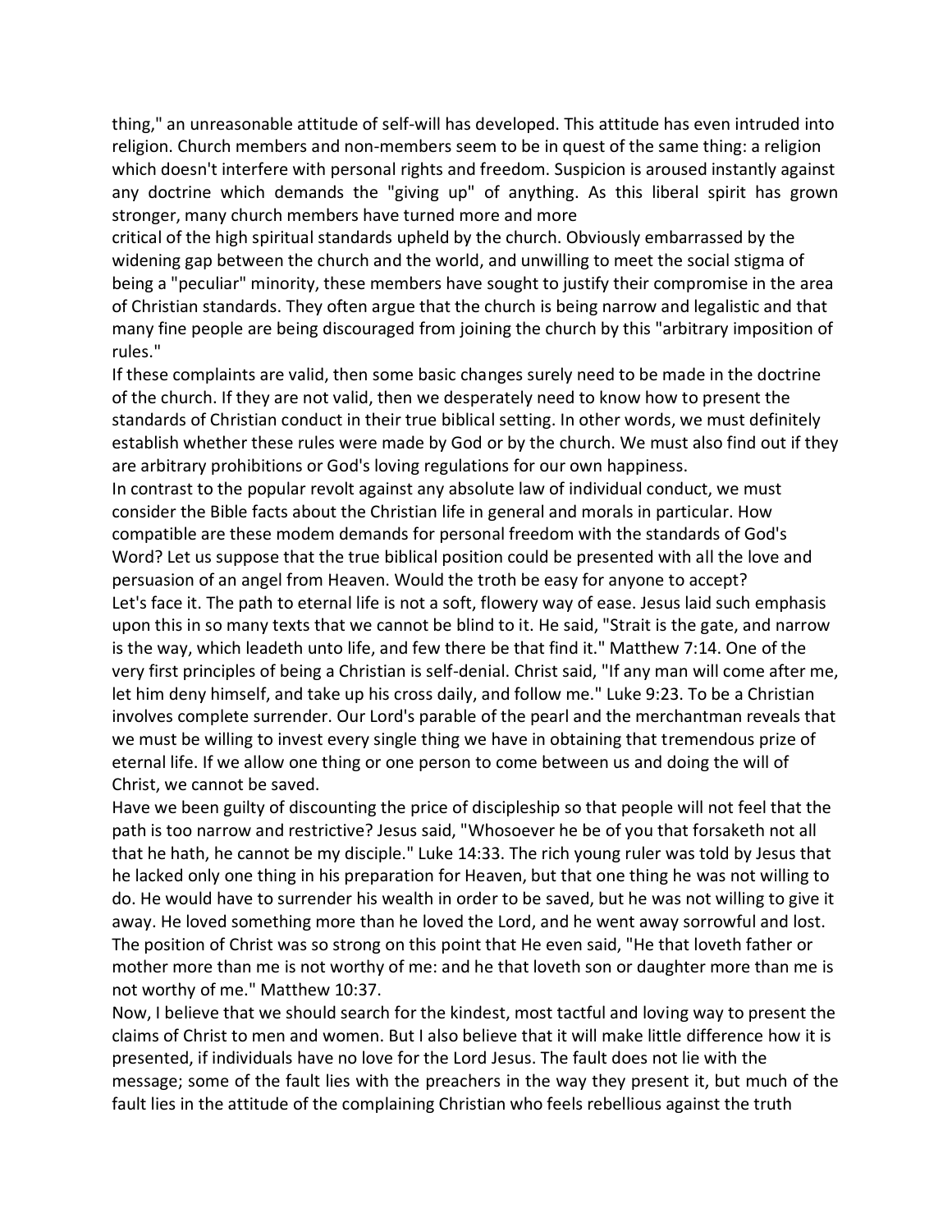thing," an unreasonable attitude of self-will has developed. This attitude has even intruded into religion. Church members and non-members seem to be in quest of the same thing: a religion which doesn't interfere with personal rights and freedom. Suspicion is aroused instantly against any doctrine which demands the "giving up" of anything. As this liberal spirit has grown stronger, many church members have turned more and more critical of the high spiritual standards upheld by the church. Obviously embarrassed by the widening gap between the church and the world, and unwilling to meet the social stigma of being a "peculiar" minority, these members have sought to justify their compromise in the area of Christian standards. They often argue that the church is being narrow and legalistic and that many fine people are being discouraged from joining the church by this "arbitrary imposition of rules."

If these complaints are valid, then some basic changes surely need to be made in the doctrine of the church. If they are not valid, then we desperately need to know how to present the standards of Christian conduct in their true biblical setting. In other words, we must definitely establish whether these rules were made by God or by the church. We must also find out if they are arbitrary prohibitions or God's loving regulations for our own happiness.

In contrast to the popular revolt against any absolute law of individual conduct, we must consider the Bible facts about the Christian life in general and morals in particular. How compatible are these modem demands for personal freedom with the standards of God's Word? Let us suppose that the true biblical position could be presented with all the love and persuasion of an angel from Heaven. Would the troth be easy for anyone to accept?

Let's face it. The path to eternal life is not a soft, flowery way of ease. Jesus laid such emphasis upon this in so many texts that we cannot be blind to it. He said, "Strait is the gate, and narrow is the way, which leadeth unto life, and few there be that find it." Matthew 7:14. One of the very first principles of being a Christian is self-denial. Christ said, "If any man will come after me, let him deny himself, and take up his cross daily, and follow me." Luke 9:23. To be a Christian involves complete surrender. Our Lord's parable of the pearl and the merchantman reveals that we must be willing to invest every single thing we have in obtaining that tremendous prize of eternal life. If we allow one thing or one person to come between us and doing the will of Christ, we cannot be saved.

Have we been guilty of discounting the price of discipleship so that people will not feel that the path is too narrow and restrictive? Jesus said, "Whosoever he be of you that forsaketh not all that he hath, he cannot be my disciple." Luke 14:33. The rich young ruler was told by Jesus that he lacked only one thing in his preparation for Heaven, but that one thing he was not willing to do. He would have to surrender his wealth in order to be saved, but he was not willing to give it away. He loved something more than he loved the Lord, and he went away sorrowful and lost. The position of Christ was so strong on this point that He even said, "He that loveth father or mother more than me is not worthy of me: and he that loveth son or daughter more than me is not worthy of me." Matthew 10:37.

Now, I believe that we should search for the kindest, most tactful and loving way to present the claims of Christ to men and women. But I also believe that it will make little difference how it is presented, if individuals have no love for the Lord Jesus. The fault does not lie with the message; some of the fault lies with the preachers in the way they present it, but much of the fault lies in the attitude of the complaining Christian who feels rebellious against the truth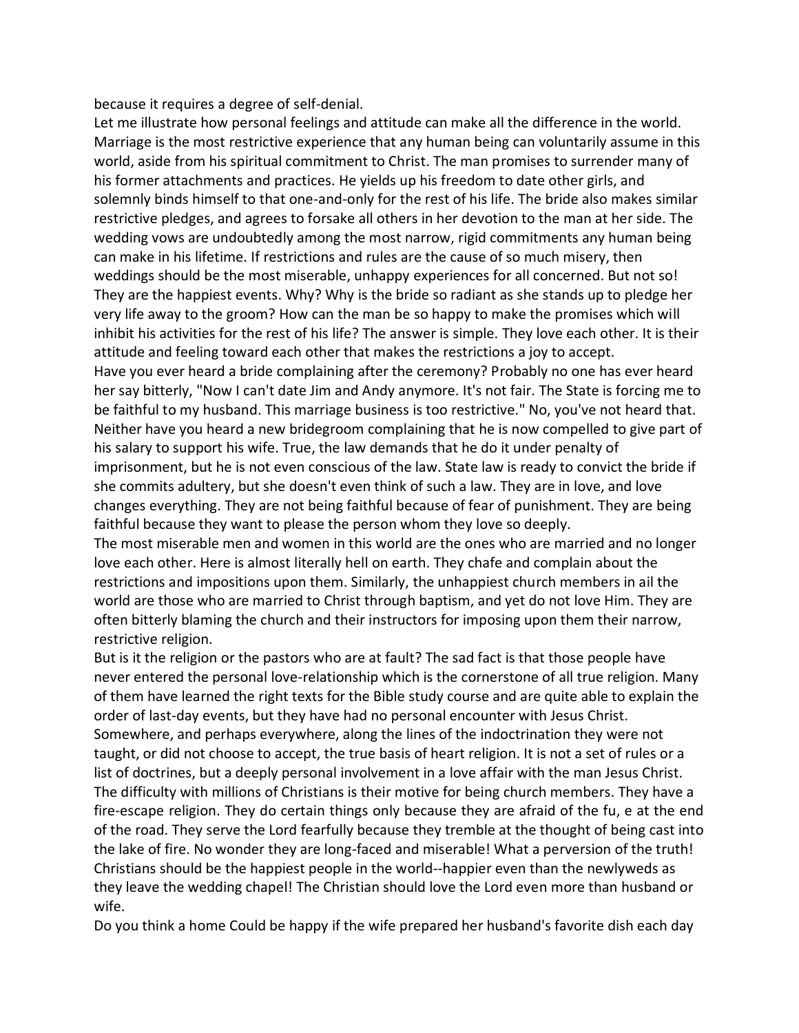because it requires a degree of self-denial.

Let me illustrate how personal feelings and attitude can make all the difference in the world. Marriage is the most restrictive experience that any human being can voluntarily assume in this world, aside from his spiritual commitment to Christ. The man promises to surrender many of his former attachments and practices. He yields up his freedom to date other girls, and solemnly binds himself to that one-and-only for the rest of his life. The bride also makes similar restrictive pledges, and agrees to forsake all others in her devotion to the man at her side. The wedding vows are undoubtedly among the most narrow, rigid commitments any human being can make in his lifetime. If restrictions and rules are the cause of so much misery, then weddings should be the most miserable, unhappy experiences for all concerned. But not so! They are the happiest events. Why? Why is the bride so radiant as she stands up to pledge her very life away to the groom? How can the man be so happy to make the promises which will inhibit his activities for the rest of his life? The answer is simple. They love each other. It is their attitude and feeling toward each other that makes the restrictions a joy to accept.

Have you ever heard a bride complaining after the ceremony? Probably no one has ever heard her say bitterly, "Now I can't date Jim and Andy anymore. It's not fair. The State is forcing me to be faithful to my husband. This marriage business is too restrictive." No, you've not heard that. Neither have you heard a new bridegroom complaining that he is now compelled to give part of his salary to support his wife. True, the law demands that he do it under penalty of imprisonment, but he is not even conscious of the law. State law is ready to convict the bride if she commits adultery, but she doesn't even think of such a law. They are in love, and love changes everything. They are not being faithful because of fear of punishment. They are being faithful because they want to please the person whom they love so deeply.

The most miserable men and women in this world are the ones who are married and no longer love each other. Here is almost literally hell on earth. They chafe and complain about the restrictions and impositions upon them. Similarly, the unhappiest church members in ail the world are those who are married to Christ through baptism, and yet do not love Him. They are often bitterly blaming the church and their instructors for imposing upon them their narrow, restrictive religion.

But is it the religion or the pastors who are at fault? The sad fact is that those people have never entered the personal love-relationship which is the cornerstone of all true religion. Many of them have learned the right texts for the Bible study course and are quite able to explain the order of last-day events, but they have had no personal encounter with Jesus Christ. Somewhere, and perhaps everywhere, along the lines of the indoctrination they were not taught, or did not choose to accept, the true basis of heart religion. It is not a set of rules or a list of doctrines, but a deeply personal involvement in a love affair with the man Jesus Christ. The difficulty with millions of Christians is their motive for being church members. They have a fire-escape religion. They do certain things only because they are afraid of the fu, e at the end of the road. They serve the Lord fearfully because they tremble at the thought of being cast into the lake of fire. No wonder they are long-faced and miserable! What a perversion of the truth! Christians should be the happiest people in the world--happier even than the newlyweds as they leave the wedding chapel! The Christian should love the Lord even more than husband or wife.

Do you think a home Could be happy if the wife prepared her husband's favorite dish each day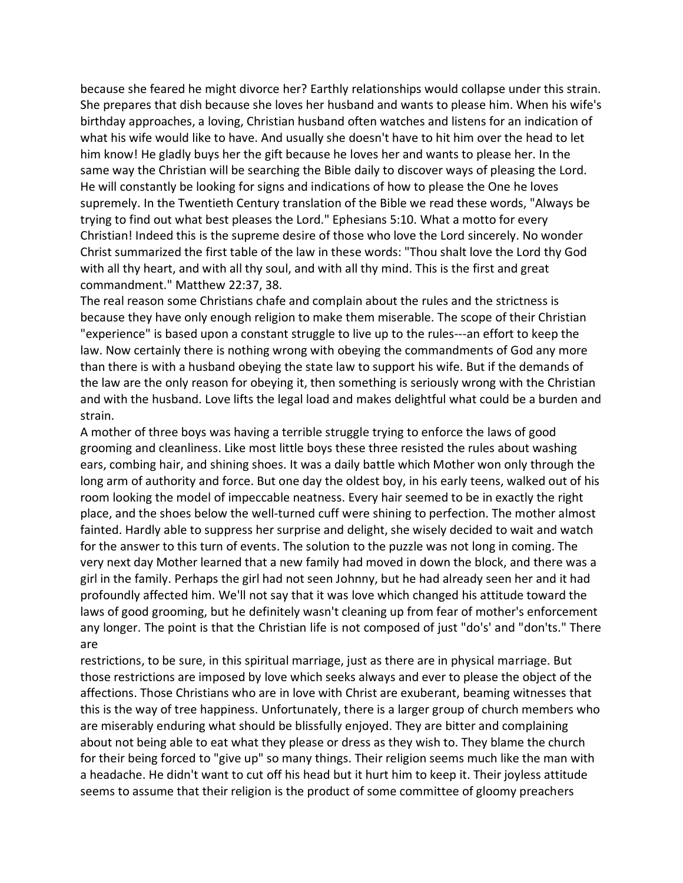because she feared he might divorce her? Earthly relationships would collapse under this strain. She prepares that dish because she loves her husband and wants to please him. When his wife's birthday approaches, a loving, Christian husband often watches and listens for an indication of what his wife would like to have. And usually she doesn't have to hit him over the head to let him know! He gladly buys her the gift because he loves her and wants to please her. In the same way the Christian will be searching the Bible daily to discover ways of pleasing the Lord. He will constantly be looking for signs and indications of how to please the One he loves supremely. In the Twentieth Century translation of the Bible we read these words, "Always be trying to find out what best pleases the Lord." Ephesians 5:10. What a motto for every Christian! Indeed this is the supreme desire of those who love the Lord sincerely. No wonder Christ summarized the first table of the law in these words: "Thou shalt love the Lord thy God with all thy heart, and with all thy soul, and with all thy mind. This is the first and great commandment." Matthew 22:37, 38.

The real reason some Christians chafe and complain about the rules and the strictness is because they have only enough religion to make them miserable. The scope of their Christian "experience" is based upon a constant struggle to live up to the rules---an effort to keep the law. Now certainly there is nothing wrong with obeying the commandments of God any more than there is with a husband obeying the state law to support his wife. But if the demands of the law are the only reason for obeying it, then something is seriously wrong with the Christian and with the husband. Love lifts the legal load and makes delightful what could be a burden and strain.

A mother of three boys was having a terrible struggle trying to enforce the laws of good grooming and cleanliness. Like most little boys these three resisted the rules about washing ears, combing hair, and shining shoes. It was a daily battle which Mother won only through the long arm of authority and force. But one day the oldest boy, in his early teens, walked out of his room looking the model of impeccable neatness. Every hair seemed to be in exactly the right place, and the shoes below the well-turned cuff were shining to perfection. The mother almost fainted. Hardly able to suppress her surprise and delight, she wisely decided to wait and watch for the answer to this turn of events. The solution to the puzzle was not long in coming. The very next day Mother learned that a new family had moved in down the block, and there was a girl in the family. Perhaps the girl had not seen Johnny, but he had already seen her and it had profoundly affected him. We'll not say that it was love which changed his attitude toward the laws of good grooming, but he definitely wasn't cleaning up from fear of mother's enforcement any longer. The point is that the Christian life is not composed of just "do's' and "don'ts." There are restrictions, to be sure, in this spiritual marriage, just as there are in physical marriage. But those restrictions are imposed by love which seeks always and ever to please the object of the affections. Those Christians who are in love with Christ are exuberant, beaming witnesses that this is the way of tree happiness. Unfortunately, there is a larger group of church members who are miserably enduring what should be blissfully enjoyed. They are bitter and complaining about not being able to eat what they please or dress as they wish to. They blame the church for their being forced to "give up" so many things. Their religion seems much like the man with a headache. He didn't want to cut off his head but it hurt him to keep it. Their joyless attitude seems to assume that their religion is the product of some committee of gloomy preachers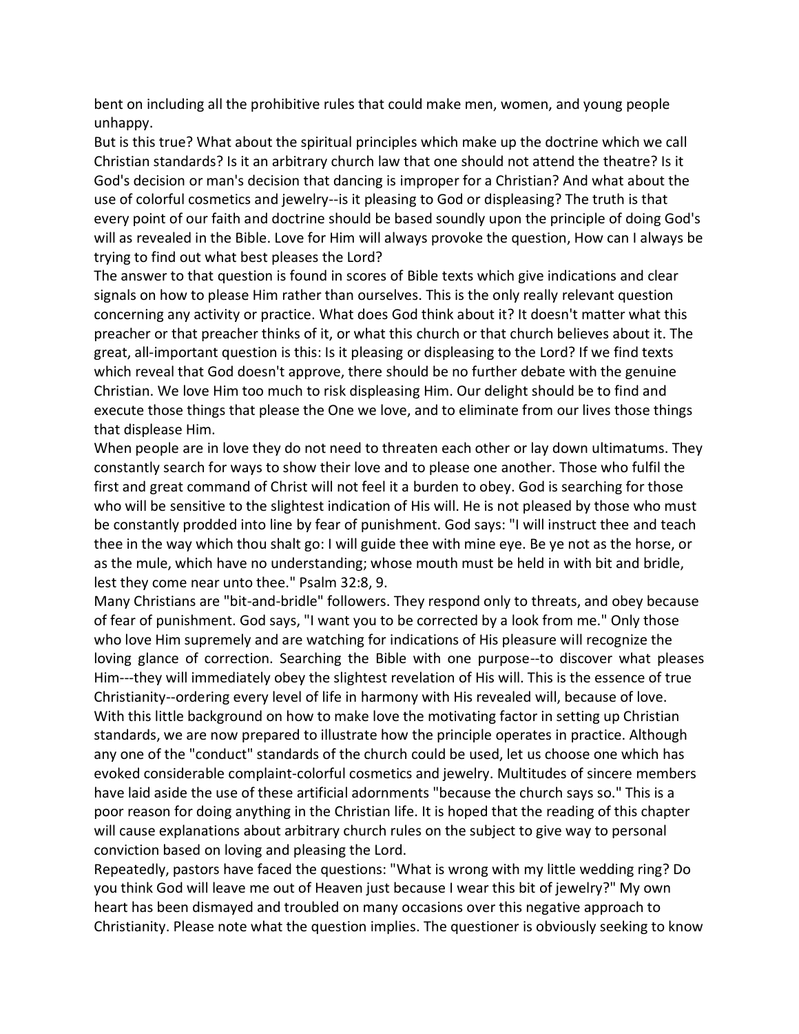bent on including all the prohibitive rules that could make men, women, and young people unhappy.

But is this true? What about the spiritual principles which make up the doctrine which we call Christian standards? Is it an arbitrary church law that one should not attend the theatre? Is it God's decision or man's decision that dancing is improper for a Christian? And what about the use of colorful cosmetics and jewelry--is it pleasing to God or displeasing? The truth is that every point of our faith and doctrine should be based soundly upon the principle of doing God's will as revealed in the Bible. Love for Him will always provoke the question, How can I always be trying to find out what best pleases the Lord?

The answer to that question is found in scores of Bible texts which give indications and clear signals on how to please Him rather than ourselves. This is the only really relevant question concerning any activity or practice. What does God think about it? It doesn't matter what this preacher or that preacher thinks of it, or what this church or that church believes about it. The great, all-important question is this: Is it pleasing or displeasing to the Lord? If we find texts which reveal that God doesn't approve, there should be no further debate with the genuine Christian. We love Him too much to risk displeasing Him. Our delight should be to find and execute those things that please the One we love, and to eliminate from our lives those things that displease Him.

When people are in love they do not need to threaten each other or lay down ultimatums. They constantly search for ways to show their love and to please one another. Those who fulfil the first and great command of Christ will not feel it a burden to obey. God is searching for those who will be sensitive to the slightest indication of His will. He is not pleased by those who must be constantly prodded into line by fear of punishment. God says: "I will instruct thee and teach thee in the way which thou shalt go: I will guide thee with mine eye. Be ye not as the horse, or as the mule, which have no understanding; whose mouth must be held in with bit and bridle, lest they come near unto thee." Psalm 32:8, 9.

Many Christians are "bit-and-bridle" followers. They respond only to threats, and obey because of fear of punishment. God says, "I want you to be corrected by a look from me." Only those who love Him supremely and are watching for indications of His pleasure will recognize the loving glance of correction. Searching the Bible with one purpose--to discover what pleases Him---they will immediately obey the slightest revelation of His will. This is the essence of true Christianity--ordering every level of life in harmony with His revealed will, because of love.

With this little background on how to make love the motivating factor in setting up Christian standards, we are now prepared to illustrate how the principle operates in practice. Although any one of the "conduct" standards of the church could be used, let us choose one which has evoked considerable complaint-colorful cosmetics and jewelry. Multitudes of sincere members have laid aside the use of these artificial adornments "because the church says so." This is a poor reason for doing anything in the Christian life. It is hoped that the reading of this chapter will cause explanations about arbitrary church rules on the subject to give way to personal conviction based on loving and pleasing the Lord.

Repeatedly, pastors have faced the questions: "What is wrong with my little wedding ring? Do you think God will leave me out of Heaven just because I wear this bit of jewelry?" My own heart has been dismayed and troubled on many occasions over this negative approach to Christianity. Please note what the question implies. The questioner is obviously seeking to know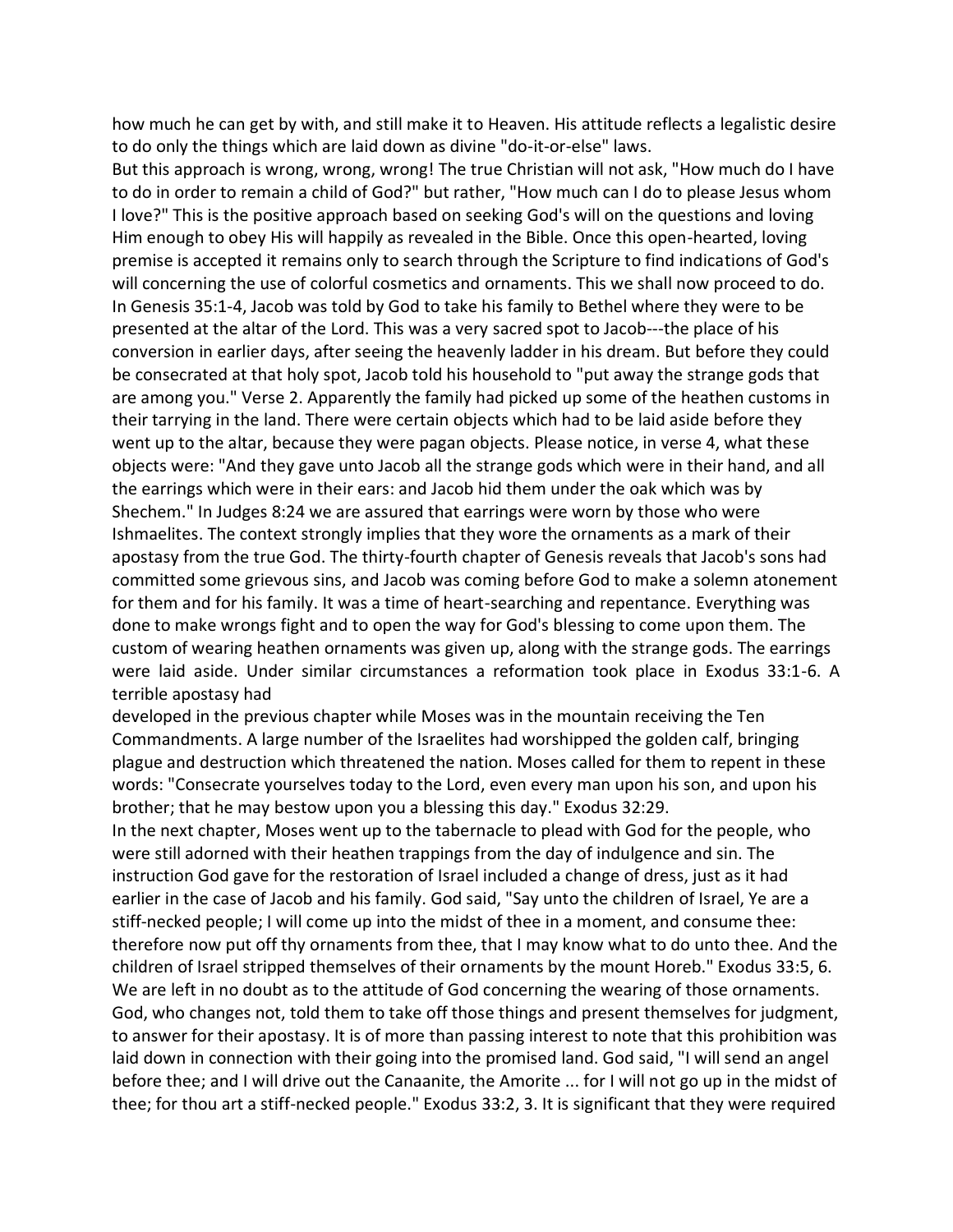how much he can get by with, and still make it to Heaven. His attitude reflects a legalistic desire to do only the things which are laid down as divine "do-it-or-else" laws.

But this approach is wrong, wrong, wrong! The true Christian will not ask, "How much do I have to do in order to remain a child of God?" but rather, "How much can I do to please Jesus whom I love?" This is the positive approach based on seeking God's will on the questions and loving Him enough to obey His will happily as revealed in the Bible. Once this open-hearted, loving premise is accepted it remains only to search through the Scripture to find indications of God's will concerning the use of colorful cosmetics and ornaments. This we shall now proceed to do.

In Genesis 35:1-4, Jacob was told by God to take his family to Bethel where they were to be presented at the altar of the Lord. This was a very sacred spot to Jacob---the place of his conversion in earlier days, after seeing the heavenly ladder in his dream. But before they could be consecrated at that holy spot, Jacob told his household to "put away the strange gods that are among you." Verse 2. Apparently the family had picked up some of the heathen customs in their tarrying in the land. There were certain objects which had to be laid aside before they went up to the altar, because they were pagan objects. Please notice, in verse 4, what these objects were: "And they gave unto Jacob all the strange gods which were in their hand, and all the earrings which were in their ears: and Jacob hid them under the oak which was by Shechem." In Judges 8:24 we are assured that earrings were worn by those who were Ishmaelites. The context strongly implies that they wore the ornaments as a mark of their apostasy from the true God. The thirty-fourth chapter of Genesis reveals that Jacob's sons had committed some grievous sins, and Jacob was coming before God to make a solemn atonement for them and for his family. It was a time of heart-searching and repentance. Everything was done to make wrongs fight and to open the way for God's blessing to come upon them. The custom of wearing heathen ornaments was given up, along with the strange gods. The earrings were laid aside. Under similar circumstances a reformation took place in Exodus 33:1-6. A terrible apostasy had developed in the previous chapter while Moses was in the mountain receiving the Ten Commandments. A large number of the Israelites had worshipped the golden calf, bringing plague and destruction which threatened the nation. Moses called for them to repent in these words: "Consecrate yourselves today to the Lord, even every man upon his son, and upon his brother; that he may bestow upon you a blessing this day." Exodus 32:29.

In the next chapter, Moses went up to the tabernacle to plead with God for the people, who were still adorned with their heathen trappings from the day of indulgence and sin. The instruction God gave for the restoration of Israel included a change of dress, just as it had earlier in the case of Jacob and his family. God said, "Say unto the children of Israel, Ye are a stiff-necked people; I will come up into the midst of thee in a moment, and consume thee: therefore now put off thy ornaments from thee, that I may know what to do unto thee. And the children of Israel stripped themselves of their ornaments by the mount Horeb." Exodus 33:5, 6. We are left in no doubt as to the attitude of God concerning the wearing of those ornaments. God, who changes not, told them to take off those things and present themselves for judgment, to answer for their apostasy. It is of more than passing interest to note that this prohibition was laid down in connection with their going into the promised land. God said, "I will send an angel before thee; and I will drive out the Canaanite, the Amorite ... for I will not go up in the midst of thee; for thou art a stiff-necked people." Exodus 33:2, 3. It is significant that they were required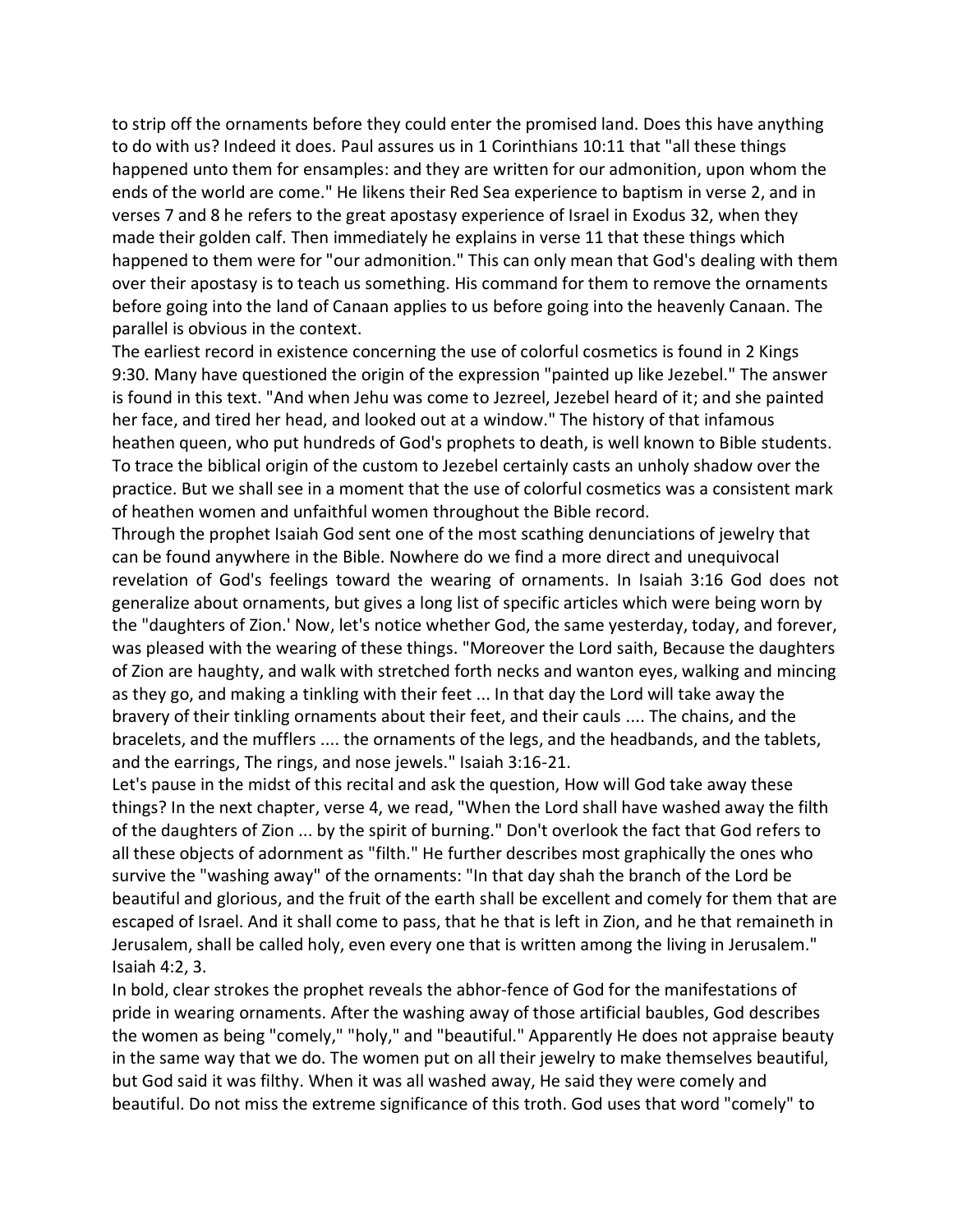to strip off the ornaments before they could enter the promised land. Does this have anything to do with us? Indeed it does. Paul assures us in 1 Corinthians 10:11 that "all these things happened unto them for ensamples: and they are written for our admonition, upon whom the ends of the world are come." He likens their Red Sea experience to baptism in verse 2, and in verses 7 and 8 he refers to the great apostasy experience of Israel in Exodus 32, when they made their golden calf. Then immediately he explains in verse 11 that these things which happened to them were for "our admonition." This can only mean that God's dealing with them over their apostasy is to teach us something. His command for them to remove the ornaments before going into the land of Canaan applies to us before going into the heavenly Canaan. The parallel is obvious in the context.

The earliest record in existence concerning the use of colorful cosmetics is found in 2 Kings 9:30. Many have questioned the origin of the expression "painted up like Jezebel." The answer is found in this text. "And when Jehu was come to Jezreel, Jezebel heard of it; and she painted her face, and tired her head, and looked out at a window." The history of that infamous heathen queen, who put hundreds of God's prophets to death, is well known to Bible students. To trace the biblical origin of the custom to Jezebel certainly casts an unholy shadow over the practice. But we shall see in a moment that the use of colorful cosmetics was a consistent mark of heathen women and unfaithful women throughout the Bible record.

Through the prophet Isaiah God sent one of the most scathing denunciations of jewelry that can be found anywhere in the Bible. Nowhere do we find a more direct and unequivocal revelation of God's feelings toward the wearing of ornaments. In Isaiah 3:16 God does not generalize about ornaments, but gives a long list of specific articles which were being worn by the "daughters of Zion.' Now, let's notice whether God, the same yesterday, today, and forever, was pleased with the wearing of these things. "Moreover the Lord saith, Because the daughters of Zion are haughty, and walk with stretched forth necks and wanton eyes, walking and mincing as they go, and making a tinkling with their feet ... In that day the Lord will take away the bravery of their tinkling ornaments about their feet, and their cauls .... The chains, and the bracelets, and the mufflers .... the ornaments of the legs, and the headbands, and the tablets, and the earrings, The rings, and nose jewels." Isaiah 3:16-21.

Let's pause in the midst of this recital and ask the question, How will God take away these things? In the next chapter, verse 4, we read, "When the Lord shall have washed away the filth of the daughters of Zion ... by the spirit of burning." Don't overlook the fact that God refers to all these objects of adornment as "filth." He further describes most graphically the ones who survive the "washing away" of the ornaments: "In that day shah the branch of the Lord be beautiful and glorious, and the fruit of the earth shall be excellent and comely for them that are escaped of Israel. And it shall come to pass, that he that is left in Zion, and he that remaineth in Jerusalem, shall be called holy, even every one that is written among the living in Jerusalem." Isaiah 4:2, 3.

In bold, clear strokes the prophet reveals the abhor-fence of God for the manifestations of pride in wearing ornaments. After the washing away of those artificial baubles, God describes the women as being "comely," "holy," and "beautiful." Apparently He does not appraise beauty in the same way that we do. The women put on all their jewelry to make themselves beautiful, but God said it was filthy. When it was all washed away, He said they were comely and beautiful. Do not miss the extreme significance of this troth. God uses that word "comely" to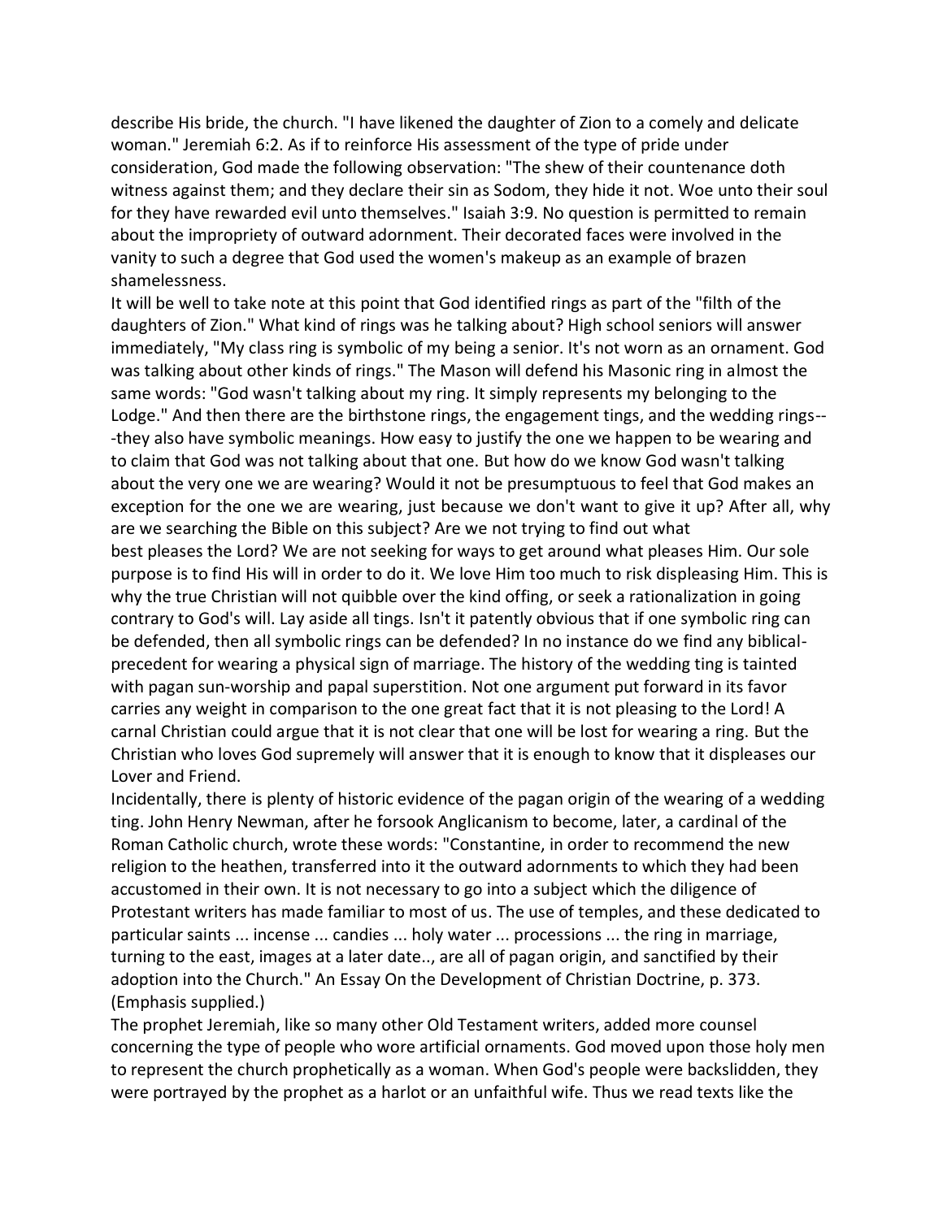describe His bride, the church. "I have likened the daughter of Zion to a comely and delicate woman." Jeremiah 6:2. As if to reinforce His assessment of the type of pride under consideration, God made the following observation: "The shew of their countenance doth witness against them; and they declare their sin as Sodom, they hide it not. Woe unto their soul for they have rewarded evil unto themselves." Isaiah 3:9. No question is permitted to remain about the impropriety of outward adornment. Their decorated faces were involved in the vanity to such a degree that God used the women's makeup as an example of brazen shamelessness.

It will be well to take note at this point that God identified rings as part of the "filth of the daughters of Zion." What kind of rings was he talking about? High school seniors will answer immediately, "My class ring is symbolic of my being a senior. It's not worn as an ornament. God was talking about other kinds of rings." The Mason will defend his Masonic ring in almost the same words: "God wasn't talking about my ring. It simply represents my belonging to the Lodge." And then there are the birthstone rings, the engagement tings, and the wedding rings---they also have symbolic meanings. How easy to justify the one we happen to be wearing and to claim that God was not talking about that one. But how do we know God wasn't talking about the very one we are wearing? Would it not be presumptuous to feel that God makes an exception for the one we are wearing, just because we don't want to give it up? After all, why are we searching the Bible on this subject? Are we not trying to find out what best pleases the Lord? We are not seeking for ways to get around what pleases Him. Our sole purpose is to find His will in order to do it. We love Him too much to risk displeasing Him. This is why the true Christian will not quibble over the kind offing, or seek a rationalization in going contrary to God's will. Lay aside all tings. Isn't it patently obvious that if one symbolic ring can be defended, then all symbolic rings can be defended? In no instance do we find any biblical-precedent for wearing a physical sign of marriage. The history of the wedding ting is tainted with pagan sun-worship and papal superstition. Not one argument put forward in its favor carries any weight in comparison to the one great fact that it is not pleasing to the Lord! A carnal Christian could argue that it is not clear that one will be lost for wearing a ring. But the Christian who loves God supremely will answer that it is enough to know that it displeases our Lover and Friend.

Incidentally, there is plenty of historic evidence of the pagan origin of the wearing of a wedding ting. John Henry Newman, after he forsook Anglicanism to become, later, a cardinal of the Roman Catholic church, wrote these words: "Constantine, in order to recommend the new religion to the heathen, transferred into it the outward adornments to which they had been accustomed in their own. It is not necessary to go into a subject which the diligence of Protestant writers has made familiar to most of us. The use of temples, and these dedicated to particular saints ... incense ... candies ... holy water ... processions ... the ring in marriage, turning to the east, images at a later date.., are all of pagan origin, and sanctified by their adoption into the Church." An Essay On the Development of Christian Doctrine, p. 373. (Emphasis supplied.)

The prophet Jeremiah, like so many other Old Testament writers, added more counsel concerning the type of people who wore artificial ornaments. God moved upon those holy men to represent the church prophetically as a woman. When God's people were backslidden, they were portrayed by the prophet as a harlot or an unfaithful wife. Thus we read texts like the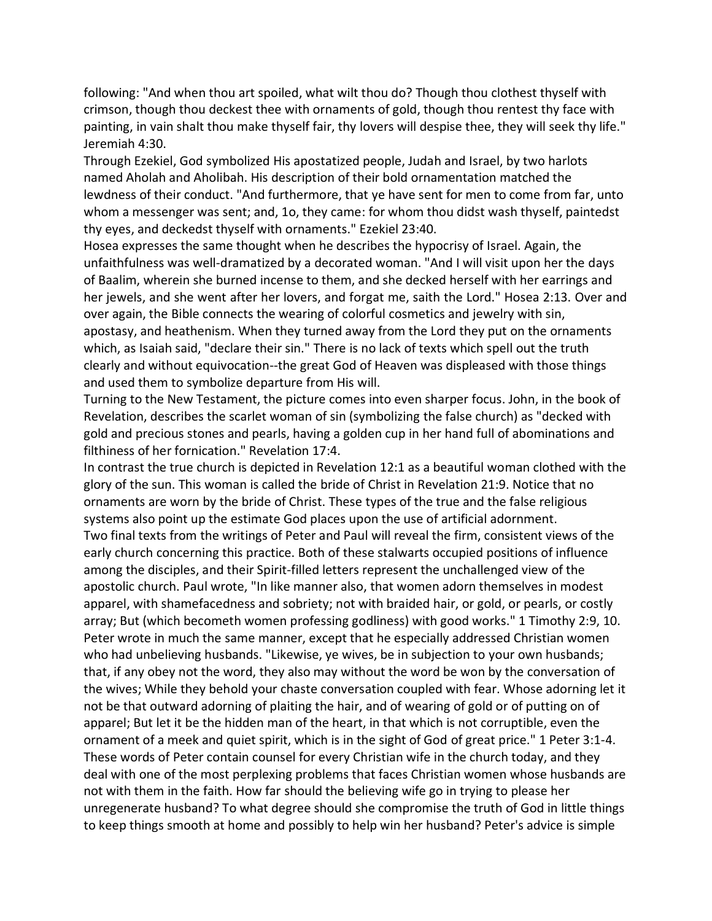following: "And when thou art spoiled, what wilt thou do? Though thou clothest thyself with crimson, though thou deckest thee with ornaments of gold, though thou rentest thy face with painting, in vain shalt thou make thyself fair, thy lovers will despise thee, they will seek thy life." Jeremiah 4:30.

Through Ezekiel, God symbolized His apostatized people, Judah and Israel, by two harlots named Aholah and Aholibah. His description of their bold ornamentation matched the lewdness of their conduct. "And furthermore, that ye have sent for men to come from far, unto whom a messenger was sent; and, 1o, they came: for whom thou didst wash thyself, paintedst thy eyes, and deckedst thyself with ornaments." Ezekiel 23:40.

Hosea expresses the same thought when he describes the hypocrisy of Israel. Again, the unfaithfulness was well-dramatized by a decorated woman. "And I will visit upon her the days of Baalim, wherein she burned incense to them, and she decked herself with her earrings and her jewels, and she went after her lovers, and forgat me, saith the Lord." Hosea 2:13. Over and over again, the Bible connects the wearing of colorful cosmetics and jewelry with sin, apostasy, and heathenism. When they turned away from the Lord they put on the ornaments which, as Isaiah said, "declare their sin." There is no lack of texts which spell out the truth clearly and without equivocation--the great God of Heaven was displeased with those things and used them to symbolize departure from His will.

Turning to the New Testament, the picture comes into even sharper focus. John, in the book of Revelation, describes the scarlet woman of sin (symbolizing the false church) as "decked with gold and precious stones and pearls, having a golden cup in her hand full of abominations and filthiness of her fornication." Revelation 17:4.

In contrast the true church is depicted in Revelation 12:1 as a beautiful woman clothed with the glory of the sun. This woman is called the bride of Christ in Revelation 21:9. Notice that no ornaments are worn by the bride of Christ. These types of the true and the false religious systems also point up the estimate God places upon the use of artificial adornment.

Two final texts from the writings of Peter and Paul will reveal the firm, consistent views of the early church concerning this practice. Both of these stalwarts occupied positions of influence among the disciples, and their Spirit-filled letters represent the unchallenged view of the apostolic church. Paul wrote, "In like manner also, that women adorn themselves in modest apparel, with shamefacedness and sobriety; not with braided hair, or gold, or pearls, or costly array; But (which becometh women professing godliness) with good works." 1 Timothy 2:9, 10. Peter wrote in much the same manner, except that he especially addressed Christian women who had unbelieving husbands. "Likewise, ye wives, be in subjection to your own husbands; that, if any obey not the word, they also may without the word be won by the conversation of the wives; While they behold your chaste conversation coupled with fear. Whose adorning let it not be that outward adorning of plaiting the hair, and of wearing of gold or of putting on of apparel; But let it be the hidden man of the heart, in that which is not corruptible, even the ornament of a meek and quiet spirit, which is in the sight of God of great price." 1 Peter 3:1-4.

These words of Peter contain counsel for every Christian wife in the church today, and they deal with one of the most perplexing problems that faces Christian women whose husbands are not with them in the faith. How far should the believing wife go in trying to please her unregenerate husband? To what degree should she compromise the truth of God in little things to keep things smooth at home and possibly to help win her husband? Peter's advice is simple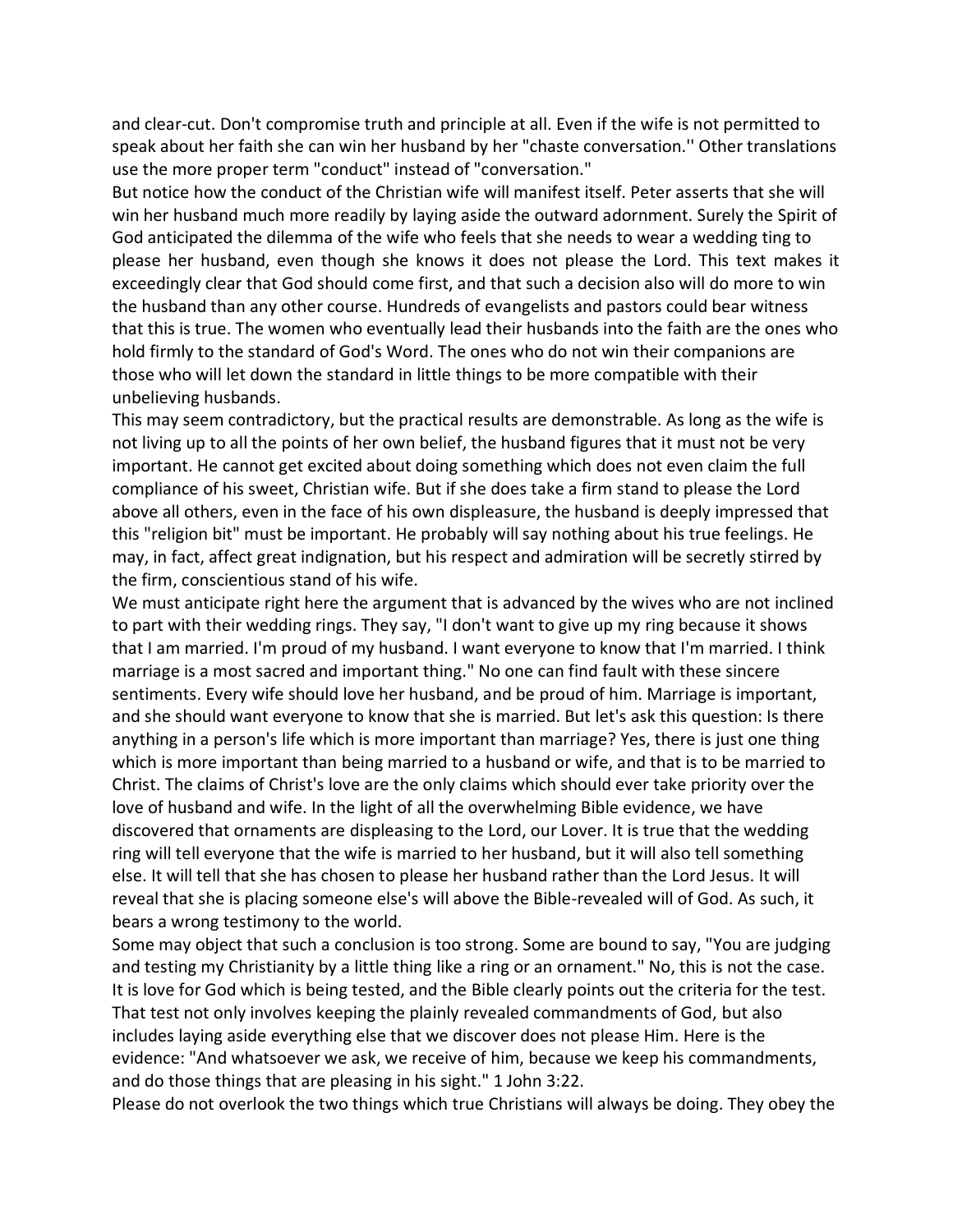and clear-cut. Don't compromise truth and principle at all. Even if the wife is not permitted to speak about her faith she can win her husband by her "chaste conversation.'' Other translations use the more proper term "conduct" instead of "conversation."

But notice how the conduct of the Christian wife will manifest itself. Peter asserts that she will win her husband much more readily by laying aside the outward adornment. Surely the Spirit of God anticipated the dilemma of the wife who feels that she needs to wear a wedding ting to please her husband, even though she knows it does not please the Lord. This text makes it exceedingly clear that God should come first, and that such a decision also will do more to win the husband than any other course. Hundreds of evangelists and pastors could bear witness that this is true. The women who eventually lead their husbands into the faith are the ones who hold firmly to the standard of God's Word. The ones who do not win their companions are those who will let down the standard in little things to be more compatible with their unbelieving husbands.

This may seem contradictory, but the practical results are demonstrable. As long as the wife is not living up to all the points of her own belief, the husband figures that it must not be very important. He cannot get excited about doing something which does not even claim the full compliance of his sweet, Christian wife. But if she does take a firm stand to please the Lord above all others, even in the face of his own displeasure, the husband is deeply impressed that this "religion bit" must be important. He probably will say nothing about his true feelings. He may, in fact, affect great indignation, but his respect and admiration will be secretly stirred by the firm, conscientious stand of his wife.

We must anticipate right here the argument that is advanced by the wives who are not inclined to part with their wedding rings. They say, "I don't want to give up my ring because it shows that I am married. I'm proud of my husband. I want everyone to know that I'm married. I think marriage is a most sacred and important thing." No one can find fault with these sincere sentiments. Every wife should love her husband, and be proud of him. Marriage is important, and she should want everyone to know that she is married. But let's ask this question: Is there anything in a person's life which is more important than marriage? Yes, there is just one thing which is more important than being married to a husband or wife, and that is to be married to Christ. The claims of Christ's love are the only claims which should ever take priority over the love of husband and wife. In the light of all the overwhelming Bible evidence, we have discovered that ornaments are displeasing to the Lord, our Lover. It is true that the wedding ring will tell everyone that the wife is married to her husband, but it will also tell something else. It will tell that she has chosen to please her husband rather than the Lord Jesus. It will reveal that she is placing someone else's will above the Bible-revealed will of God. As such, it bears a wrong testimony to the world.

Some may object that such a conclusion is too strong. Some are bound to say, "You are judging and testing my Christianity by a little thing like a ring or an ornament." No, this is not the case. It is love for God which is being tested, and the Bible clearly points out the criteria for the test. That test not only involves keeping the plainly revealed commandments of God, but also includes laying aside everything else that we discover does not please Him. Here is the evidence: "And whatsoever we ask, we receive of him, because we keep his commandments, and do those things that are pleasing in his sight." 1 John 3:22.

Please do not overlook the two things which true Christians will always be doing. They obey the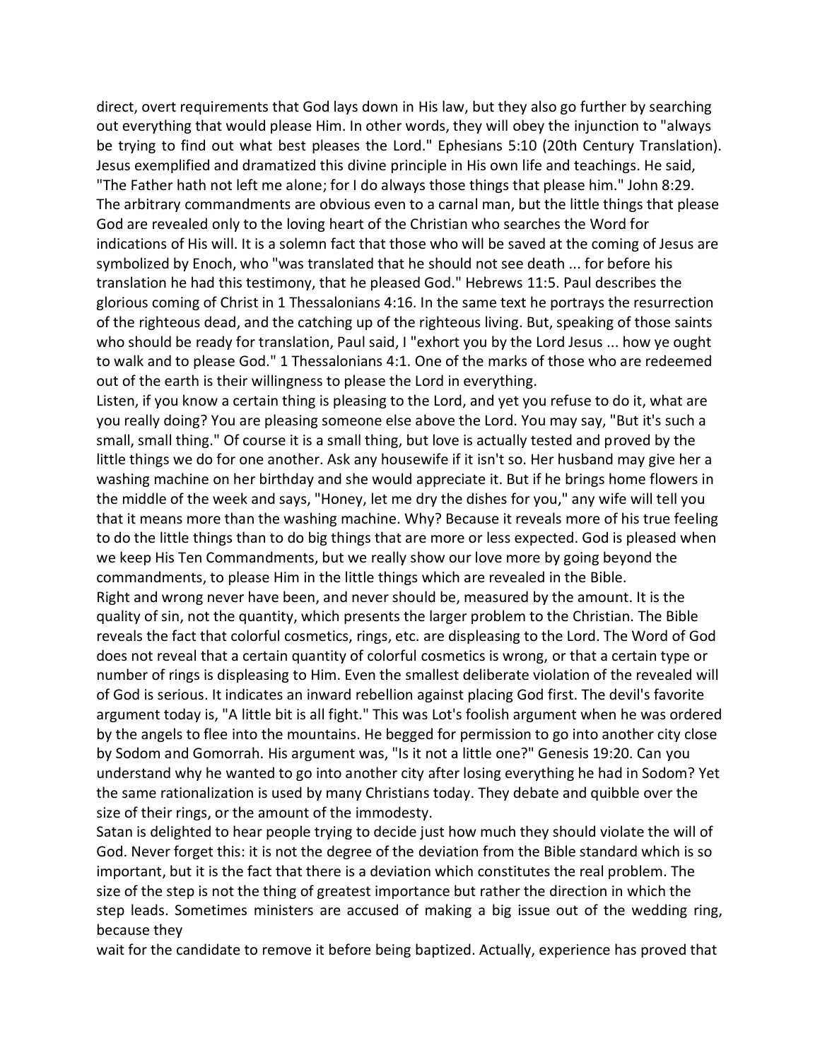direct, overt requirements that God lays down in His law, but they also go further by searching out everything that would please Him. In other words, they will obey the injunction to "always be trying to find out what best pleases the Lord." Ephesians 5:10 (20th Century Translation). Jesus exemplified and dramatized this divine principle in His own life and teachings. He said, "The Father hath not left me alone; for I do always those things that please him." John 8:29. The arbitrary commandments are obvious even to a carnal man, but the little things that please God are revealed only to the loving heart of the Christian who searches the Word for indications of His will. It is a solemn fact that those who will be saved at the coming of Jesus are symbolized by Enoch, who "was translated that he should not see death ... for before his translation he had this testimony, that he pleased God." Hebrews 11:5. Paul describes the glorious coming of Christ in 1 Thessalonians 4:16. In the same text he portrays the resurrection of the righteous dead, and the catching up of the righteous living. But, speaking of those saints who should be ready for translation, Paul said, I "exhort you by the Lord Jesus ... how ye ought to walk and to please God." 1 Thessalonians 4:1. One of the marks of those who are redeemed out of the earth is their willingness to please the Lord in everything.

Listen, if you know a certain thing is pleasing to the Lord, and yet you refuse to do it, what are you really doing? You are pleasing someone else above the Lord. You may say, "But it's such a small, small thing." Of course it is a small thing, but love is actually tested and proved by the little things we do for one another. Ask any housewife if it isn't so. Her husband may give her a washing machine on her birthday and she would appreciate it. But if he brings home flowers in the middle of the week and says, "Honey, let me dry the dishes for you," any wife will tell you that it means more than the washing machine. Why? Because it reveals more of his true feeling to do the little things than to do big things that are more or less expected. God is pleased when we keep His Ten Commandments, but we really show our love more by going beyond the commandments, to please Him in the little things which are revealed in the Bible.

Right and wrong never have been, and never should be, measured by the amount. It is the quality of sin, not the quantity, which presents the larger problem to the Christian. The Bible reveals the fact that colorful cosmetics, rings, etc. are displeasing to the Lord. The Word of God does not reveal that a certain quantity of colorful cosmetics is wrong, or that a certain type or number of rings is displeasing to Him. Even the smallest deliberate violation of the revealed will of God is serious. It indicates an inward rebellion against placing God first. The devil's favorite argument today is, "A little bit is all fight." This was Lot's foolish argument when he was ordered by the angels to flee into the mountains. He begged for permission to go into another city close by Sodom and Gomorrah. His argument was, "Is it not a little one?" Genesis 19:20. Can you understand why he wanted to go into another city after losing everything he had in Sodom? Yet the same rationalization is used by many Christians today. They debate and quibble over the size of their rings, or the amount of the immodesty.

Satan is delighted to hear people trying to decide just how much they should violate the will of God. Never forget this: it is not the degree of the deviation from the Bible standard which is so important, but it is the fact that there is a deviation which constitutes the real problem. The size of the step is not the thing of greatest importance but rather the direction in which the step leads. Sometimes ministers are accused of making a big issue out of the wedding ring, because they wait for the candidate to remove it before being baptized. Actually, experience has proved that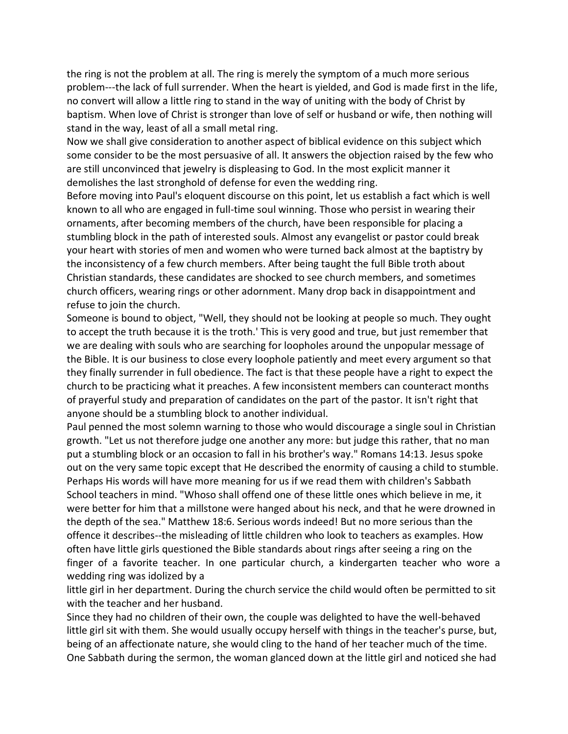the ring is not the problem at all. The ring is merely the symptom of a much more serious problem---the lack of full surrender. When the heart is yielded, and God is made first in the life, no convert will allow a little ring to stand in the way of uniting with the body of Christ by baptism. When love of Christ is stronger than love of self or husband or wife, then nothing will stand in the way, least of all a small metal ring.

Now we shall give consideration to another aspect of biblical evidence on this subject which some consider to be the most persuasive of all. It answers the objection raised by the few who are still unconvinced that jewelry is displeasing to God. In the most explicit manner it demolishes the last stronghold of defense for even the wedding ring.

Before moving into Paul's eloquent discourse on this point, let us establish a fact which is well known to all who are engaged in full-time soul winning. Those who persist in wearing their ornaments, after becoming members of the church, have been responsible for placing a stumbling block in the path of interested souls. Almost any evangelist or pastor could break your heart with stories of men and women who were turned back almost at the baptistry by the inconsistency of a few church members. After being taught the full Bible troth about Christian standards, these candidates are shocked to see church members, and sometimes church officers, wearing rings or other adornment. Many drop back in disappointment and refuse to join the church.

Someone is bound to object, "Well, they should not be looking at people so much. They ought to accept the truth because it is the troth.' This is very good and true, but just remember that we are dealing with souls who are searching for loopholes around the unpopular message of the Bible. It is our business to close every loophole patiently and meet every argument so that they finally surrender in full obedience. The fact is that these people have a right to expect the church to be practicing what it preaches. A few inconsistent members can counteract months of prayerful study and preparation of candidates on the part of the pastor. It isn't right that anyone should be a stumbling block to another individual.

Paul penned the most solemn warning to those who would discourage a single soul in Christian growth. "Let us not therefore judge one another any more: but judge this rather, that no man put a stumbling block or an occasion to fall in his brother's way." Romans 14:13. Jesus spoke out on the very same topic except that He described the enormity of causing a child to stumble. Perhaps His words will have more meaning for us if we read them with children's Sabbath School teachers in mind. "Whoso shall offend one of these little ones which believe in me, it were better for him that a millstone were hanged about his neck, and that he were drowned in the depth of the sea." Matthew 18:6. Serious words indeed! But no more serious than the offence it describes--the misleading of little children who look to teachers as examples. How often have little girls questioned the Bible standards about rings after seeing a ring on the finger of a favorite teacher. In one particular church, a kindergarten teacher who wore a wedding ring was idolized by a little girl in her department. During the church service the child would often be permitted to sit with the teacher and her husband.

Since they had no children of their own, the couple was delighted to have the well-behaved little girl sit with them. She would usually occupy herself with things in the teacher's purse, but, being of an affectionate nature, she would cling to the hand of her teacher much of the time. One Sabbath during the sermon, the woman glanced down at the little girl and noticed she had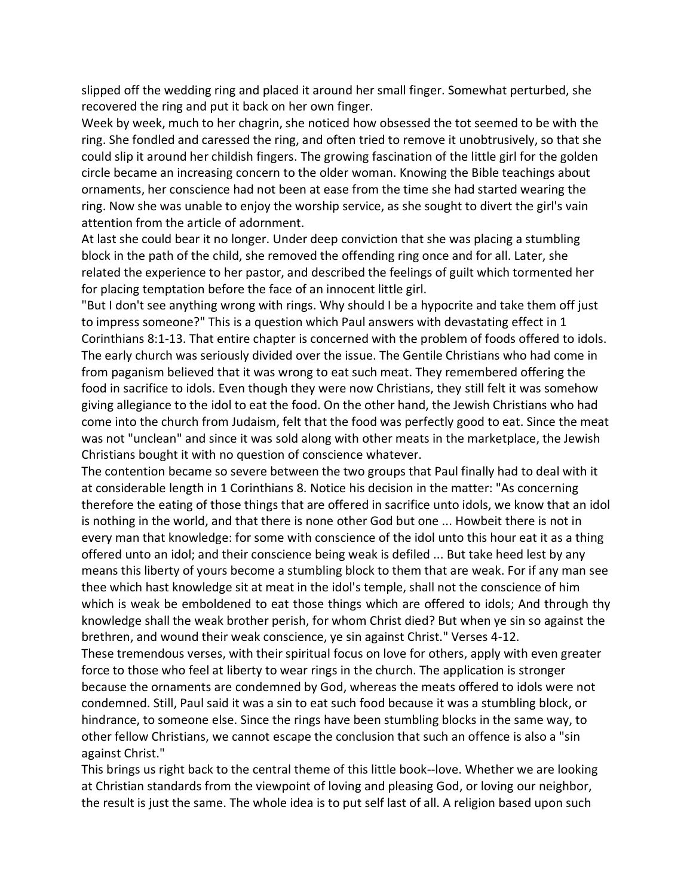slipped off the wedding ring and placed it around her small finger. Somewhat perturbed, she recovered the ring and put it back on her own finger.

Week by week, much to her chagrin, she noticed how obsessed the tot seemed to be with the ring. She fondled and caressed the ring, and often tried to remove it unobtrusively, so that she could slip it around her childish fingers. The growing fascination of the little girl for the golden circle became an increasing concern to the older woman. Knowing the Bible teachings about ornaments, her conscience had not been at ease from the time she had started wearing the ring. Now she was unable to enjoy the worship service, as she sought to divert the girl's vain attention from the article of adornment.

At last she could bear it no longer. Under deep conviction that she was placing a stumbling block in the path of the child, she removed the offending ring once and for all. Later, she related the experience to her pastor, and described the feelings of guilt which tormented her for placing temptation before the face of an innocent little girl.

"But I don't see anything wrong with rings. Why should I be a hypocrite and take them off just to impress someone?" This is a question which Paul answers with devastating effect in 1 Corinthians 8:1-13. That entire chapter is concerned with the problem of foods offered to idols. The early church was seriously divided over the issue. The Gentile Christians who had come in from paganism believed that it was wrong to eat such meat. They remembered offering the food in sacrifice to idols. Even though they were now Christians, they still felt it was somehow giving allegiance to the idol to eat the food. On the other hand, the Jewish Christians who had come into the church from Judaism, felt that the food was perfectly good to eat. Since the meat was not "unclean" and since it was sold along with other meats in the marketplace, the Jewish Christians bought it with no question of conscience whatever.

The contention became so severe between the two groups that Paul finally had to deal with it at considerable length in 1 Corinthians 8. Notice his decision in the matter: "As concerning therefore the eating of those things that are offered in sacrifice unto idols, we know that an idol is nothing in the world, and that there is none other God but one ... Howbeit there is not in every man that knowledge: for some with conscience of the idol unto this hour eat it as a thing offered unto an idol; and their conscience being weak is defiled ... But take heed lest by any means this liberty of yours become a stumbling block to them that are weak. For if any man see thee which hast knowledge sit at meat in the idol's temple, shall not the conscience of him which is weak be emboldened to eat those things which are offered to idols; And through thy knowledge shall the weak brother perish, for whom Christ died? But when ye sin so against the brethren, and wound their weak conscience, ye sin against Christ." Verses 4-12.

These tremendous verses, with their spiritual focus on love for others, apply with even greater force to those who feel at liberty to wear rings in the church. The application is stronger because the ornaments are condemned by God, whereas the meats offered to idols were not condemned. Still, Paul said it was a sin to eat such food because it was a stumbling block, or hindrance, to someone else. Since the rings have been stumbling blocks in the same way, to other fellow Christians, we cannot escape the conclusion that such an offence is also a "sin against Christ."

This brings us right back to the central theme of this little book--love. Whether we are looking at Christian standards from the viewpoint of loving and pleasing God, or loving our neighbor, the result is just the same. The whole idea is to put self last of all. A religion based upon such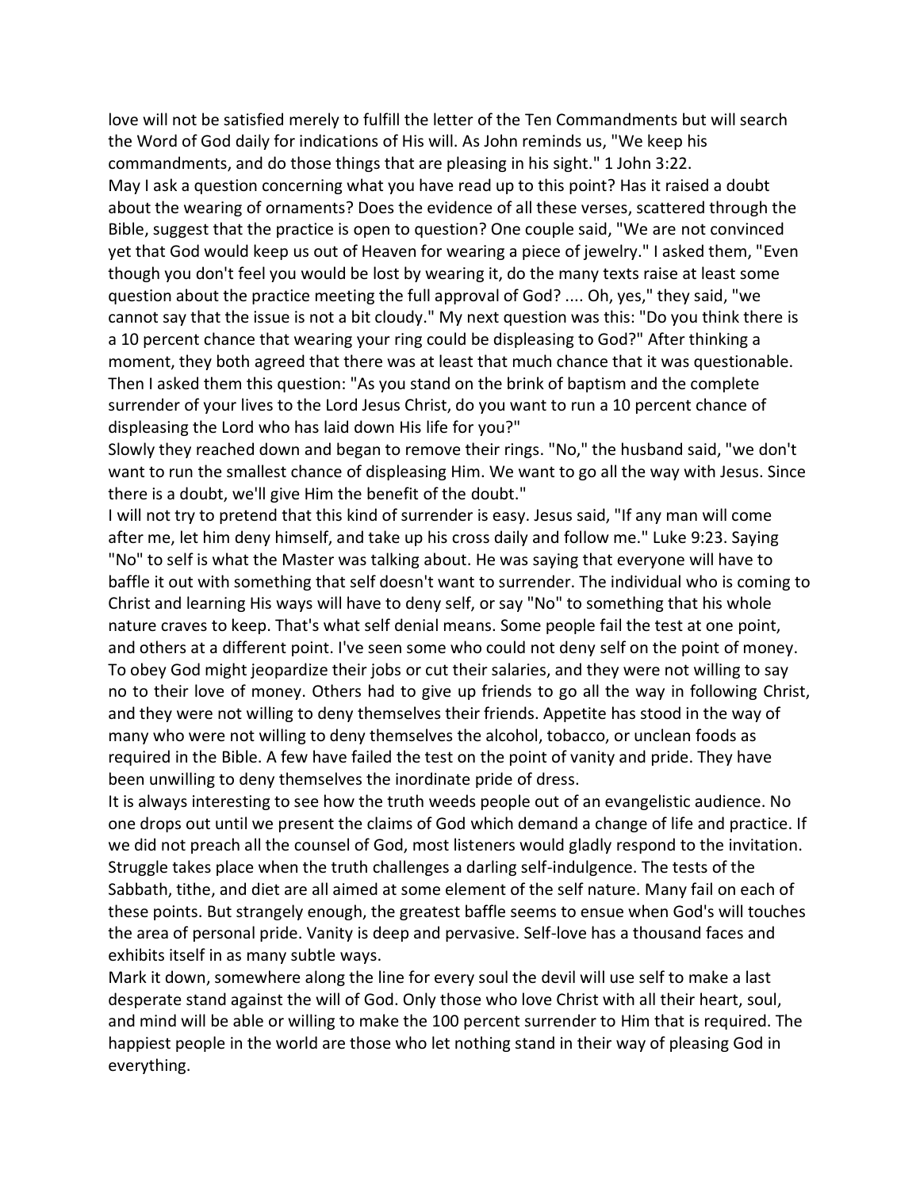love will not be satisfied merely to fulfill the letter of the Ten Commandments but will search the Word of God daily for indications of His will. As John reminds us, "We keep his commandments, and do those things that are pleasing in his sight." 1 John 3:22.

May I ask a question concerning what you have read up to this point? Has it raised a doubt about the wearing of ornaments? Does the evidence of all these verses, scattered through the Bible, suggest that the practice is open to question? One couple said, "We are not convinced yet that God would keep us out of Heaven for wearing a piece of jewelry." I asked them, "Even though you don't feel you would be lost by wearing it, do the many texts raise at least some question about the practice meeting the full approval of God? .... Oh, yes," they said, "we cannot say that the issue is not a bit cloudy." My next question was this: "Do you think there is a 10 percent chance that wearing your ring could be displeasing to God?" After thinking a moment, they both agreed that there was at least that much chance that it was questionable. Then I asked them this question: "As you stand on the brink of baptism and the complete surrender of your lives to the Lord Jesus Christ, do you want to run a 10 percent chance of displeasing the Lord who has laid down His life for you?"

Slowly they reached down and began to remove their rings. "No," the husband said, "we don't want to run the smallest chance of displeasing Him. We want to go all the way with Jesus. Since there is a doubt, we'll give Him the benefit of the doubt."

I will not try to pretend that this kind of surrender is easy. Jesus said, "If any man will come after me, let him deny himself, and take up his cross daily and follow me." Luke 9:23. Saying "No" to self is what the Master was talking about. He was saying that everyone will have to baffle it out with something that self doesn't want to surrender. The individual who is coming to Christ and learning His ways will have to deny self, or say "No" to something that his whole nature craves to keep. That's what self denial means. Some people fail the test at one point, and others at a different point. I've seen some who could not deny self on the point of money. To obey God might jeopardize their jobs or cut their salaries, and they were not willing to say no to their love of money. Others had to give up friends to go all the way in following Christ, and they were not willing to deny themselves their friends. Appetite has stood in the way of many who were not willing to deny themselves the alcohol, tobacco, or unclean foods as required in the Bible. A few have failed the test on the point of vanity and pride. They have been unwilling to deny themselves the inordinate pride of dress.

It is always interesting to see how the truth weeds people out of an evangelistic audience. No one drops out until we present the claims of God which demand a change of life and practice. If we did not preach all the counsel of God, most listeners would gladly respond to the invitation. Struggle takes place when the truth challenges a darling self-indulgence. The tests of the Sabbath, tithe, and diet are all aimed at some element of the self nature. Many fail on each of these points. But strangely enough, the greatest baffle seems to ensue when God's will touches the area of personal pride. Vanity is deep and pervasive. Self-love has a thousand faces and exhibits itself in as many subtle ways.

Mark it down, somewhere along the line for every soul the devil will use self to make a last desperate stand against the will of God. Only those who love Christ with all their heart, soul, and mind will be able or willing to make the 100 percent surrender to Him that is required. The happiest people in the world are those who let nothing stand in their way of pleasing God in everything.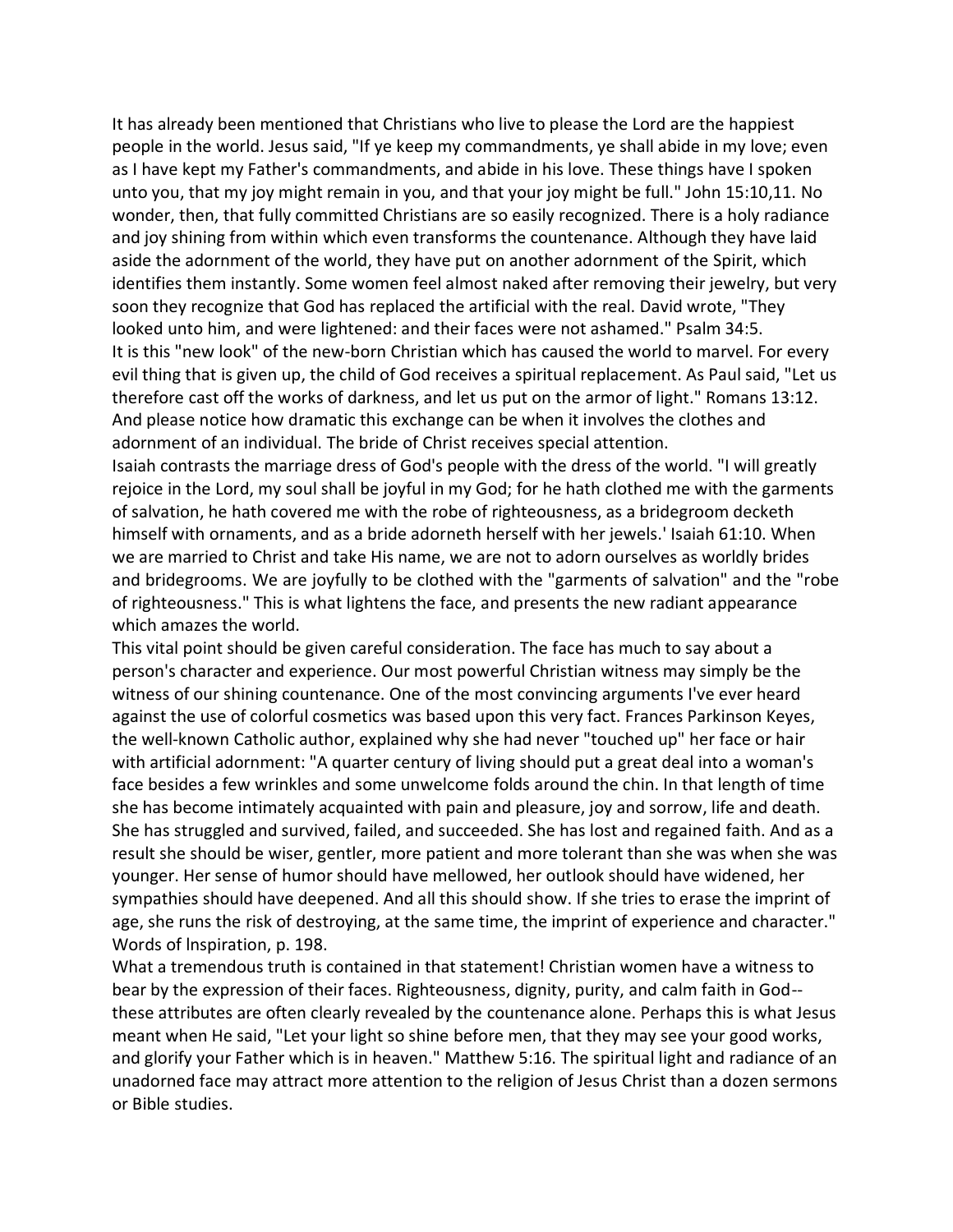It has already been mentioned that Christians who live to please the Lord are the happiest people in the world. Jesus said, "If ye keep my commandments, ye shall abide in my love; even as I have kept my Father's commandments, and abide in his love. These things have I spoken unto you, that my joy might remain in you, and that your joy might be full." John 15:10,11. No wonder, then, that fully committed Christians are so easily recognized. There is a holy radiance and joy shining from within which even transforms the countenance. Although they have laid aside the adornment of the world, they have put on another adornment of the Spirit, which identifies them instantly. Some women feel almost naked after removing their jewelry, but very soon they recognize that God has replaced the artificial with the real. David wrote, "They looked unto him, and were lightened: and their faces were not ashamed." Psalm 34:5.

It is this "new look" of the new-born Christian which has caused the world to marvel. For every evil thing that is given up, the child of God receives a spiritual replacement. As Paul said, "Let us therefore cast off the works of darkness, and let us put on the armor of light." Romans 13:12. And please notice how dramatic this exchange can be when it involves the clothes and adornment of an individual. The bride of Christ receives special attention.

Isaiah contrasts the marriage dress of God's people with the dress of the world. "I will greatly rejoice in the Lord, my soul shall be joyful in my God; for he hath clothed me with the garments of salvation, he hath covered me with the robe of righteousness, as a bridegroom decketh himself with ornaments, and as a bride adorneth herself with her jewels.' Isaiah 61:10. When we are married to Christ and take His name, we are not to adorn ourselves as worldly brides and bridegrooms. We are joyfully to be clothed with the "garments of salvation" and the "robe of righteousness." This is what lightens the face, and presents the new radiant appearance which amazes the world.

This vital point should be given careful consideration. The face has much to say about a person's character and experience. Our most powerful Christian witness may simply be the witness of our shining countenance. One of the most convincing arguments I've ever heard against the use of colorful cosmetics was based upon this very fact. Frances Parkinson Keyes, the well-known Catholic author, explained why she had never "touched up" her face or hair with artificial adornment: "A quarter century of living should put a great deal into a woman's face besides a few wrinkles and some unwelcome folds around the chin. In that length of time she has become intimately acquainted with pain and pleasure, joy and sorrow, life and death. She has struggled and survived, failed, and succeeded. She has lost and regained faith. And as a result she should be wiser, gentler, more patient and more tolerant than she was when she was younger. Her sense of humor should have mellowed, her outlook should have widened, her sympathies should have deepened. And all this should show. If she tries to erase the imprint of age, she runs the risk of destroying, at the same time, the imprint of experience and character." Words of lnspiration, p. 198.

What a tremendous truth is contained in that statement! Christian women have a witness to bear by the expression of their faces. Righteousness, dignity, purity, and calm faith in God--these attributes are often clearly revealed by the countenance alone. Perhaps this is what Jesus meant when He said, "Let your light so shine before men, that they may see your good works, and glorify your Father which is in heaven." Matthew 5:16. The spiritual light and radiance of an unadorned face may attract more attention to the religion of Jesus Christ than a dozen sermons or Bible studies.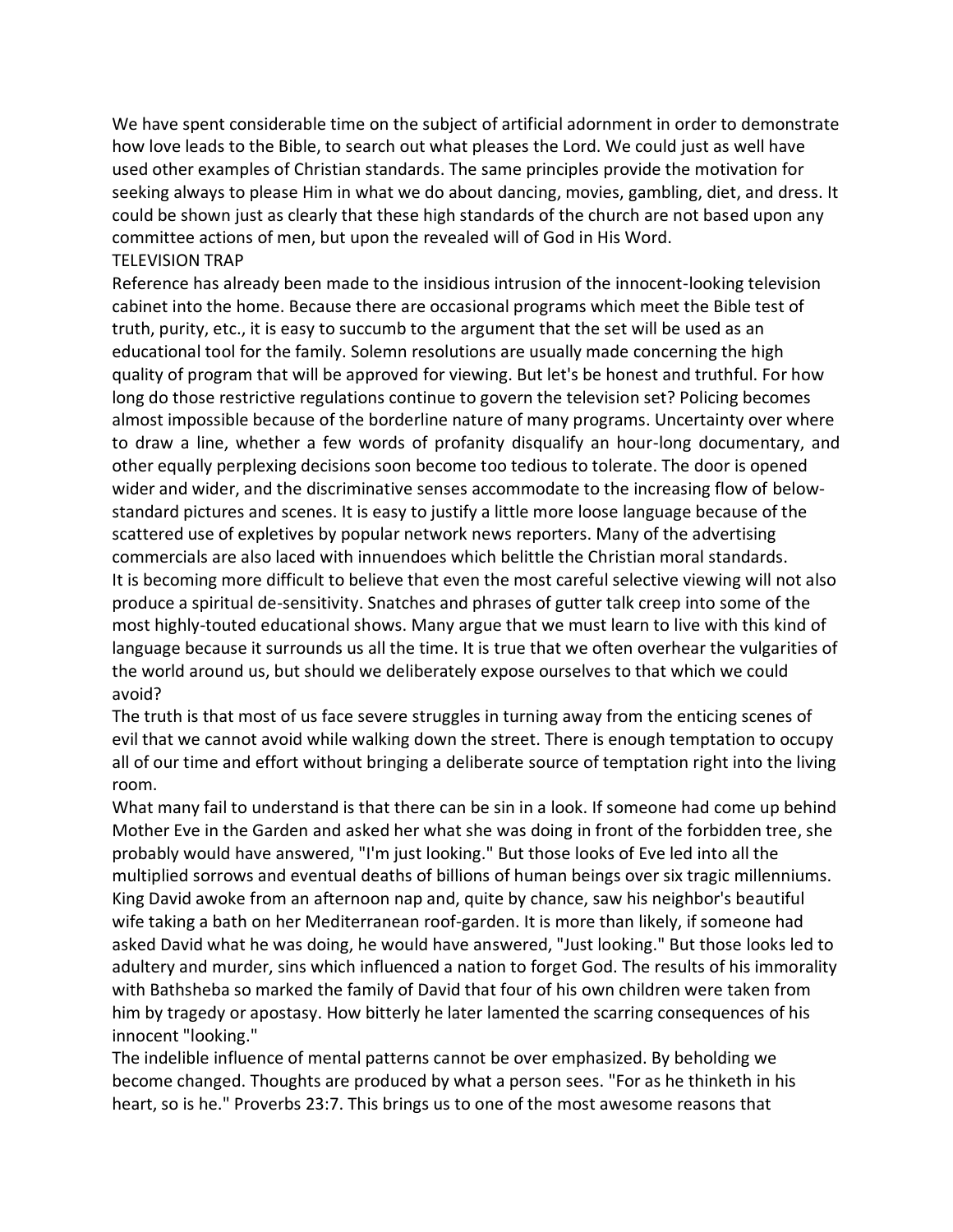We have spent considerable time on the subject of artificial adornment in order to demonstrate how love leads to the Bible, to search out what pleases the Lord. We could just as well have used other examples of Christian standards. The same principles provide the motivation for seeking always to please Him in what we do about dancing, movies, gambling, diet, and dress. It could be shown just as clearly that these high standards of the church are not based upon any committee actions of men, but upon the revealed will of God in His Word.

## TELEVISION TRAP

Reference has already been made to the insidious intrusion of the innocent-looking television cabinet into the home. Because there are occasional programs which meet the Bible test of truth, purity, etc., it is easy to succumb to the argument that the set will be used as an educational tool for the family. Solemn resolutions are usually made concerning the high quality of program that will be approved for viewing. But let's be honest and truthful. For how long do those restrictive regulations continue to govern the television set? Policing becomes almost impossible because of the borderline nature of many programs. Uncertainty over where to draw a line, whether a few words of profanity disqualify an hour-long documentary, and other equally perplexing decisions soon become too tedious to tolerate. The door is opened wider and wider, and the discriminative senses accommodate to the increasing flow of below-standard pictures and scenes. It is easy to justify a little more loose language because of the scattered use of expletives by popular network news reporters. Many of the advertising commercials are also laced with innuendoes which belittle the Christian moral standards.

It is becoming more difficult to believe that even the most careful selective viewing will not also produce a spiritual de-sensitivity. Snatches and phrases of gutter talk creep into some of the most highly-touted educational shows. Many argue that we must learn to live with this kind of language because it surrounds us all the time. It is true that we often overhear the vulgarities of the world around us, but should we deliberately expose ourselves to that which we could avoid?

The truth is that most of us face severe struggles in turning away from the enticing scenes of evil that we cannot avoid while walking down the street. There is enough temptation to occupy all of our time and effort without bringing a deliberate source of temptation right into the living room.

What many fail to understand is that there can be sin in a look. If someone had come up behind Mother Eve in the Garden and asked her what she was doing in front of the forbidden tree, she probably would have answered, "I'm just looking." But those looks of Eve led into all the multiplied sorrows and eventual deaths of billions of human beings over six tragic millenniums. King David awoke from an afternoon nap and, quite by chance, saw his neighbor's beautiful wife taking a bath on her Mediterranean roof-garden. It is more than likely, if someone had asked David what he was doing, he would have answered, "Just looking." But those looks led to adultery and murder, sins which influenced a nation to forget God. The results of his immorality with Bathsheba so marked the family of David that four of his own children were taken from him by tragedy or apostasy. How bitterly he later lamented the scarring consequences of his innocent "looking."

The indelible influence of mental patterns cannot be over emphasized. By beholding we become changed. Thoughts are produced by what a person sees. "For as he thinketh in his heart, so is he." Proverbs 23:7. This brings us to one of the most awesome reasons that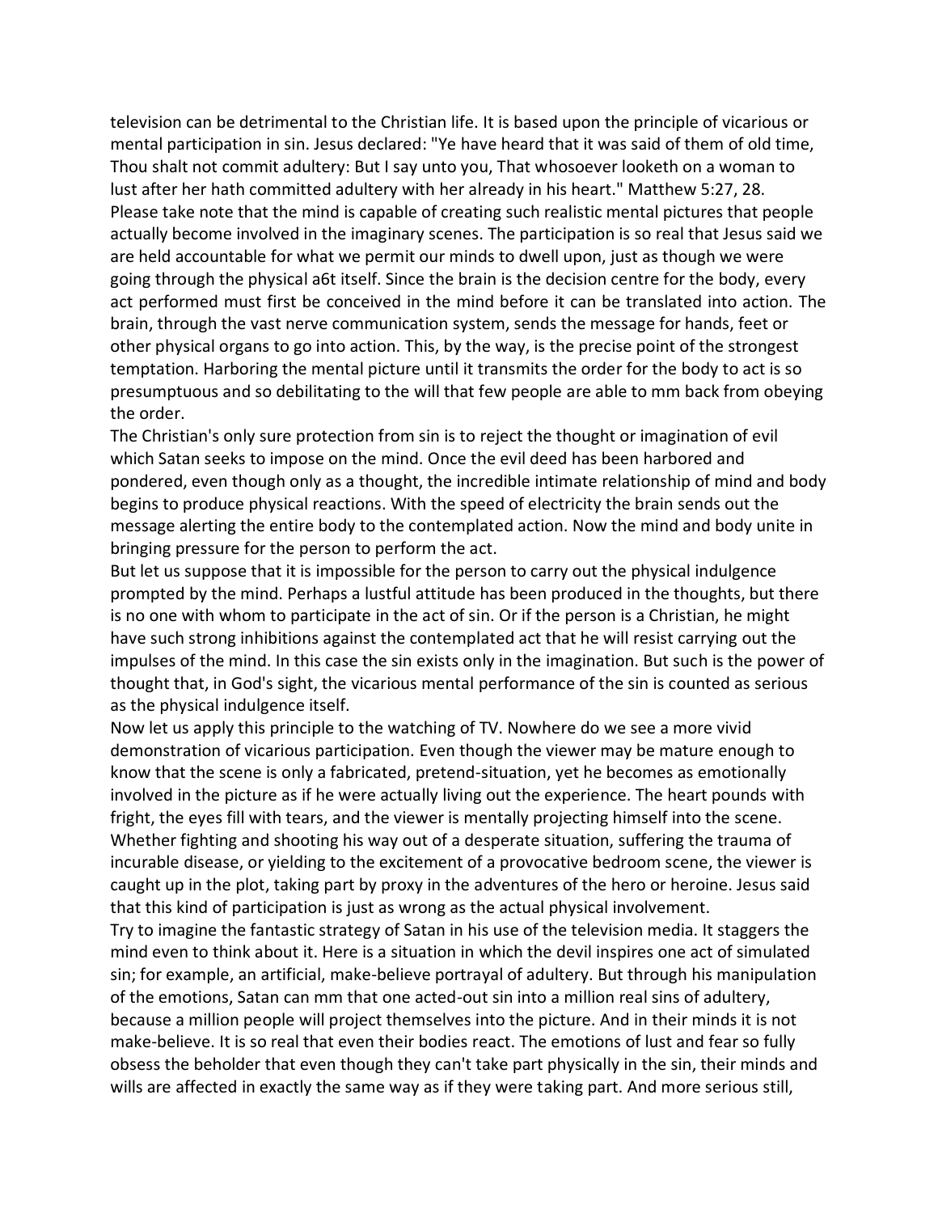television can be detrimental to the Christian life. It is based upon the principle of vicarious or mental participation in sin. Jesus declared: "Ye have heard that it was said of them of old time, Thou shalt not commit adultery: But I say unto you, That whosoever looketh on a woman to lust after her hath committed adultery with her already in his heart." Matthew 5:27, 28.
Please take note that the mind is capable of creating such realistic mental pictures that people actually become involved in the imaginary scenes. The participation is so real that Jesus said we are held accountable for what we permit our minds to dwell upon, just as though we were going through the physical a6t itself. Since the brain is the decision centre for the body, every act performed must first be conceived in the mind before it can be translated into action. The brain, through the vast nerve communication system, sends the message for hands, feet or other physical organs to go into action. This, by the way, is the precise point of the strongest temptation. Harboring the mental picture until it transmits the order for the body to act is so presumptuous and so debilitating to the will that few people are able to mm back from obeying the order.

The Christian's only sure protection from sin is to reject the thought or imagination of evil which Satan seeks to impose on the mind. Once the evil deed has been harbored and pondered, even though only as a thought, the incredible intimate relationship of mind and body begins to produce physical reactions. With the speed of electricity the brain sends out the message alerting the entire body to the contemplated action. Now the mind and body unite in bringing pressure for the person to perform the act.

But let us suppose that it is impossible for the person to carry out the physical indulgence prompted by the mind. Perhaps a lustful attitude has been produced in the thoughts, but there is no one with whom to participate in the act of sin. Or if the person is a Christian, he might have such strong inhibitions against the contemplated act that he will resist carrying out the impulses of the mind. In this case the sin exists only in the imagination. But such is the power of thought that, in God's sight, the vicarious mental performance of the sin is counted as serious as the physical indulgence itself.

Now let us apply this principle to the watching of TV. Nowhere do we see a more vivid demonstration of vicarious participation. Even though the viewer may be mature enough to know that the scene is only a fabricated, pretend-situation, yet he becomes as emotionally involved in the picture as if he were actually living out the experience. The heart pounds with fright, the eyes fill with tears, and the viewer is mentally projecting himself into the scene. Whether fighting and shooting his way out of a desperate situation, suffering the trauma of incurable disease, or yielding to the excitement of a provocative bedroom scene, the viewer is caught up in the plot, taking part by proxy in the adventures of the hero or heroine. Jesus said that this kind of participation is just as wrong as the actual physical involvement.

Try to imagine the fantastic strategy of Satan in his use of the television media. It staggers the mind even to think about it. Here is a situation in which the devil inspires one act of simulated sin; for example, an artificial, make-believe portrayal of adultery. But through his manipulation of the emotions, Satan can mm that one acted-out sin into a million real sins of adultery, because a million people will project themselves into the picture. And in their minds it is not make-believe. It is so real that even their bodies react. The emotions of lust and fear so fully obsess the beholder that even though they can't take part physically in the sin, their minds and wills are affected in exactly the same way as if they were taking part. And more serious still,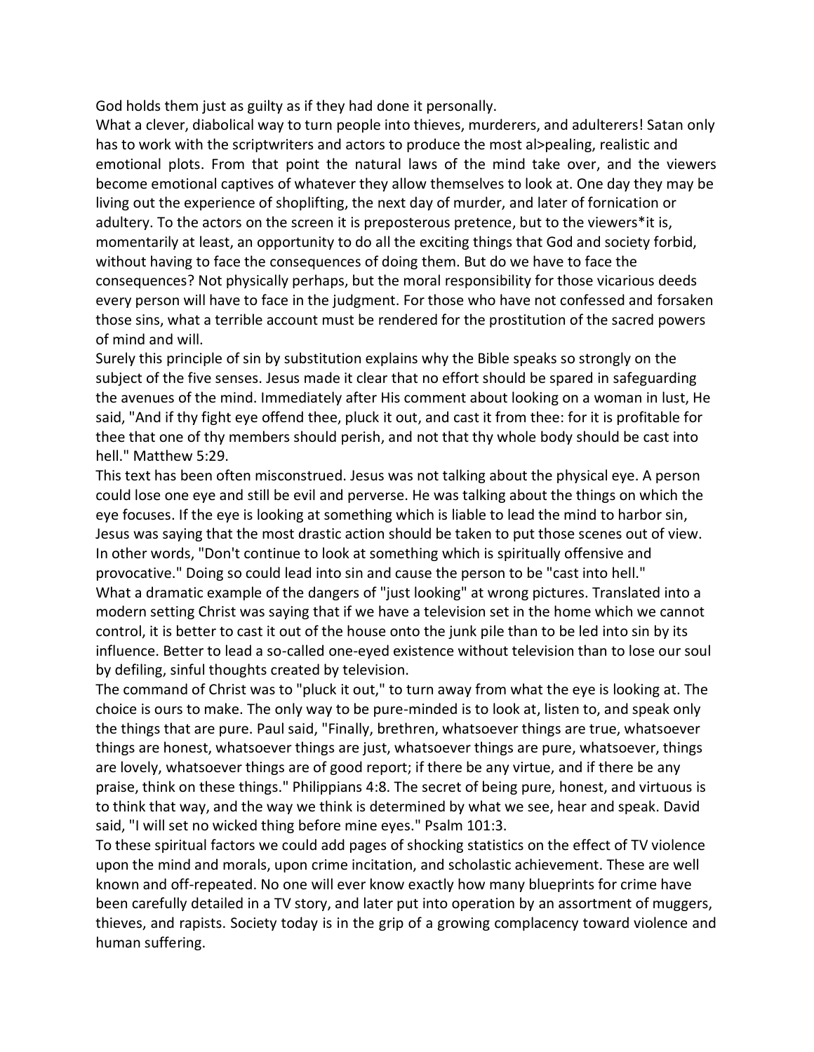God holds them just as guilty as if they had done it personally.

What a clever, diabolical way to turn people into thieves, murderers, and adulterers! Satan only has to work with the scriptwriters and actors to produce the most al>pealing, realistic and emotional plots. From that point the natural laws of the mind take over, and the viewers become emotional captives of whatever they allow themselves to look at. One day they may be living out the experience of shoplifting, the next day of murder, and later of fornication or adultery. To the actors on the screen it is preposterous pretence, but to the viewers*it is, momentarily at least, an opportunity to do all the exciting things that God and society forbid, without having to face the consequences of doing them. But do we have to face the consequences? Not physically perhaps, but the moral responsibility for those vicarious deeds every person will have to face in the judgment. For those who have not confessed and forsaken those sins, what a terrible account must be rendered for the prostitution of the sacred powers of mind and will.

Surely this principle of sin by substitution explains why the Bible speaks so strongly on the subject of the five senses. Jesus made it clear that no effort should be spared in safeguarding the avenues of the mind. Immediately after His comment about looking on a woman in lust, He said, "And if thy fight eye offend thee, pluck it out, and cast it from thee: for it is profitable for thee that one of thy members should perish, and not that thy whole body should be cast into hell." Matthew 5:29.

This text has been often misconstrued. Jesus was not talking about the physical eye. A person could lose one eye and still be evil and perverse. He was talking about the things on which the eye focuses. If the eye is looking at something which is liable to lead the mind to harbor sin, Jesus was saying that the most drastic action should be taken to put those scenes out of view. In other words, "Don't continue to look at something which is spiritually offensive and provocative." Doing so could lead into sin and cause the person to be "cast into hell."

What a dramatic example of the dangers of "just looking" at wrong pictures. Translated into a modern setting Christ was saying that if we have a television set in the home which we cannot control, it is better to cast it out of the house onto the junk pile than to be led into sin by its influence. Better to lead a so-called one-eyed existence without television than to lose our soul by defiling, sinful thoughts created by television.

The command of Christ was to "pluck it out," to turn away from what the eye is looking at. The choice is ours to make. The only way to be pure-minded is to look at, listen to, and speak only the things that are pure. Paul said, "Finally, brethren, whatsoever things are true, whatsoever things are honest, whatsoever things are just, whatsoever things are pure, whatsoever, things are lovely, whatsoever things are of good report; if there be any virtue, and if there be any praise, think on these things." Philippians 4:8. The secret of being pure, honest, and virtuous is to think that way, and the way we think is determined by what we see, hear and speak. David said, "I will set no wicked thing before mine eyes." Psalm 101:3.

To these spiritual factors we could add pages of shocking statistics on the effect of TV violence upon the mind and morals, upon crime incitation, and scholastic achievement. These are well known and off-repeated. No one will ever know exactly how many blueprints for crime have been carefully detailed in a TV story, and later put into operation by an assortment of muggers, thieves, and rapists. Society today is in the grip of a growing complacency toward violence and human suffering.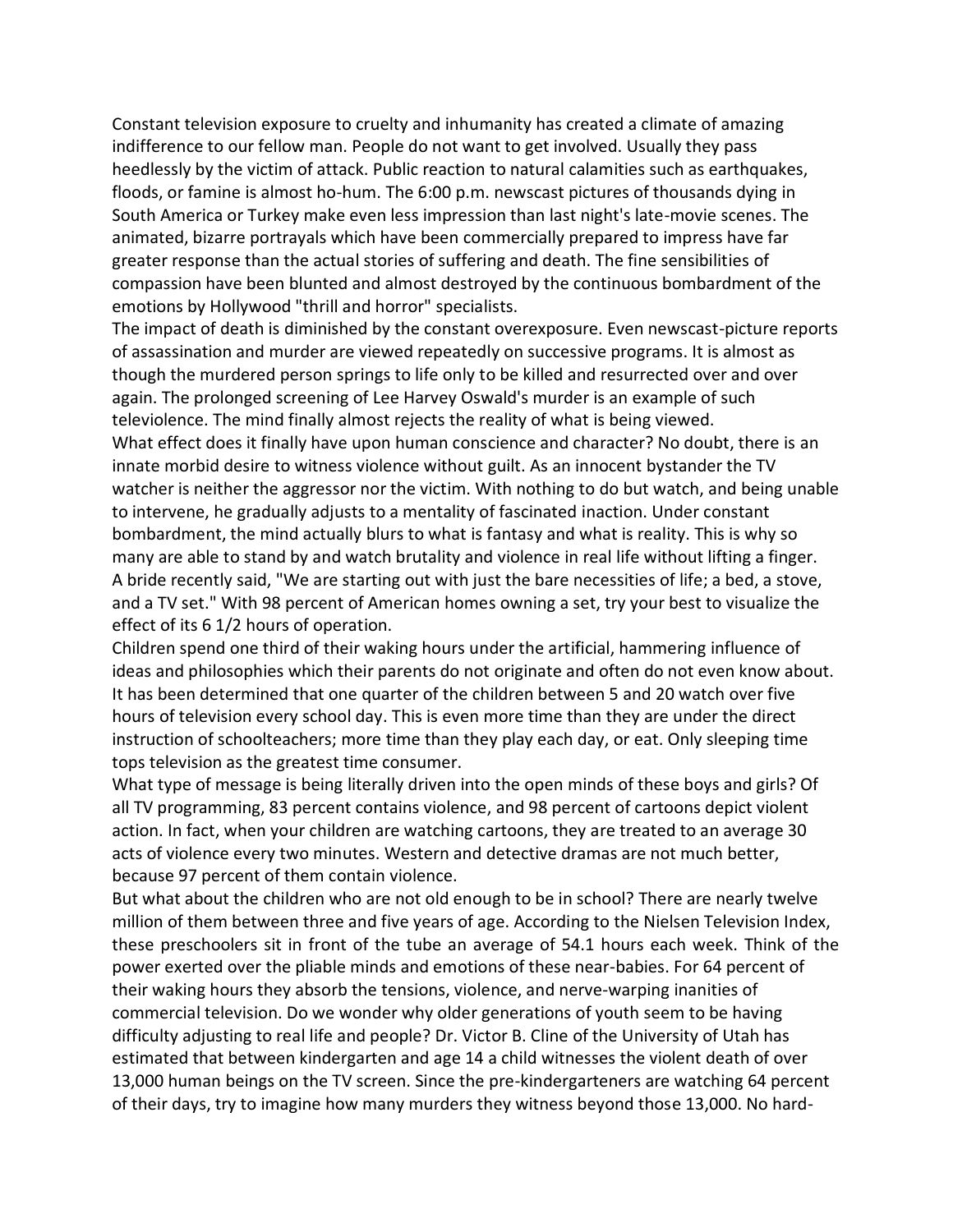Constant television exposure to cruelty and inhumanity has created a climate of amazing indifference to our fellow man. People do not want to get involved. Usually they pass heedlessly by the victim of attack. Public reaction to natural calamities such as earthquakes, floods, or famine is almost ho-hum. The 6:00 p.m. newscast pictures of thousands dying in South America or Turkey make even less impression than last night's late-movie scenes. The animated, bizarre portrayals which have been commercially prepared to impress have far greater response than the actual stories of suffering and death. The fine sensibilities of compassion have been blunted and almost destroyed by the continuous bombardment of the emotions by Hollywood "thrill and horror" specialists.

The impact of death is diminished by the constant overexposure. Even newscast-picture reports of assassination and murder are viewed repeatedly on successive programs. It is almost as though the murdered person springs to life only to be killed and resurrected over and over again. The prolonged screening of Lee Harvey Oswald's murder is an example of such televiolence. The mind finally almost rejects the reality of what is being viewed.

What effect does it finally have upon human conscience and character? No doubt, there is an innate morbid desire to witness violence without guilt. As an innocent bystander the TV watcher is neither the aggressor nor the victim. With nothing to do but watch, and being unable to intervene, he gradually adjusts to a mentality of fascinated inaction. Under constant bombardment, the mind actually blurs to what is fantasy and what is reality. This is why so many are able to stand by and watch brutality and violence in real life without lifting a finger.

A bride recently said, "We are starting out with just the bare necessities of life; a bed, a stove, and a TV set." With 98 percent of American homes owning a set, try your best to visualize the effect of its 6 1/2 hours of operation.

Children spend one third of their waking hours under the artificial, hammering influence of ideas and philosophies which their parents do not originate and often do not even know about. It has been determined that one quarter of the children between 5 and 20 watch over five hours of television every school day. This is even more time than they are under the direct instruction of schoolteachers; more time than they play each day, or eat. Only sleeping time tops television as the greatest time consumer.

What type of message is being literally driven into the open minds of these boys and girls? Of all TV programming, 83 percent contains violence, and 98 percent of cartoons depict violent action. In fact, when your children are watching cartoons, they are treated to an average 30 acts of violence every two minutes. Western and detective dramas are not much better, because 97 percent of them contain violence.

But what about the children who are not old enough to be in school? There are nearly twelve million of them between three and five years of age. According to the Nielsen Television Index, these preschoolers sit in front of the tube an average of 54.1 hours each week. Think of the power exerted over the pliable minds and emotions of these near-babies. For 64 percent of their waking hours they absorb the tensions, violence, and nerve-warping inanities of commercial television. Do we wonder why older generations of youth seem to be having difficulty adjusting to real life and people? Dr. Victor B. Cline of the University of Utah has estimated that between kindergarten and age 14 a child witnesses the violent death of over 13,000 human beings on the TV screen. Since the pre-kindergarteners are watching 64 percent of their days, try to imagine how many murders they witness beyond those 13,000. No hard-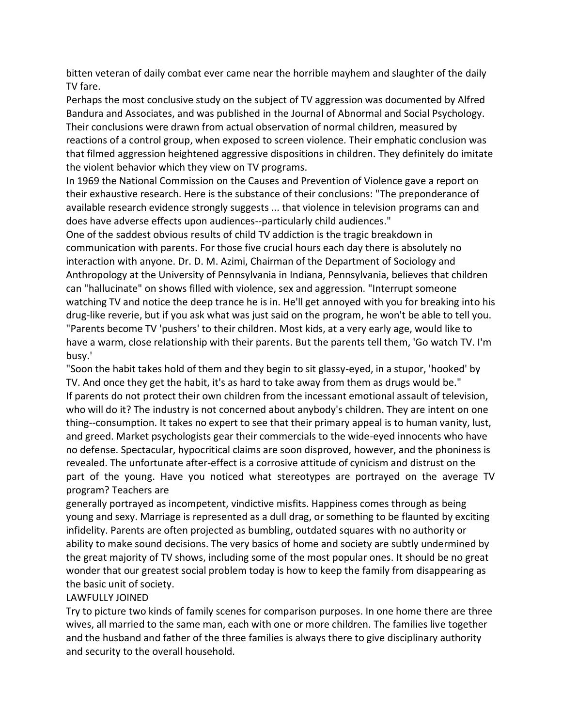bitten veteran of daily combat ever came near the horrible mayhem and slaughter of the daily TV fare.

Perhaps the most conclusive study on the subject of TV aggression was documented by Alfred Bandura and Associates, and was published in the Journal of Abnormal and Social Psychology. Their conclusions were drawn from actual observation of normal children, measured by reactions of a control group, when exposed to screen violence. Their emphatic conclusion was that filmed aggression heightened aggressive dispositions in children. They definitely do imitate the violent behavior which they view on TV programs.

In 1969 the National Commission on the Causes and Prevention of Violence gave a report on their exhaustive research. Here is the substance of their conclusions: "The preponderance of available research evidence strongly suggests ... that violence in television programs can and does have adverse effects upon audiences--particularly child audiences."

One of the saddest obvious results of child TV addiction is the tragic breakdown in communication with parents. For those five crucial hours each day there is absolutely no interaction with anyone. Dr. D. M. Azimi, Chairman of the Department of Sociology and Anthropology at the University of Pennsylvania in Indiana, Pennsylvania, believes that children can "hallucinate" on shows filled with violence, sex and aggression. "Interrupt someone watching TV and notice the deep trance he is in. He'll get annoyed with you for breaking into his drug-like reverie, but if you ask what was just said on the program, he won't be able to tell you.

"Parents become TV 'pushers' to their children. Most kids, at a very early age, would like to have a warm, close relationship with their parents. But the parents tell them, 'Go watch TV. I'm busy.'

"Soon the habit takes hold of them and they begin to sit glassy-eyed, in a stupor, 'hooked' by TV. And once they get the habit, it's as hard to take away from them as drugs would be."

If parents do not protect their own children from the incessant emotional assault of television, who will do it? The industry is not concerned about anybody's children. They are intent on one thing--consumption. It takes no expert to see that their primary appeal is to human vanity, lust, and greed. Market psychologists gear their commercials to the wide-eyed innocents who have no defense. Spectacular, hypocritical claims are soon disproved, however, and the phoniness is revealed. The unfortunate after-effect is a corrosive attitude of cynicism and distrust on the part of the young. Have you noticed what stereotypes are portrayed on the average TV program? Teachers are generally portrayed as incompetent, vindictive misfits. Happiness comes through as being young and sexy. Marriage is represented as a dull drag, or something to be flaunted by exciting infidelity. Parents are often projected as bumbling, outdated squares with no authority or ability to make sound decisions. The very basics of home and society are subtly undermined by the great majority of TV shows, including some of the most popular ones. It should be no great wonder that our greatest social problem today is how to keep the family from disappearing as the basic unit of society.

## LAWFULLY JOINED

Try to picture two kinds of family scenes for comparison purposes. In one home there are three wives, all married to the same man, each with one or more children. The families live together and the husband and father of the three families is always there to give disciplinary authority and security to the overall household.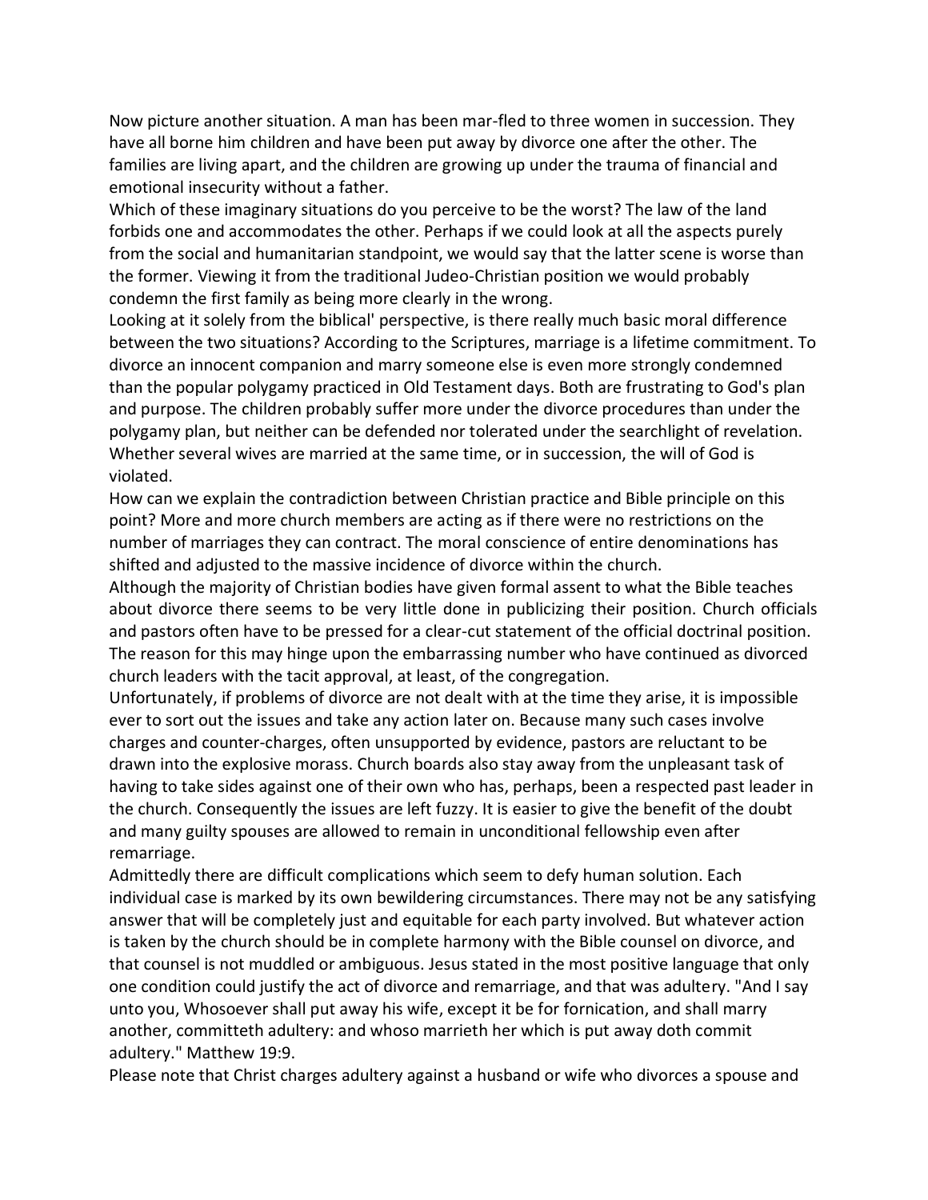Now picture another situation. A man has been mar-fled to three women in succession. They have all borne him children and have been put away by divorce one after the other. The families are living apart, and the children are growing up under the trauma of financial and emotional insecurity without a father.

Which of these imaginary situations do you perceive to be the worst? The law of the land forbids one and accommodates the other. Perhaps if we could look at all the aspects purely from the social and humanitarian standpoint, we would say that the latter scene is worse than the former. Viewing it from the traditional Judeo-Christian position we would probably condemn the first family as being more clearly in the wrong.

Looking at it solely from the biblical' perspective, is there really much basic moral difference between the two situations? According to the Scriptures, marriage is a lifetime commitment. To divorce an innocent companion and marry someone else is even more strongly condemned than the popular polygamy practiced in Old Testament days. Both are frustrating to God's plan and purpose. The children probably suffer more under the divorce procedures than under the polygamy plan, but neither can be defended nor tolerated under the searchlight of revelation. Whether several wives are married at the same time, or in succession, the will of God is violated.

How can we explain the contradiction between Christian practice and Bible principle on this point? More and more church members are acting as if there were no restrictions on the number of marriages they can contract. The moral conscience of entire denominations has shifted and adjusted to the massive incidence of divorce within the church.

Although the majority of Christian bodies have given formal assent to what the Bible teaches about divorce there seems to be very little done in publicizing their position. Church officials and pastors often have to be pressed for a clear-cut statement of the official doctrinal position. The reason for this may hinge upon the embarrassing number who have continued as divorced church leaders with the tacit approval, at least, of the congregation.

Unfortunately, if problems of divorce are not dealt with at the time they arise, it is impossible ever to sort out the issues and take any action later on. Because many such cases involve charges and counter-charges, often unsupported by evidence, pastors are reluctant to be drawn into the explosive morass. Church boards also stay away from the unpleasant task of having to take sides against one of their own who has, perhaps, been a respected past leader in the church. Consequently the issues are left fuzzy. It is easier to give the benefit of the doubt and many guilty spouses are allowed to remain in unconditional fellowship even after remarriage.

Admittedly there are difficult complications which seem to defy human solution. Each individual case is marked by its own bewildering circumstances. There may not be any satisfying answer that will be completely just and equitable for each party involved. But whatever action is taken by the church should be in complete harmony with the Bible counsel on divorce, and that counsel is not muddled or ambiguous. Jesus stated in the most positive language that only one condition could justify the act of divorce and remarriage, and that was adultery. "And I say unto you, Whosoever shall put away his wife, except it be for fornication, and shall marry another, committeth adultery: and whoso marrieth her which is put away doth commit adultery." Matthew 19:9.

Please note that Christ charges adultery against a husband or wife who divorces a spouse and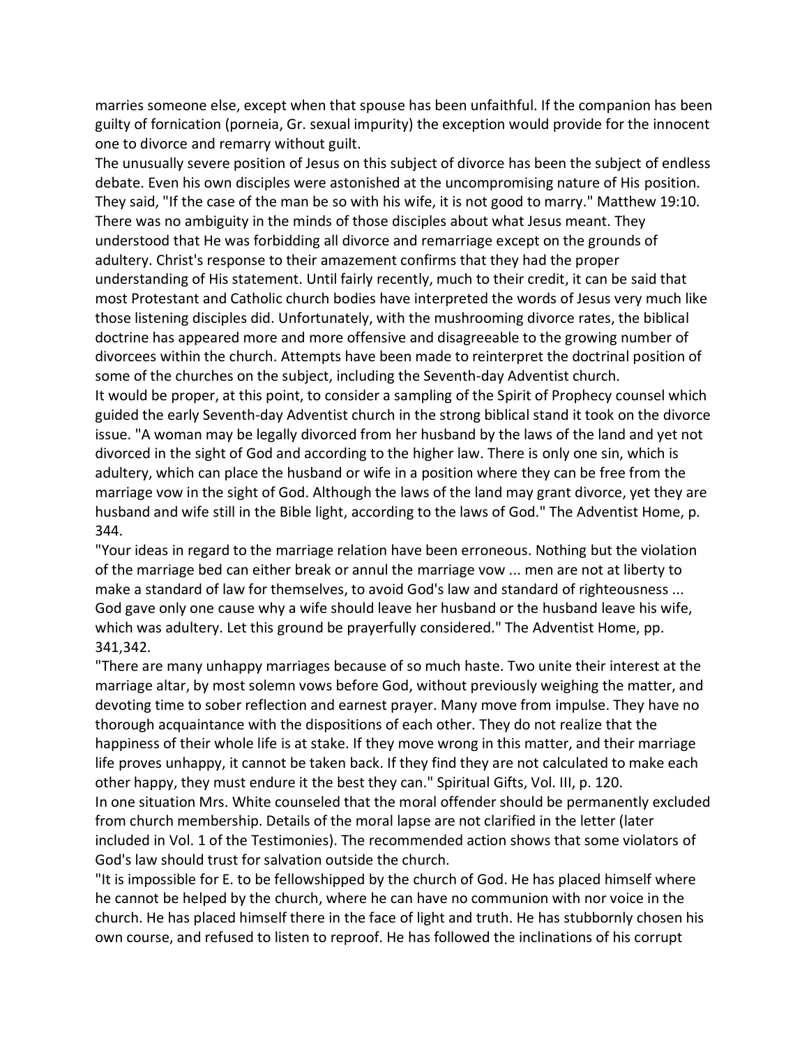marries someone else, except when that spouse has been unfaithful. If the companion has been guilty of fornication (porneia, Gr. sexual impurity) the exception would provide for the innocent one to divorce and remarry without guilt.

The unusually severe position of Jesus on this subject of divorce has been the subject of endless debate. Even his own disciples were astonished at the uncompromising nature of His position. They said, "If the case of the man be so with his wife, it is not good to marry." Matthew 19:10. There was no ambiguity in the minds of those disciples about what Jesus meant. They understood that He was forbidding all divorce and remarriage except on the grounds of adultery. Christ's response to their amazement confirms that they had the proper understanding of His statement. Until fairly recently, much to their credit, it can be said that most Protestant and Catholic church bodies have interpreted the words of Jesus very much like those listening disciples did. Unfortunately, with the mushrooming divorce rates, the biblical doctrine has appeared more and more offensive and disagreeable to the growing number of divorcees within the church. Attempts have been made to reinterpret the doctrinal position of some of the churches on the subject, including the Seventh-day Adventist church.

It would be proper, at this point, to consider a sampling of the Spirit of Prophecy counsel which guided the early Seventh-day Adventist church in the strong biblical stand it took on the divorce issue. "A woman may be legally divorced from her husband by the laws of the land and yet not divorced in the sight of God and according to the higher law. There is only one sin, which is adultery, which can place the husband or wife in a position where they can be free from the marriage vow in the sight of God. Although the laws of the land may grant divorce, yet they are husband and wife still in the Bible light, according to the laws of God." The Adventist Home, p. 344.

"Your ideas in regard to the marriage relation have been erroneous. Nothing but the violation of the marriage bed can either break or annul the marriage vow ... men are not at liberty to make a standard of law for themselves, to avoid God's law and standard of righteousness ... God gave only one cause why a wife should leave her husband or the husband leave his wife, which was adultery. Let this ground be prayerfully considered." The Adventist Home, pp. 341,342.

"There are many unhappy marriages because of so much haste. Two unite their interest at the marriage altar, by most solemn vows before God, without previously weighing the matter, and devoting time to sober reflection and earnest prayer. Many move from impulse. They have no thorough acquaintance with the dispositions of each other. They do not realize that the happiness of their whole life is at stake. If they move wrong in this matter, and their marriage life proves unhappy, it cannot be taken back. If they find they are not calculated to make each other happy, they must endure it the best they can." Spiritual Gifts, Vol. III, p. 120.

In one situation Mrs. White counseled that the moral offender should be permanently excluded from church membership. Details of the moral lapse are not clarified in the letter (later included in Vol. 1 of the Testimonies). The recommended action shows that some violators of God's law should trust for salvation outside the church.

"It is impossible for E. to be fellowshipped by the church of God. He has placed himself where he cannot be helped by the church, where he can have no communion with nor voice in the church. He has placed himself there in the face of light and truth. He has stubbornly chosen his own course, and refused to listen to reproof. He has followed the inclinations of his corrupt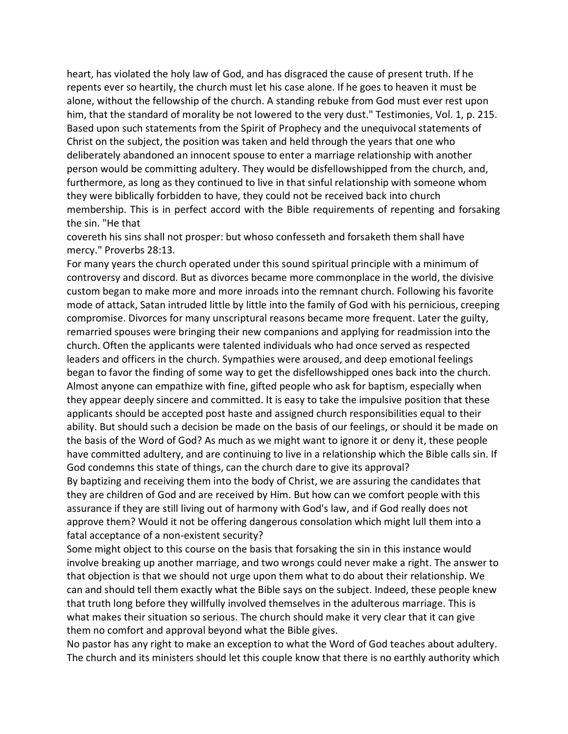heart, has violated the holy law of God, and has disgraced the cause of present truth. If he repents ever so heartily, the church must let his case alone. If he goes to heaven it must be alone, without the fellowship of the church. A standing rebuke from God must ever rest upon him, that the standard of morality be not lowered to the very dust." Testimonies, Vol. 1, p. 215. Based upon such statements from the Spirit of Prophecy and the unequivocal statements of Christ on the subject, the position was taken and held through the years that one who deliberately abandoned an innocent spouse to enter a marriage relationship with another person would be committing adultery. They would be disfellowshipped from the church, and, furthermore, as long as they continued to live in that sinful relationship with someone whom they were biblically forbidden to have, they could not be received back into church membership. This is in perfect accord with the Bible requirements of repenting and forsaking the sin. "He that covereth his sins shall not prosper: but whoso confesseth and forsaketh them shall have mercy." Proverbs 28:13.

For many years the church operated under this sound spiritual principle with a minimum of controversy and discord. But as divorces became more commonplace in the world, the divisive custom began to make more and more inroads into the remnant church. Following his favorite mode of attack, Satan intruded little by little into the family of God with his pernicious, creeping compromise. Divorces for many unscriptural reasons became more frequent. Later the guilty, remarried spouses were bringing their new companions and applying for readmission into the church. Often the applicants were talented individuals who had once served as respected leaders and officers in the church. Sympathies were aroused, and deep emotional feelings began to favor the finding of some way to get the disfellowshipped ones back into the church. Almost anyone can empathize with fine, gifted people who ask for baptism, especially when they appear deeply sincere and committed. It is easy to take the impulsive position that these applicants should be accepted post haste and assigned church responsibilities equal to their ability. But should such a decision be made on the basis of our feelings, or should it be made on the basis of the Word of God? As much as we might want to ignore it or deny it, these people have committed adultery, and are continuing to live in a relationship which the Bible calls sin. If God condemns this state of things, can the church dare to give its approval?

By baptizing and receiving them into the body of Christ, we are assuring the candidates that they are children of God and are received by Him. But how can we comfort people with this assurance if they are still living out of harmony with God's law, and if God really does not approve them? Would it not be offering dangerous consolation which might lull them into a fatal acceptance of a non-existent security?

Some might object to this course on the basis that forsaking the sin in this instance would involve breaking up another marriage, and two wrongs could never make a right. The answer to that objection is that we should not urge upon them what to do about their relationship. We can and should tell them exactly what the Bible says on the subject. Indeed, these people knew that truth long before they willfully involved themselves in the adulterous marriage. This is what makes their situation so serious. The church should make it very clear that it can give them no comfort and approval beyond what the Bible gives.

No pastor has any right to make an exception to what the Word of God teaches about adultery. The church and its ministers should let this couple know that there is no earthly authority which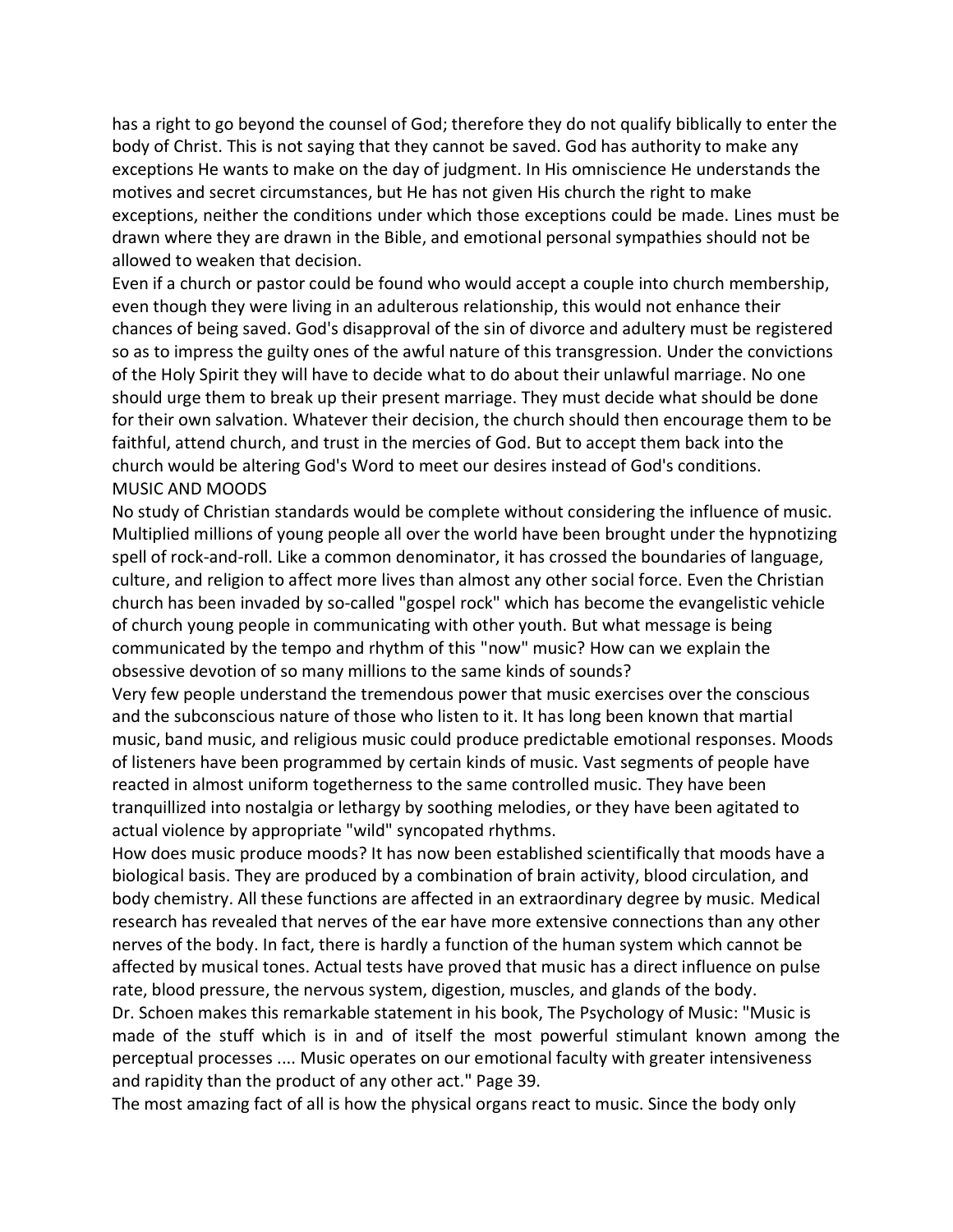has a right to go beyond the counsel of God; therefore they do not qualify biblically to enter the body of Christ. This is not saying that they cannot be saved. God has authority to make any exceptions He wants to make on the day of judgment. In His omniscience He understands the motives and secret circumstances, but He has not given His church the right to make exceptions, neither the conditions under which those exceptions could be made. Lines must be drawn where they are drawn in the Bible, and emotional personal sympathies should not be allowed to weaken that decision.

Even if a church or pastor could be found who would accept a couple into church membership, even though they were living in an adulterous relationship, this would not enhance their chances of being saved. God's disapproval of the sin of divorce and adultery must be registered so as to impress the guilty ones of the awful nature of this transgression. Under the convictions of the Holy Spirit they will have to decide what to do about their unlawful marriage. No one should urge them to break up their present marriage. They must decide what should be done for their own salvation. Whatever their decision, the church should then encourage them to be faithful, attend church, and trust in the mercies of God. But to accept them back into the church would be altering God's Word to meet our desires instead of God's conditions.

## MUSIC AND MOODS

No study of Christian standards would be complete without considering the influence of music. Multiplied millions of young people all over the world have been brought under the hypnotizing spell of rock-and-roll. Like a common denominator, it has crossed the boundaries of language, culture, and religion to affect more lives than almost any other social force. Even the Christian church has been invaded by so-called "gospel rock" which has become the evangelistic vehicle of church young people in communicating with other youth. But what message is being communicated by the tempo and rhythm of this "now" music? How can we explain the obsessive devotion of so many millions to the same kinds of sounds?

Very few people understand the tremendous power that music exercises over the conscious and the subconscious nature of those who listen to it. It has long been known that martial music, band music, and religious music could produce predictable emotional responses. Moods of listeners have been programmed by certain kinds of music. Vast segments of people have reacted in almost uniform togetherness to the same controlled music. They have been tranquillized into nostalgia or lethargy by soothing melodies, or they have been agitated to actual violence by appropriate "wild" syncopated rhythms.

How does music produce moods? It has now been established scientifically that moods have a biological basis. They are produced by a combination of brain activity, blood circulation, and body chemistry. All these functions are affected in an extraordinary degree by music. Medical research has revealed that nerves of the ear have more extensive connections than any other nerves of the body. In fact, there is hardly a function of the human system which cannot be affected by musical tones. Actual tests have proved that music has a direct influence on pulse rate, blood pressure, the nervous system, digestion, muscles, and glands of the body.

Dr. Schoen makes this remarkable statement in his book, The Psychology of Music: "Music is made of the stuff which is in and of itself the most powerful stimulant known among the perceptual processes .... Music operates on our emotional faculty with greater intensiveness and rapidity than the product of any other act." Page 39.

The most amazing fact of all is how the physical organs react to music. Since the body only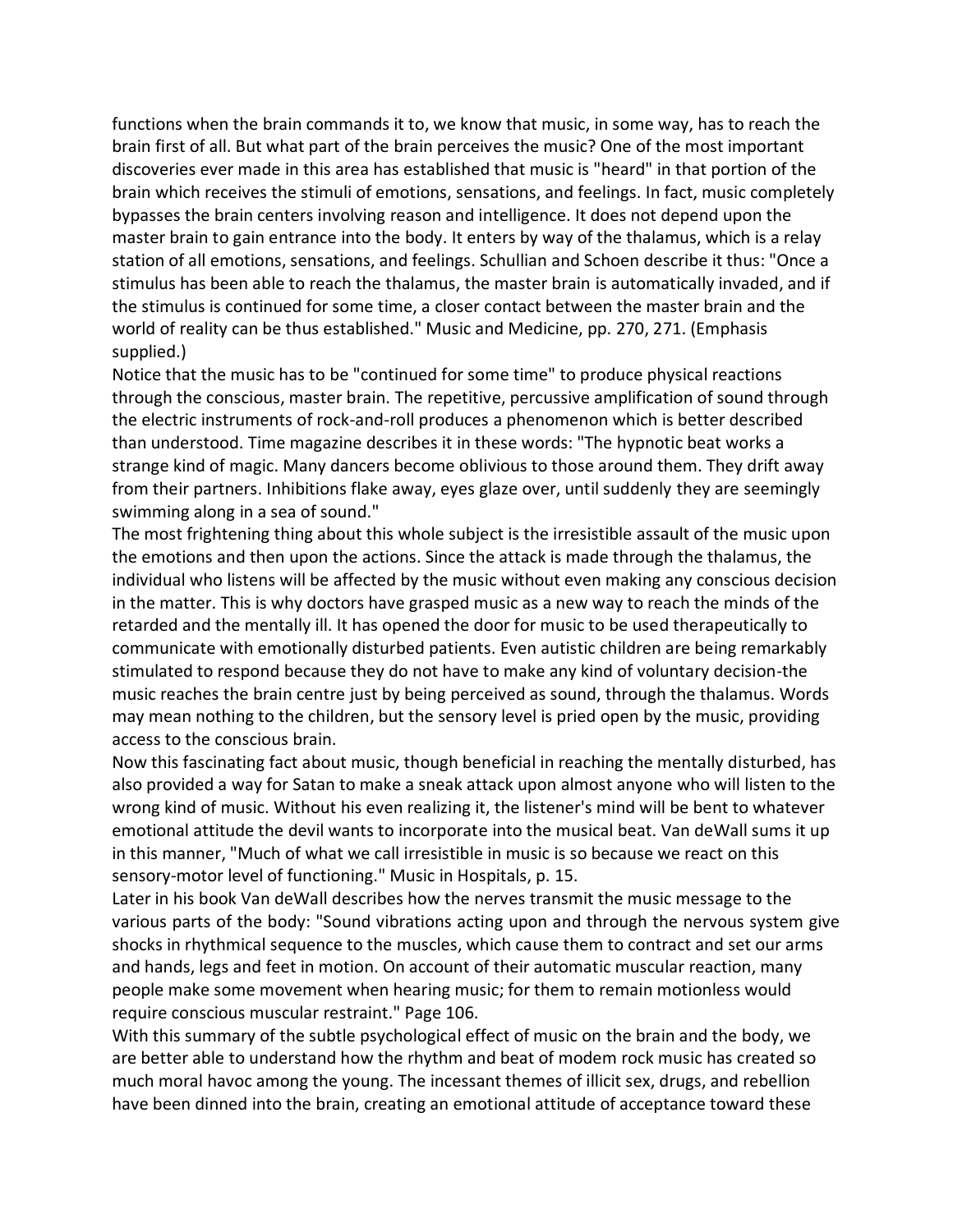functions when the brain commands it to, we know that music, in some way, has to reach the brain first of all. But what part of the brain perceives the music? One of the most important discoveries ever made in this area has established that music is "heard" in that portion of the brain which receives the stimuli of emotions, sensations, and feelings. In fact, music completely bypasses the brain centers involving reason and intelligence. It does not depend upon the master brain to gain entrance into the body. It enters by way of the thalamus, which is a relay station of all emotions, sensations, and feelings. Schullian and Schoen describe it thus: "Once a stimulus has been able to reach the thalamus, the master brain is automatically invaded, and if the stimulus is continued for some time, a closer contact between the master brain and the world of reality can be thus established." Music and Medicine, pp. 270, 271. (Emphasis supplied.)

Notice that the music has to be "continued for some time" to produce physical reactions through the conscious, master brain. The repetitive, percussive amplification of sound through the electric instruments of rock-and-roll produces a phenomenon which is better described than understood. Time magazine describes it in these words: "The hypnotic beat works a strange kind of magic. Many dancers become oblivious to those around them. They drift away from their partners. Inhibitions flake away, eyes glaze over, until suddenly they are seemingly swimming along in a sea of sound."

The most frightening thing about this whole subject is the irresistible assault of the music upon the emotions and then upon the actions. Since the attack is made through the thalamus, the individual who listens will be affected by the music without even making any conscious decision in the matter. This is why doctors have grasped music as a new way to reach the minds of the retarded and the mentally ill. It has opened the door for music to be used therapeutically to communicate with emotionally disturbed patients. Even autistic children are being remarkably stimulated to respond because they do not have to make any kind of voluntary decision-the music reaches the brain centre just by being perceived as sound, through the thalamus. Words may mean nothing to the children, but the sensory level is pried open by the music, providing access to the conscious brain.

Now this fascinating fact about music, though beneficial in reaching the mentally disturbed, has also provided a way for Satan to make a sneak attack upon almost anyone who will listen to the wrong kind of music. Without his even realizing it, the listener's mind will be bent to whatever emotional attitude the devil wants to incorporate into the musical beat. Van deWall sums it up in this manner, "Much of what we call irresistible in music is so because we react on this sensory-motor level of functioning." Music in Hospitals, p. 15.

Later in his book Van deWall describes how the nerves transmit the music message to the various parts of the body: "Sound vibrations acting upon and through the nervous system give shocks in rhythmical sequence to the muscles, which cause them to contract and set our arms and hands, legs and feet in motion. On account of their automatic muscular reaction, many people make some movement when hearing music; for them to remain motionless would require conscious muscular restraint." Page 106.

With this summary of the subtle psychological effect of music on the brain and the body, we are better able to understand how the rhythm and beat of modem rock music has created so much moral havoc among the young. The incessant themes of illicit sex, drugs, and rebellion have been dinned into the brain, creating an emotional attitude of acceptance toward these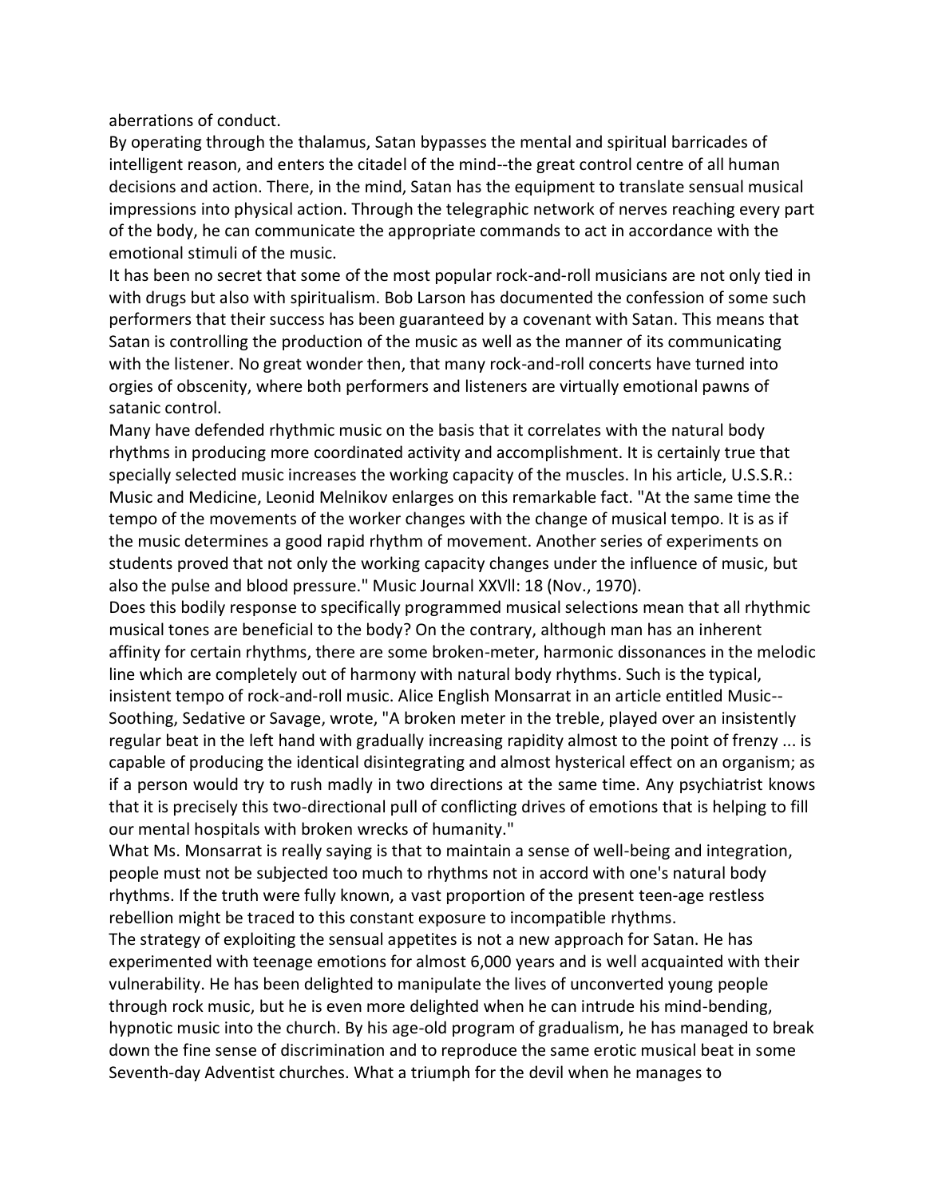aberrations of conduct.

By operating through the thalamus, Satan bypasses the mental and spiritual barricades of intelligent reason, and enters the citadel of the mind--the great control centre of all human decisions and action. There, in the mind, Satan has the equipment to translate sensual musical impressions into physical action. Through the telegraphic network of nerves reaching every part of the body, he can communicate the appropriate commands to act in accordance with the emotional stimuli of the music.

It has been no secret that some of the most popular rock-and-roll musicians are not only tied in with drugs but also with spiritualism. Bob Larson has documented the confession of some such performers that their success has been guaranteed by a covenant with Satan. This means that Satan is controlling the production of the music as well as the manner of its communicating with the listener. No great wonder then, that many rock-and-roll concerts have turned into orgies of obscenity, where both performers and listeners are virtually emotional pawns of satanic control.

Many have defended rhythmic music on the basis that it correlates with the natural body rhythms in producing more coordinated activity and accomplishment. It is certainly true that specially selected music increases the working capacity of the muscles. In his article, U.S.S.R.: Music and Medicine, Leonid Melnikov enlarges on this remarkable fact. "At the same time the tempo of the movements of the worker changes with the change of musical tempo. It is as if the music determines a good rapid rhythm of movement. Another series of experiments on students proved that not only the working capacity changes under the influence of music, but also the pulse and blood pressure." Music Journal XXVll: 18 (Nov., 1970).

Does this bodily response to specifically programmed musical selections mean that all rhythmic musical tones are beneficial to the body? On the contrary, although man has an inherent affinity for certain rhythms, there are some broken-meter, harmonic dissonances in the melodic line which are completely out of harmony with natural body rhythms. Such is the typical, insistent tempo of rock-and-roll music. Alice English Monsarrat in an article entitled Music--Soothing, Sedative or Savage, wrote, "A broken meter in the treble, played over an insistently regular beat in the left hand with gradually increasing rapidity almost to the point of frenzy ... is capable of producing the identical disintegrating and almost hysterical effect on an organism; as if a person would try to rush madly in two directions at the same time. Any psychiatrist knows that it is precisely this two-directional pull of conflicting drives of emotions that is helping to fill our mental hospitals with broken wrecks of humanity."

What Ms. Monsarrat is really saying is that to maintain a sense of well-being and integration, people must not be subjected too much to rhythms not in accord with one's natural body rhythms. If the truth were fully known, a vast proportion of the present teen-age restless rebellion might be traced to this constant exposure to incompatible rhythms.

The strategy of exploiting the sensual appetites is not a new approach for Satan. He has experimented with teenage emotions for almost 6,000 years and is well acquainted with their vulnerability. He has been delighted to manipulate the lives of unconverted young people through rock music, but he is even more delighted when he can intrude his mind-bending, hypnotic music into the church. By his age-old program of gradualism, he has managed to break down the fine sense of discrimination and to reproduce the same erotic musical beat in some Seventh-day Adventist churches. What a triumph for the devil when he manages to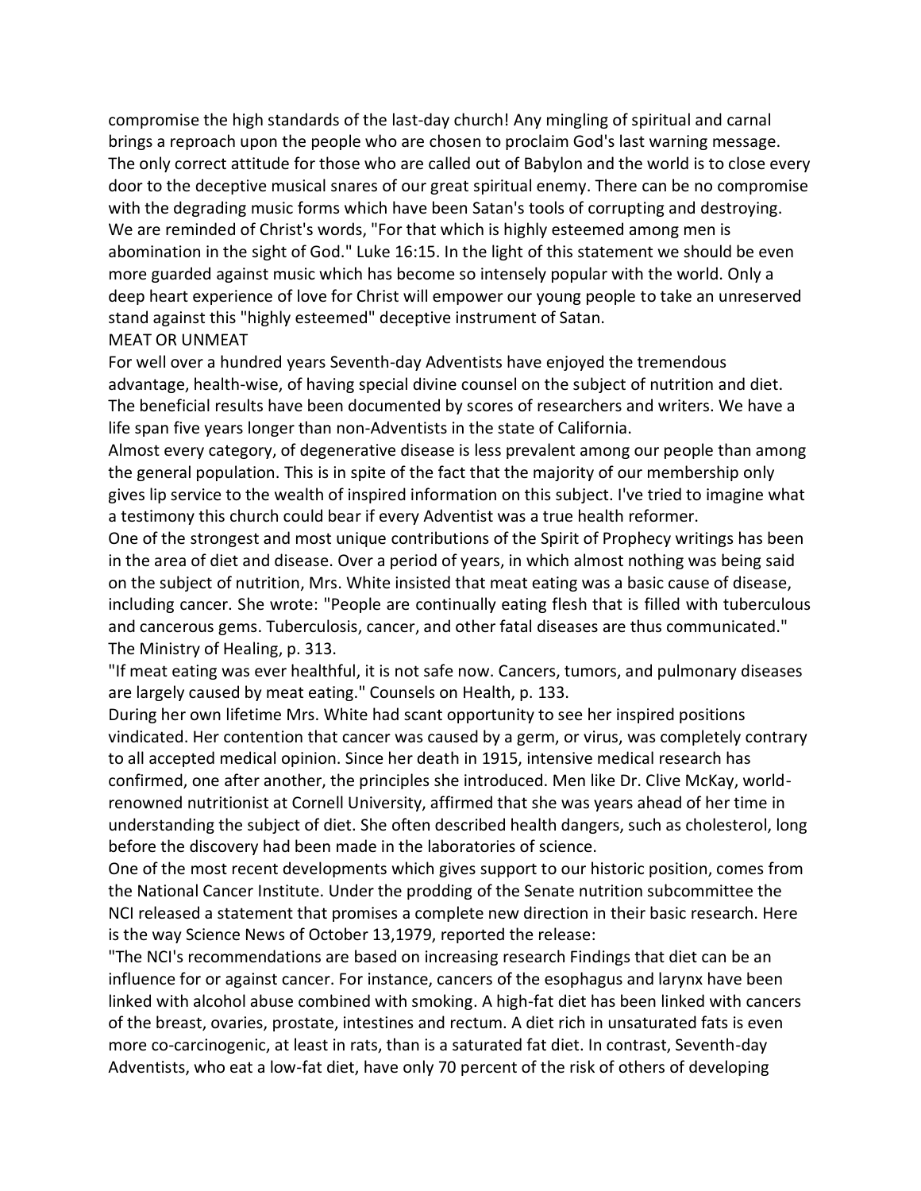compromise the high standards of the last-day church! Any mingling of spiritual and carnal brings a reproach upon the people who are chosen to proclaim God's last warning message. The only correct attitude for those who are called out of Babylon and the world is to close every door to the deceptive musical snares of our great spiritual enemy. There can be no compromise with the degrading music forms which have been Satan's tools of corrupting and destroying. We are reminded of Christ's words, "For that which is highly esteemed among men is abomination in the sight of God." Luke 16:15. In the light of this statement we should be even more guarded against music which has become so intensely popular with the world. Only a deep heart experience of love for Christ will empower our young people to take an unreserved stand against this "highly esteemed" deceptive instrument of Satan.

## MEAT OR UNMEAT

For well over a hundred years Seventh-day Adventists have enjoyed the tremendous advantage, health-wise, of having special divine counsel on the subject of nutrition and diet. The beneficial results have been documented by scores of researchers and writers. We have a life span five years longer than non-Adventists in the state of California.

Almost every category, of degenerative disease is less prevalent among our people than among the general population. This is in spite of the fact that the majority of our membership only gives lip service to the wealth of inspired information on this subject. I've tried to imagine what a testimony this church could bear if every Adventist was a true health reformer.

One of the strongest and most unique contributions of the Spirit of Prophecy writings has been in the area of diet and disease. Over a period of years, in which almost nothing was being said on the subject of nutrition, Mrs. White insisted that meat eating was a basic cause of disease, including cancer. She wrote: "People are continually eating flesh that is filled with tuberculous and cancerous gems. Tuberculosis, cancer, and other fatal diseases are thus communicated." The Ministry of Healing, p. 313.

"If meat eating was ever healthful, it is not safe now. Cancers, tumors, and pulmonary diseases are largely caused by meat eating." Counsels on Health, p. 133.

During her own lifetime Mrs. White had scant opportunity to see her inspired positions vindicated. Her contention that cancer was caused by a germ, or virus, was completely contrary to all accepted medical opinion. Since her death in 1915, intensive medical research has confirmed, one after another, the principles she introduced. Men like Dr. Clive McKay, world-renowned nutritionist at Cornell University, affirmed that she was years ahead of her time in understanding the subject of diet. She often described health dangers, such as cholesterol, long before the discovery had been made in the laboratories of science.

One of the most recent developments which gives support to our historic position, comes from the National Cancer Institute. Under the prodding of the Senate nutrition subcommittee the NCI released a statement that promises a complete new direction in their basic research. Here is the way Science News of October 13,1979, reported the release:

"The NCI's recommendations are based on increasing research Findings that diet can be an influence for or against cancer. For instance, cancers of the esophagus and larynx have been linked with alcohol abuse combined with smoking. A high-fat diet has been linked with cancers of the breast, ovaries, prostate, intestines and rectum. A diet rich in unsaturated fats is even more co-carcinogenic, at least in rats, than is a saturated fat diet. In contrast, Seventh-day Adventists, who eat a low-fat diet, have only 70 percent of the risk of others of developing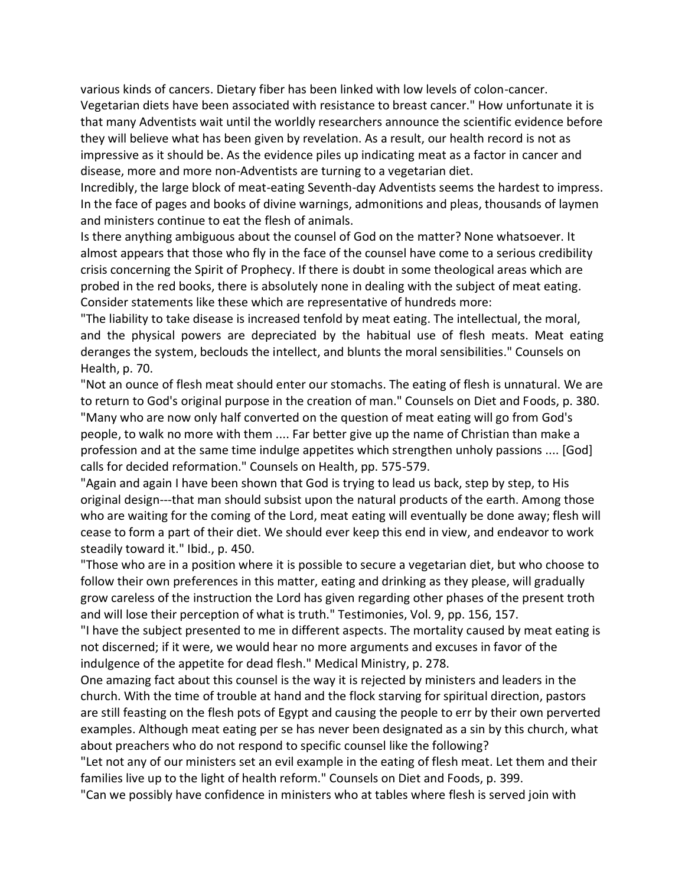various kinds of cancers. Dietary fiber has been linked with low levels of colon-cancer. Vegetarian diets have been associated with resistance to breast cancer." How unfortunate it is that many Adventists wait until the worldly researchers announce the scientific evidence before they will believe what has been given by revelation. As a result, our health record is not as impressive as it should be. As the evidence piles up indicating meat as a factor in cancer and disease, more and more non-Adventists are turning to a vegetarian diet.

Incredibly, the large block of meat-eating Seventh-day Adventists seems the hardest to impress. In the face of pages and books of divine warnings, admonitions and pleas, thousands of laymen and ministers continue to eat the flesh of animals.

Is there anything ambiguous about the counsel of God on the matter? None whatsoever. It almost appears that those who fly in the face of the counsel have come to a serious credibility crisis concerning the Spirit of Prophecy. If there is doubt in some theological areas which are probed in the red books, there is absolutely none in dealing with the subject of meat eating. Consider statements like these which are representative of hundreds more:

"The liability to take disease is increased tenfold by meat eating. The intellectual, the moral, and the physical powers are depreciated by the habitual use of flesh meats. Meat eating deranges the system, beclouds the intellect, and blunts the moral sensibilities." Counsels on Health, p. 70.

"Not an ounce of flesh meat should enter our stomachs. The eating of flesh is unnatural. We are to return to God's original purpose in the creation of man." Counsels on Diet and Foods, p. 380.

"Many who are now only half converted on the question of meat eating will go from God's people, to walk no more with them .... Far better give up the name of Christian than make a profession and at the same time indulge appetites which strengthen unholy passions .... [God] calls for decided reformation." Counsels on Health, pp. 575-579.

"Again and again I have been shown that God is trying to lead us back, step by step, to His original design---that man should subsist upon the natural products of the earth. Among those who are waiting for the coming of the Lord, meat eating will eventually be done away; flesh will cease to form a part of their diet. We should ever keep this end in view, and endeavor to work steadily toward it." Ibid., p. 450.

"Those who are in a position where it is possible to secure a vegetarian diet, but who choose to follow their own preferences in this matter, eating and drinking as they please, will gradually grow careless of the instruction the Lord has given regarding other phases of the present troth and will lose their perception of what is truth." Testimonies, Vol. 9, pp. 156, 157.

"I have the subject presented to me in different aspects. The mortality caused by meat eating is not discerned; if it were, we would hear no more arguments and excuses in favor of the indulgence of the appetite for dead flesh." Medical Ministry, p. 278.

One amazing fact about this counsel is the way it is rejected by ministers and leaders in the church. With the time of trouble at hand and the flock starving for spiritual direction, pastors are still feasting on the flesh pots of Egypt and causing the people to err by their own perverted examples. Although meat eating per se has never been designated as a sin by this church, what about preachers who do not respond to specific counsel like the following?

"Let not any of our ministers set an evil example in the eating of flesh meat. Let them and their families live up to the light of health reform." Counsels on Diet and Foods, p. 399.

"Can we possibly have confidence in ministers who at tables where flesh is served join with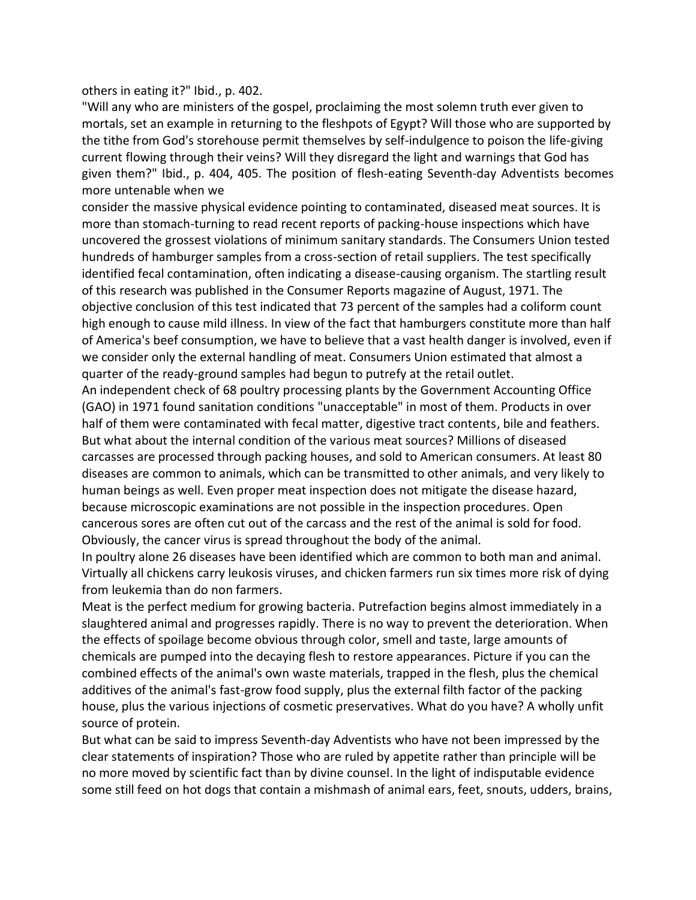others in eating it?" Ibid., p. 402.

"Will any who are ministers of the gospel, proclaiming the most solemn truth ever given to mortals, set an example in returning to the fleshpots of Egypt? Will those who are supported by the tithe from God's storehouse permit themselves by self-indulgence to poison the life-giving current flowing through their veins? Will they disregard the light and warnings that God has given them?" Ibid., p. 404, 405. The position of flesh-eating Seventh-day Adventists becomes more untenable when we consider the massive physical evidence pointing to contaminated, diseased meat sources. It is more than stomach-turning to read recent reports of packing-house inspections which have uncovered the grossest violations of minimum sanitary standards. The Consumers Union tested hundreds of hamburger samples from a cross-section of retail suppliers. The test specifically identified fecal contamination, often indicating a disease-causing organism. The startling result of this research was published in the Consumer Reports magazine of August, 1971. The objective conclusion of this test indicated that 73 percent of the samples had a coliform count high enough to cause mild illness. In view of the fact that hamburgers constitute more than half of America's beef consumption, we have to believe that a vast health danger is involved, even if we consider only the external handling of meat. Consumers Union estimated that almost a quarter of the ready-ground samples had begun to putrefy at the retail outlet.

An independent check of 68 poultry processing plants by the Government Accounting Office (GAO) in 1971 found sanitation conditions "unacceptable" in most of them. Products in over half of them were contaminated with fecal matter, digestive tract contents, bile and feathers. But what about the internal condition of the various meat sources? Millions of diseased carcasses are processed through packing houses, and sold to American consumers. At least 80 diseases are common to animals, which can be transmitted to other animals, and very likely to human beings as well. Even proper meat inspection does not mitigate the disease hazard, because microscopic examinations are not possible in the inspection procedures. Open cancerous sores are often cut out of the carcass and the rest of the animal is sold for food. Obviously, the cancer virus is spread throughout the body of the animal.

In poultry alone 26 diseases have been identified which are common to both man and animal. Virtually all chickens carry leukosis viruses, and chicken farmers run six times more risk of dying from leukemia than do non farmers.

Meat is the perfect medium for growing bacteria. Putrefaction begins almost immediately in a slaughtered animal and progresses rapidly. There is no way to prevent the deterioration. When the effects of spoilage become obvious through color, smell and taste, large amounts of chemicals are pumped into the decaying flesh to restore appearances. Picture if you can the combined effects of the animal's own waste materials, trapped in the flesh, plus the chemical additives of the animal's fast-grow food supply, plus the external filth factor of the packing house, plus the various injections of cosmetic preservatives. What do you have? A wholly unfit source of protein.

But what can be said to impress Seventh-day Adventists who have not been impressed by the clear statements of inspiration? Those who are ruled by appetite rather than principle will be no more moved by scientific fact than by divine counsel. In the light of indisputable evidence some still feed on hot dogs that contain a mishmash of animal ears, feet, snouts, udders, brains,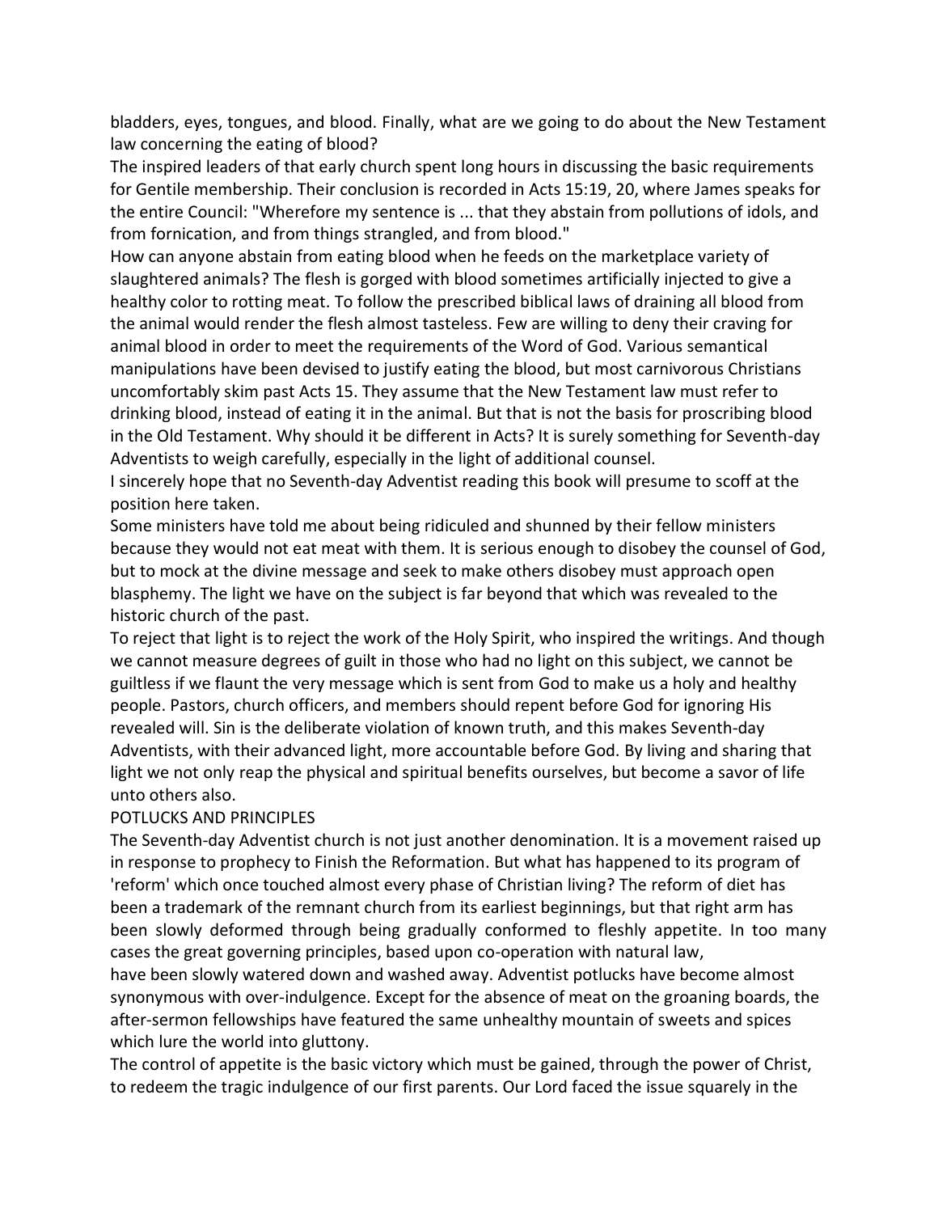bladders, eyes, tongues, and blood. Finally, what are we going to do about the New Testament law concerning the eating of blood?

The inspired leaders of that early church spent long hours in discussing the basic requirements for Gentile membership. Their conclusion is recorded in Acts 15:19, 20, where James speaks for the entire Council: "Wherefore my sentence is ... that they abstain from pollutions of idols, and from fornication, and from things strangled, and from blood."

How can anyone abstain from eating blood when he feeds on the marketplace variety of slaughtered animals? The flesh is gorged with blood sometimes artificially injected to give a healthy color to rotting meat. To follow the prescribed biblical laws of draining all blood from the animal would render the flesh almost tasteless. Few are willing to deny their craving for animal blood in order to meet the requirements of the Word of God. Various semantical manipulations have been devised to justify eating the blood, but most carnivorous Christians uncomfortably skim past Acts 15. They assume that the New Testament law must refer to drinking blood, instead of eating it in the animal. But that is not the basis for proscribing blood in the Old Testament. Why should it be different in Acts? It is surely something for Seventh-day Adventists to weigh carefully, especially in the light of additional counsel.

I sincerely hope that no Seventh-day Adventist reading this book will presume to scoff at the position here taken.

Some ministers have told me about being ridiculed and shunned by their fellow ministers because they would not eat meat with them. It is serious enough to disobey the counsel of God, but to mock at the divine message and seek to make others disobey must approach open blasphemy. The light we have on the subject is far beyond that which was revealed to the historic church of the past.

To reject that light is to reject the work of the Holy Spirit, who inspired the writings. And though we cannot measure degrees of guilt in those who had no light on this subject, we cannot be guiltless if we flaunt the very message which is sent from God to make us a holy and healthy people. Pastors, church officers, and members should repent before God for ignoring His revealed will. Sin is the deliberate violation of known truth, and this makes Seventh-day Adventists, with their advanced light, more accountable before God. By living and sharing that light we not only reap the physical and spiritual benefits ourselves, but become a savor of life unto others also.

## POTLUCKS AND PRINCIPLES

The Seventh-day Adventist church is not just another denomination. It is a movement raised up in response to prophecy to Finish the Reformation. But what has happened to its program of 'reform' which once touched almost every phase of Christian living? The reform of diet has been a trademark of the remnant church from its earliest beginnings, but that right arm has been slowly deformed through being gradually conformed to fleshly appetite. In too many cases the great governing principles, based upon co-operation with natural law, have been slowly watered down and washed away. Adventist potlucks have become almost synonymous with over-indulgence. Except for the absence of meat on the groaning boards, the after-sermon fellowships have featured the same unhealthy mountain of sweets and spices which lure the world into gluttony.

The control of appetite is the basic victory which must be gained, through the power of Christ, to redeem the tragic indulgence of our first parents. Our Lord faced the issue squarely in the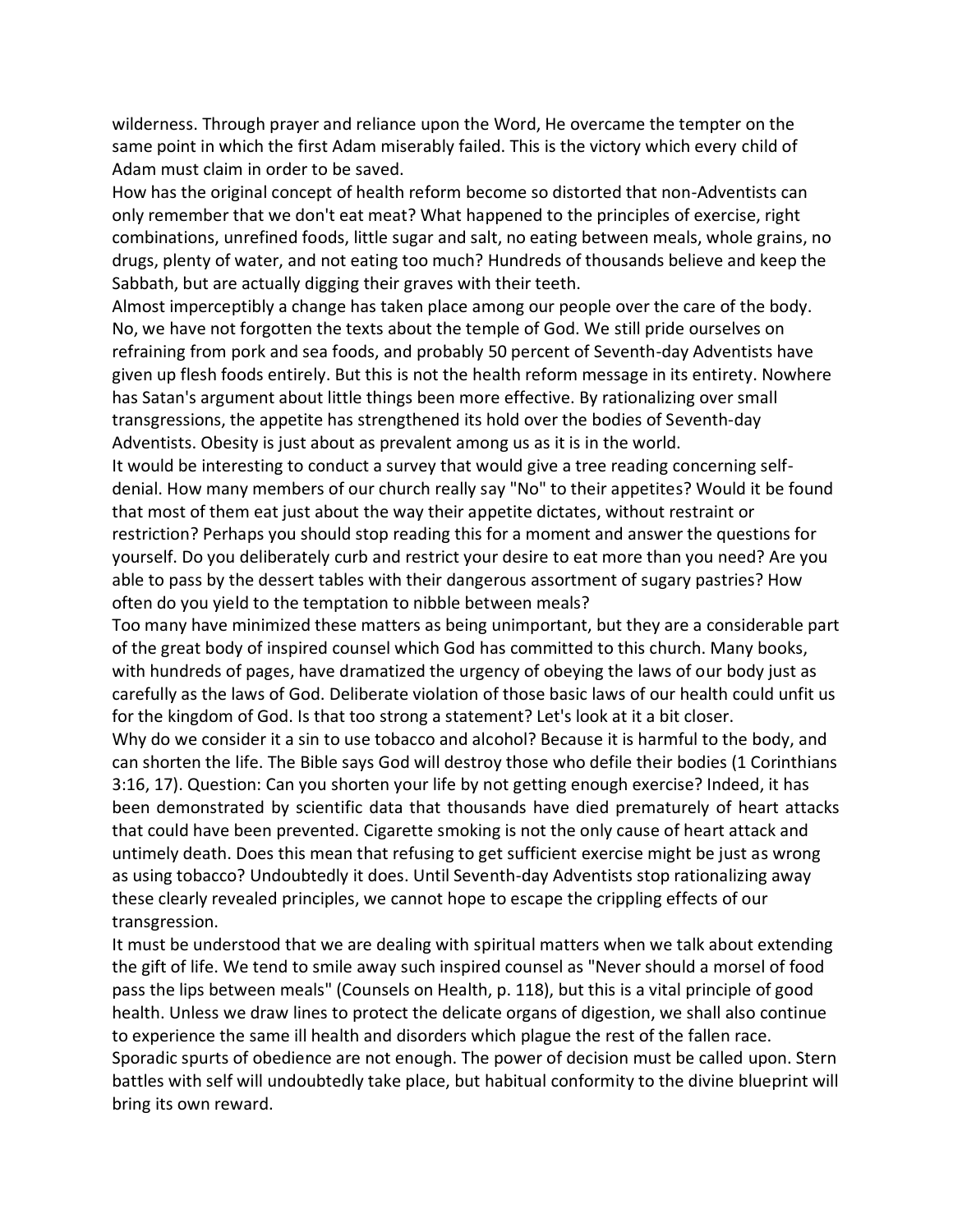wilderness. Through prayer and reliance upon the Word, He overcame the tempter on the same point in which the first Adam miserably failed. This is the victory which every child of Adam must claim in order to be saved.

How has the original concept of health reform become so distorted that non-Adventists can only remember that we don't eat meat? What happened to the principles of exercise, right combinations, unrefined foods, little sugar and salt, no eating between meals, whole grains, no drugs, plenty of water, and not eating too much? Hundreds of thousands believe and keep the Sabbath, but are actually digging their graves with their teeth.

Almost imperceptibly a change has taken place among our people over the care of the body. No, we have not forgotten the texts about the temple of God. We still pride ourselves on refraining from pork and sea foods, and probably 50 percent of Seventh-day Adventists have given up flesh foods entirely. But this is not the health reform message in its entirety. Nowhere has Satan's argument about little things been more effective. By rationalizing over small transgressions, the appetite has strengthened its hold over the bodies of Seventh-day Adventists. Obesity is just about as prevalent among us as it is in the world.

It would be interesting to conduct a survey that would give a tree reading concerning self-denial. How many members of our church really say "No" to their appetites? Would it be found that most of them eat just about the way their appetite dictates, without restraint or restriction? Perhaps you should stop reading this for a moment and answer the questions for yourself. Do you deliberately curb and restrict your desire to eat more than you need? Are you able to pass by the dessert tables with their dangerous assortment of sugary pastries? How often do you yield to the temptation to nibble between meals?

Too many have minimized these matters as being unimportant, but they are a considerable part of the great body of inspired counsel which God has committed to this church. Many books, with hundreds of pages, have dramatized the urgency of obeying the laws of our body just as carefully as the laws of God. Deliberate violation of those basic laws of our health could unfit us for the kingdom of God. Is that too strong a statement? Let's look at it a bit closer.

Why do we consider it a sin to use tobacco and alcohol? Because it is harmful to the body, and can shorten the life. The Bible says God will destroy those who defile their bodies (1 Corinthians 3:16, 17). Question: Can you shorten your life by not getting enough exercise? Indeed, it has been demonstrated by scientific data that thousands have died prematurely of heart attacks that could have been prevented. Cigarette smoking is not the only cause of heart attack and untimely death. Does this mean that refusing to get sufficient exercise might be just as wrong as using tobacco? Undoubtedly it does. Until Seventh-day Adventists stop rationalizing away these clearly revealed principles, we cannot hope to escape the crippling effects of our transgression.

It must be understood that we are dealing with spiritual matters when we talk about extending the gift of life. We tend to smile away such inspired counsel as "Never should a morsel of food pass the lips between meals" (Counsels on Health, p. 118), but this is a vital principle of good health. Unless we draw lines to protect the delicate organs of digestion, we shall also continue to experience the same ill health and disorders which plague the rest of the fallen race. Sporadic spurts of obedience are not enough. The power of decision must be called upon. Stern battles with self will undoubtedly take place, but habitual conformity to the divine blueprint will bring its own reward.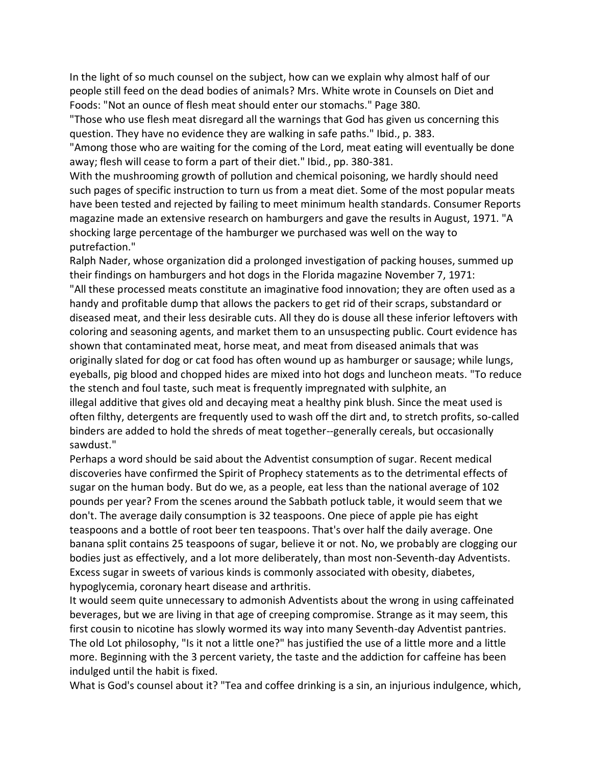In the light of so much counsel on the subject, how can we explain why almost half of our people still feed on the dead bodies of animals? Mrs. White wrote in Counsels on Diet and Foods: "Not an ounce of flesh meat should enter our stomachs." Page 380.

"Those who use flesh meat disregard all the warnings that God has given us concerning this question. They have no evidence they are walking in safe paths." Ibid., p. 383.

"Among those who are waiting for the coming of the Lord, meat eating will eventually be done away; flesh will cease to form a part of their diet." Ibid., pp. 380-381.

With the mushrooming growth of pollution and chemical poisoning, we hardly should need such pages of specific instruction to turn us from a meat diet. Some of the most popular meats have been tested and rejected by failing to meet minimum health standards. Consumer Reports magazine made an extensive research on hamburgers and gave the results in August, 1971. "A shocking large percentage of the hamburger we purchased was well on the way to putrefaction."

Ralph Nader, whose organization did a prolonged investigation of packing houses, summed up their findings on hamburgers and hot dogs in the Florida magazine November 7, 1971:

"All these processed meats constitute an imaginative food innovation; they are often used as a handy and profitable dump that allows the packers to get rid of their scraps, substandard or diseased meat, and their less desirable cuts. All they do is douse all these inferior leftovers with coloring and seasoning agents, and market them to an unsuspecting public. Court evidence has shown that contaminated meat, horse meat, and meat from diseased animals that was originally slated for dog or cat food has often wound up as hamburger or sausage; while lungs, eyeballs, pig blood and chopped hides are mixed into hot dogs and luncheon meats. "To reduce the stench and foul taste, such meat is frequently impregnated with sulphite, an illegal additive that gives old and decaying meat a healthy pink blush. Since the meat used is often filthy, detergents are frequently used to wash off the dirt and, to stretch profits, so-called binders are added to hold the shreds of meat together--generally cereals, but occasionally sawdust."

Perhaps a word should be said about the Adventist consumption of sugar. Recent medical discoveries have confirmed the Spirit of Prophecy statements as to the detrimental effects of sugar on the human body. But do we, as a people, eat less than the national average of 102 pounds per year? From the scenes around the Sabbath potluck table, it would seem that we don't. The average daily consumption is 32 teaspoons. One piece of apple pie has eight teaspoons and a bottle of root beer ten teaspoons. That's over half the daily average. One banana split contains 25 teaspoons of sugar, believe it or not. No, we probably are clogging our bodies just as effectively, and a lot more deliberately, than most non-Seventh-day Adventists. Excess sugar in sweets of various kinds is commonly associated with obesity, diabetes, hypoglycemia, coronary heart disease and arthritis.

It would seem quite unnecessary to admonish Adventists about the wrong in using caffeinated beverages, but we are living in that age of creeping compromise. Strange as it may seem, this first cousin to nicotine has slowly wormed its way into many Seventh-day Adventist pantries. The old Lot philosophy, "Is it not a little one?" has justified the use of a little more and a little more. Beginning with the 3 percent variety, the taste and the addiction for caffeine has been indulged until the habit is fixed.

What is God's counsel about it? "Tea and coffee drinking is a sin, an injurious indulgence, which,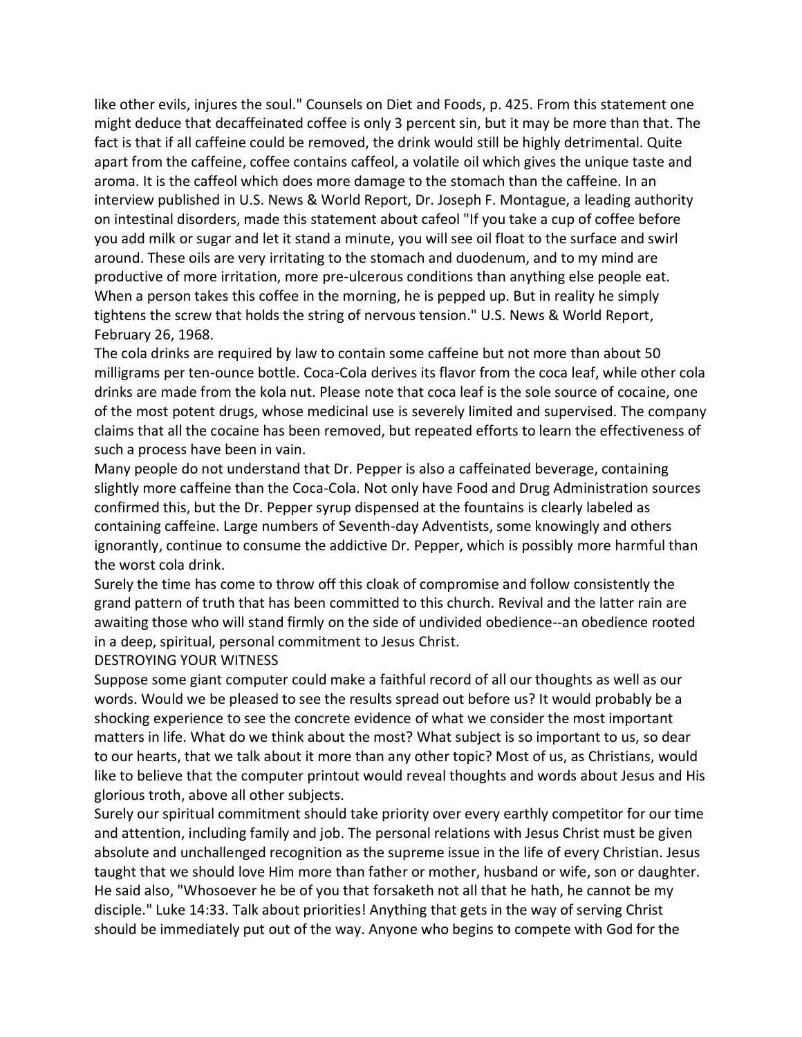like other evils, injures the soul." Counsels on Diet and Foods, p. 425. From this statement one might deduce that decaffeinated coffee is only 3 percent sin, but it may be more than that. The fact is that if all caffeine could be removed, the drink would still be highly detrimental. Quite apart from the caffeine, coffee contains caffeol, a volatile oil which gives the unique taste and aroma. It is the caffeol which does more damage to the stomach than the caffeine. In an interview published in U.S. News & World Report, Dr. Joseph F. Montague, a leading authority on intestinal disorders, made this statement about cafeol "If you take a cup of coffee before you add milk or sugar and let it stand a minute, you will see oil float to the surface and swirl around. These oils are very irritating to the stomach and duodenum, and to my mind are productive of more irritation, more pre-ulcerous conditions than anything else people eat. When a person takes this coffee in the morning, he is pepped up. But in reality he simply tightens the screw that holds the string of nervous tension." U.S. News & World Report, February 26, 1968.

The cola drinks are required by law to contain some caffeine but not more than about 50 milligrams per ten-ounce bottle. Coca-Cola derives its flavor from the coca leaf, while other cola drinks are made from the kola nut. Please note that coca leaf is the sole source of cocaine, one of the most potent drugs, whose medicinal use is severely limited and supervised. The company claims that all the cocaine has been removed, but repeated efforts to learn the effectiveness of such a process have been in vain.

Many people do not understand that Dr. Pepper is also a caffeinated beverage, containing slightly more caffeine than the Coca-Cola. Not only have Food and Drug Administration sources confirmed this, but the Dr. Pepper syrup dispensed at the fountains is clearly labeled as containing caffeine. Large numbers of Seventh-day Adventists, some knowingly and others ignorantly, continue to consume the addictive Dr. Pepper, which is possibly more harmful than the worst cola drink.

Surely the time has come to throw off this cloak of compromise and follow consistently the grand pattern of truth that has been committed to this church. Revival and the latter rain are awaiting those who will stand firmly on the side of undivided obedience--an obedience rooted in a deep, spiritual, personal commitment to Jesus Christ.

## DESTROYING YOUR WITNESS

Suppose some giant computer could make a faithful record of all our thoughts as well as our words. Would we be pleased to see the results spread out before us? It would probably be a shocking experience to see the concrete evidence of what we consider the most important matters in life. What do we think about the most? What subject is so important to us, so dear to our hearts, that we talk about it more than any other topic? Most of us, as Christians, would like to believe that the computer printout would reveal thoughts and words about Jesus and His glorious troth, above all other subjects.

Surely our spiritual commitment should take priority over every earthly competitor for our time and attention, including family and job. The personal relations with Jesus Christ must be given absolute and unchallenged recognition as the supreme issue in the life of every Christian. Jesus taught that we should love Him more than father or mother, husband or wife, son or daughter. He said also, "Whosoever he be of you that forsaketh not all that he hath, he cannot be my disciple." Luke 14:33. Talk about priorities! Anything that gets in the way of serving Christ should be immediately put out of the way. Anyone who begins to compete with God for the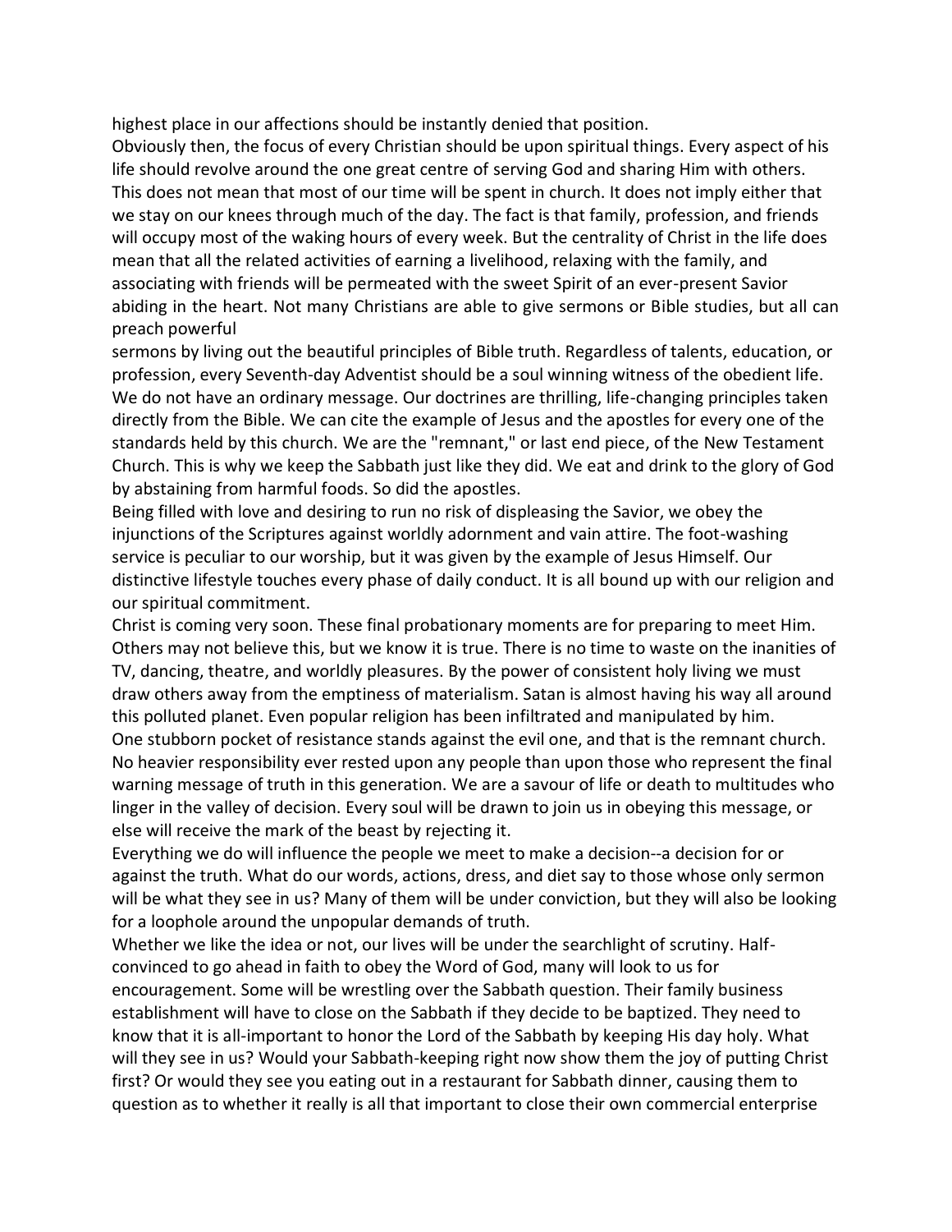highest place in our affections should be instantly denied that position.

Obviously then, the focus of every Christian should be upon spiritual things. Every aspect of his life should revolve around the one great centre of serving God and sharing Him with others. This does not mean that most of our time will be spent in church. It does not imply either that we stay on our knees through much of the day. The fact is that family, profession, and friends will occupy most of the waking hours of every week. But the centrality of Christ in the life does mean that all the related activities of earning a livelihood, relaxing with the family, and associating with friends will be permeated with the sweet Spirit of an ever-present Savior abiding in the heart. Not many Christians are able to give sermons or Bible studies, but all can preach powerful sermons by living out the beautiful principles of Bible truth. Regardless of talents, education, or profession, every Seventh-day Adventist should be a soul winning witness of the obedient life.

We do not have an ordinary message. Our doctrines are thrilling, life-changing principles taken directly from the Bible. We can cite the example of Jesus and the apostles for every one of the standards held by this church. We are the "remnant," or last end piece, of the New Testament Church. This is why we keep the Sabbath just like they did. We eat and drink to the glory of God by abstaining from harmful foods. So did the apostles.

Being filled with love and desiring to run no risk of displeasing the Savior, we obey the injunctions of the Scriptures against worldly adornment and vain attire. The foot-washing service is peculiar to our worship, but it was given by the example of Jesus Himself. Our distinctive lifestyle touches every phase of daily conduct. It is all bound up with our religion and our spiritual commitment.

Christ is coming very soon. These final probationary moments are for preparing to meet Him. Others may not believe this, but we know it is true. There is no time to waste on the inanities of TV, dancing, theatre, and worldly pleasures. By the power of consistent holy living we must draw others away from the emptiness of materialism. Satan is almost having his way all around this polluted planet. Even popular religion has been infiltrated and manipulated by him.

One stubborn pocket of resistance stands against the evil one, and that is the remnant church. No heavier responsibility ever rested upon any people than upon those who represent the final warning message of truth in this generation. We are a savour of life or death to multitudes who linger in the valley of decision. Every soul will be drawn to join us in obeying this message, or else will receive the mark of the beast by rejecting it.

Everything we do will influence the people we meet to make a decision--a decision for or against the truth. What do our words, actions, dress, and diet say to those whose only sermon will be what they see in us? Many of them will be under conviction, but they will also be looking for a loophole around the unpopular demands of truth.

Whether we like the idea or not, our lives will be under the searchlight of scrutiny. Half-convinced to go ahead in faith to obey the Word of God, many will look to us for encouragement. Some will be wrestling over the Sabbath question. Their family business establishment will have to close on the Sabbath if they decide to be baptized. They need to know that it is all-important to honor the Lord of the Sabbath by keeping His day holy. What will they see in us? Would your Sabbath-keeping right now show them the joy of putting Christ first? Or would they see you eating out in a restaurant for Sabbath dinner, causing them to question as to whether it really is all that important to close their own commercial enterprise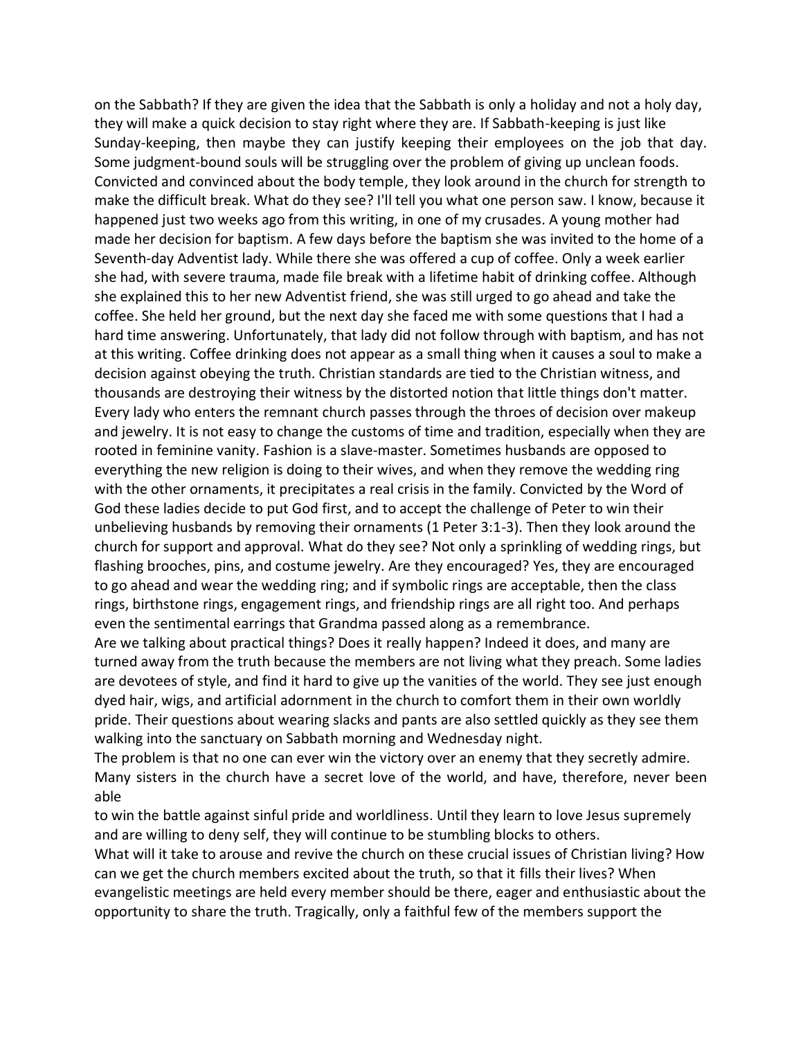on the Sabbath? If they are given the idea that the Sabbath is only a holiday and not a holy day, they will make a quick decision to stay right where they are. If Sabbath-keeping is just like Sunday-keeping, then maybe they can justify keeping their employees on the job that day. Some judgment-bound souls will be struggling over the problem of giving up unclean foods. Convicted and convinced about the body temple, they look around in the church for strength to make the difficult break. What do they see? I'll tell you what one person saw. I know, because it happened just two weeks ago from this writing, in one of my crusades. A young mother had made her decision for baptism. A few days before the baptism she was invited to the home of a Seventh-day Adventist lady. While there she was offered a cup of coffee. Only a week earlier she had, with severe trauma, made file break with a lifetime habit of drinking coffee. Although she explained this to her new Adventist friend, she was still urged to go ahead and take the coffee. She held her ground, but the next day she faced me with some questions that I had a hard time answering. Unfortunately, that lady did not follow through with baptism, and has not at this writing. Coffee drinking does not appear as a small thing when it causes a soul to make a decision against obeying the truth. Christian standards are tied to the Christian witness, and thousands are destroying their witness by the distorted notion that little things don't matter. Every lady who enters the remnant church passes through the throes of decision over makeup and jewelry. It is not easy to change the customs of time and tradition, especially when they are rooted in feminine vanity. Fashion is a slave-master. Sometimes husbands are opposed to everything the new religion is doing to their wives, and when they remove the wedding ring with the other ornaments, it precipitates a real crisis in the family. Convicted by the Word of God these ladies decide to put God first, and to accept the challenge of Peter to win their unbelieving husbands by removing their ornaments (1 Peter 3:1-3). Then they look around the church for support and approval. What do they see? Not only a sprinkling of wedding rings, but flashing brooches, pins, and costume jewelry. Are they encouraged? Yes, they are encouraged to go ahead and wear the wedding ring; and if symbolic rings are acceptable, then the class rings, birthstone rings, engagement rings, and friendship rings are all right too. And perhaps even the sentimental earrings that Grandma passed along as a remembrance.

Are we talking about practical things? Does it really happen? Indeed it does, and many are turned away from the truth because the members are not living what they preach. Some ladies are devotees of style, and find it hard to give up the vanities of the world. They see just enough dyed hair, wigs, and artificial adornment in the church to comfort them in their own worldly pride. Their questions about wearing slacks and pants are also settled quickly as they see them walking into the sanctuary on Sabbath morning and Wednesday night.

The problem is that no one can ever win the victory over an enemy that they secretly admire. Many sisters in the church have a secret love of the world, and have, therefore, never been able to win the battle against sinful pride and worldliness. Until they learn to love Jesus supremely and are willing to deny self, they will continue to be stumbling blocks to others.

What will it take to arouse and revive the church on these crucial issues of Christian living? How can we get the church members excited about the truth, so that it fills their lives? When evangelistic meetings are held every member should be there, eager and enthusiastic about the opportunity to share the truth. Tragically, only a faithful few of the members support the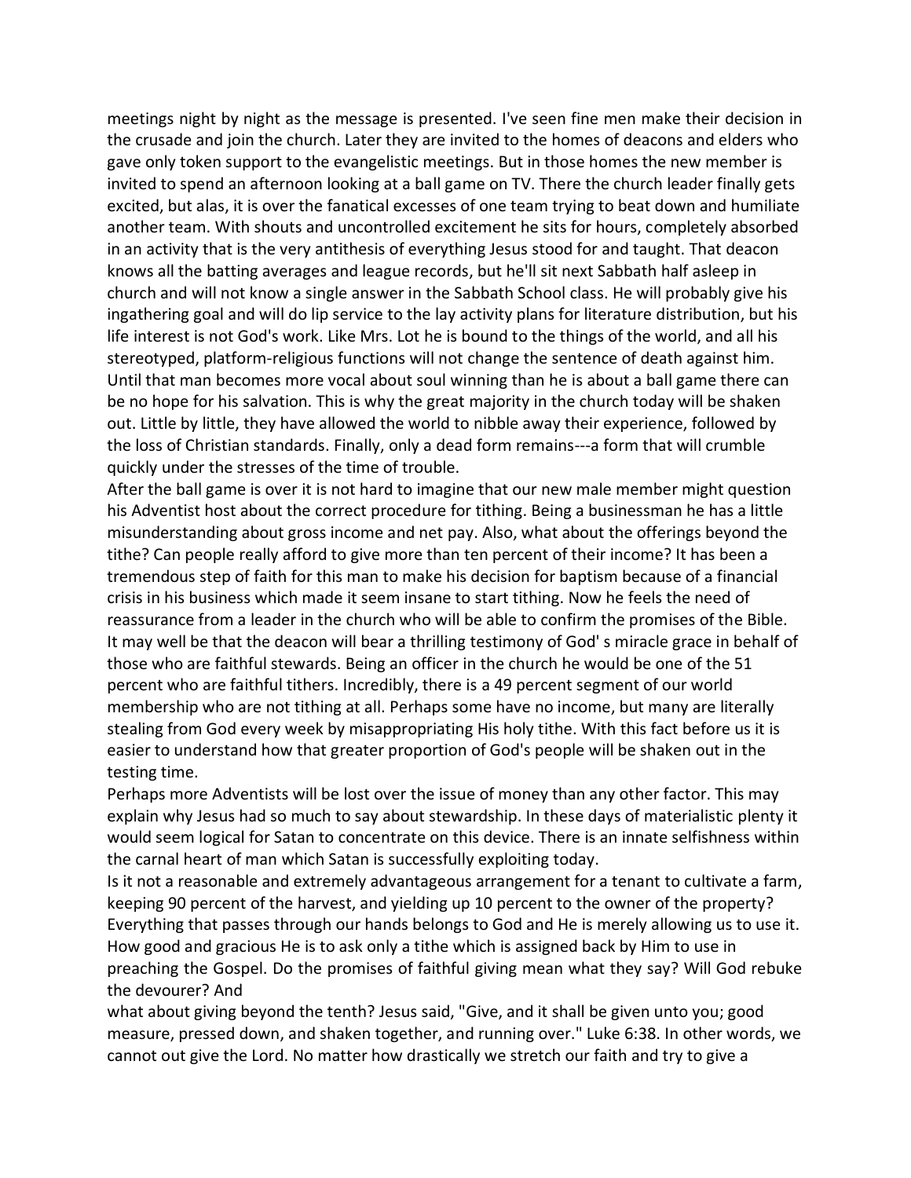meetings night by night as the message is presented. I've seen fine men make their decision in the crusade and join the church. Later they are invited to the homes of deacons and elders who gave only token support to the evangelistic meetings. But in those homes the new member is invited to spend an afternoon looking at a ball game on TV. There the church leader finally gets excited, but alas, it is over the fanatical excesses of one team trying to beat down and humiliate another team. With shouts and uncontrolled excitement he sits for hours, completely absorbed in an activity that is the very antithesis of everything Jesus stood for and taught. That deacon knows all the batting averages and league records, but he'll sit next Sabbath half asleep in church and will not know a single answer in the Sabbath School class. He will probably give his ingathering goal and will do lip service to the lay activity plans for literature distribution, but his life interest is not God's work. Like Mrs. Lot he is bound to the things of the world, and all his stereotyped, platform-religious functions will not change the sentence of death against him. Until that man becomes more vocal about soul winning than he is about a ball game there can be no hope for his salvation. This is why the great majority in the church today will be shaken out. Little by little, they have allowed the world to nibble away their experience, followed by the loss of Christian standards. Finally, only a dead form remains---a form that will crumble quickly under the stresses of the time of trouble.

After the ball game is over it is not hard to imagine that our new male member might question his Adventist host about the correct procedure for tithing. Being a businessman he has a little misunderstanding about gross income and net pay. Also, what about the offerings beyond the tithe? Can people really afford to give more than ten percent of their income? It has been a tremendous step of faith for this man to make his decision for baptism because of a financial crisis in his business which made it seem insane to start tithing. Now he feels the need of reassurance from a leader in the church who will be able to confirm the promises of the Bible. It may well be that the deacon will bear a thrilling testimony of God' s miracle grace in behalf of those who are faithful stewards. Being an officer in the church he would be one of the 51 percent who are faithful tithers. Incredibly, there is a 49 percent segment of our world membership who are not tithing at all. Perhaps some have no income, but many are literally stealing from God every week by misappropriating His holy tithe. With this fact before us it is easier to understand how that greater proportion of God's people will be shaken out in the testing time.

Perhaps more Adventists will be lost over the issue of money than any other factor. This may explain why Jesus had so much to say about stewardship. In these days of materialistic plenty it would seem logical for Satan to concentrate on this device. There is an innate selfishness within the carnal heart of man which Satan is successfully exploiting today.

Is it not a reasonable and extremely advantageous arrangement for a tenant to cultivate a farm, keeping 90 percent of the harvest, and yielding up 10 percent to the owner of the property? Everything that passes through our hands belongs to God and He is merely allowing us to use it. How good and gracious He is to ask only a tithe which is assigned back by Him to use in preaching the Gospel. Do the promises of faithful giving mean what they say? Will God rebuke the devourer? And
what about giving beyond the tenth? Jesus said, "Give, and it shall be given unto you; good measure, pressed down, and shaken together, and running over." Luke 6:38. In other words, we cannot out give the Lord. No matter how drastically we stretch our faith and try to give a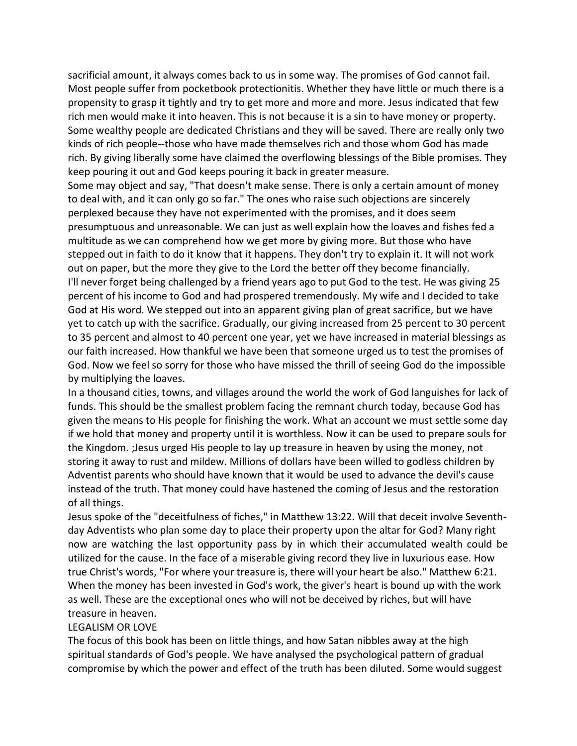sacrificial amount, it always comes back to us in some way. The promises of God cannot fail. Most people suffer from pocketbook protectionitis. Whether they have little or much there is a propensity to grasp it tightly and try to get more and more and more. Jesus indicated that few rich men would make it into heaven. This is not because it is a sin to have money or property. Some wealthy people are dedicated Christians and they will be saved. There are really only two kinds of rich people--those who have made themselves rich and those whom God has made rich. By giving liberally some have claimed the overflowing blessings of the Bible promises. They keep pouring it out and God keeps pouring it back in greater measure.

Some may object and say, "That doesn't make sense. There is only a certain amount of money to deal with, and it can only go so far." The ones who raise such objections are sincerely perplexed because they have not experimented with the promises, and it does seem presumptuous and unreasonable. We can just as well explain how the loaves and fishes fed a multitude as we can comprehend how we get more by giving more. But those who have stepped out in faith to do it know that it happens. They don't try to explain it. It will not work out on paper, but the more they give to the Lord the better off they become financially.

I'll never forget being challenged by a friend years ago to put God to the test. He was giving 25 percent of his income to God and had prospered tremendously. My wife and I decided to take God at His word. We stepped out into an apparent giving plan of great sacrifice, but we have yet to catch up with the sacrifice. Gradually, our giving increased from 25 percent to 30 percent to 35 percent and almost to 40 percent one year, yet we have increased in material blessings as our faith increased. How thankful we have been that someone urged us to test the promises of God. Now we feel so sorry for those who have missed the thrill of seeing God do the impossible by multiplying the loaves.

In a thousand cities, towns, and villages around the world the work of God languishes for lack of funds. This should be the smallest problem facing the remnant church today, because God has given the means to His people for finishing the work. What an account we must settle some day if we hold that money and property until it is worthless. Now it can be used to prepare souls for the Kingdom. ;Jesus urged His people to lay up treasure in heaven by using the money, not storing it away to rust and mildew. Millions of dollars have been willed to godless children by Adventist parents who should have known that it would be used to advance the devil's cause instead of the truth. That money could have hastened the coming of Jesus and the restoration of all things.

Jesus spoke of the "deceitfulness of fiches," in Matthew 13:22. Will that deceit involve Seventh-day Adventists who plan some day to place their property upon the altar for God? Many right now are watching the last opportunity pass by in which their accumulated wealth could be utilized for the cause. In the face of a miserable giving record they live in luxurious ease. How true Christ's words, "For where your treasure is, there will your heart be also." Matthew 6:21. When the money has been invested in God's work, the giver's heart is bound up with the work as well. These are the exceptional ones who will not be deceived by riches, but will have treasure in heaven.

## LEGALISM OR LOVE

The focus of this book has been on little things, and how Satan nibbles away at the high spiritual standards of God's people. We have analysed the psychological pattern of gradual compromise by which the power and effect of the truth has been diluted. Some would suggest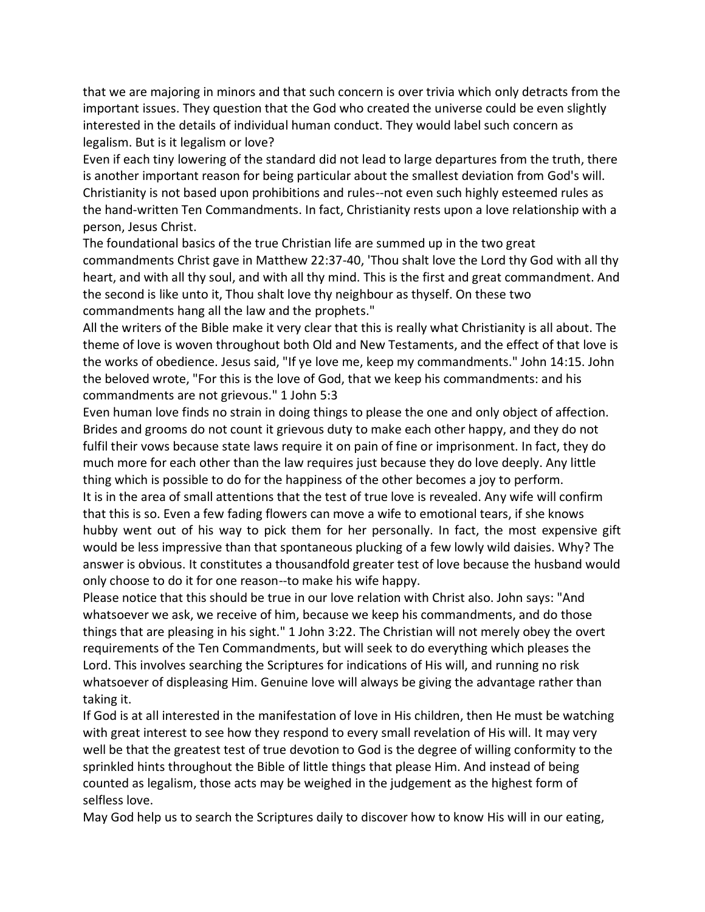that we are majoring in minors and that such concern is over trivia which only detracts from the important issues. They question that the God who created the universe could be even slightly interested in the details of individual human conduct. They would label such concern as legalism. But is it legalism or love?

Even if each tiny lowering of the standard did not lead to large departures from the truth, there is another important reason for being particular about the smallest deviation from God's will. Christianity is not based upon prohibitions and rules--not even such highly esteemed rules as the hand-written Ten Commandments. In fact, Christianity rests upon a love relationship with a person, Jesus Christ.

The foundational basics of the true Christian life are summed up in the two great commandments Christ gave in Matthew 22:37-40, 'Thou shalt love the Lord thy God with all thy heart, and with all thy soul, and with all thy mind. This is the first and great commandment. And the second is like unto it, Thou shalt love thy neighbour as thyself. On these two commandments hang all the law and the prophets."

All the writers of the Bible make it very clear that this is really what Christianity is all about. The theme of love is woven throughout both Old and New Testaments, and the effect of that love is the works of obedience. Jesus said, "If ye love me, keep my commandments." John 14:15. John the beloved wrote, "For this is the love of God, that we keep his commandments: and his commandments are not grievous." 1 John 5:3

Even human love finds no strain in doing things to please the one and only object of affection. Brides and grooms do not count it grievous duty to make each other happy, and they do not fulfil their vows because state laws require it on pain of fine or imprisonment. In fact, they do much more for each other than the law requires just because they do love deeply. Any little thing which is possible to do for the happiness of the other becomes a joy to perform.

It is in the area of small attentions that the test of true love is revealed. Any wife will confirm that this is so. Even a few fading flowers can move a wife to emotional tears, if she knows hubby went out of his way to pick them for her personally. In fact, the most expensive gift would be less impressive than that spontaneous plucking of a few lowly wild daisies. Why? The answer is obvious. It constitutes a thousandfold greater test of love because the husband would only choose to do it for one reason--to make his wife happy.

Please notice that this should be true in our love relation with Christ also. John says: "And whatsoever we ask, we receive of him, because we keep his commandments, and do those things that are pleasing in his sight." 1 John 3:22. The Christian will not merely obey the overt requirements of the Ten Commandments, but will seek to do everything which pleases the Lord. This involves searching the Scriptures for indications of His will, and running no risk whatsoever of displeasing Him. Genuine love will always be giving the advantage rather than taking it.

If God is at all interested in the manifestation of love in His children, then He must be watching with great interest to see how they respond to every small revelation of His will. It may very well be that the greatest test of true devotion to God is the degree of willing conformity to the sprinkled hints throughout the Bible of little things that please Him. And instead of being counted as legalism, those acts may be weighed in the judgement as the highest form of selfless love.

May God help us to search the Scriptures daily to discover how to know His will in our eating,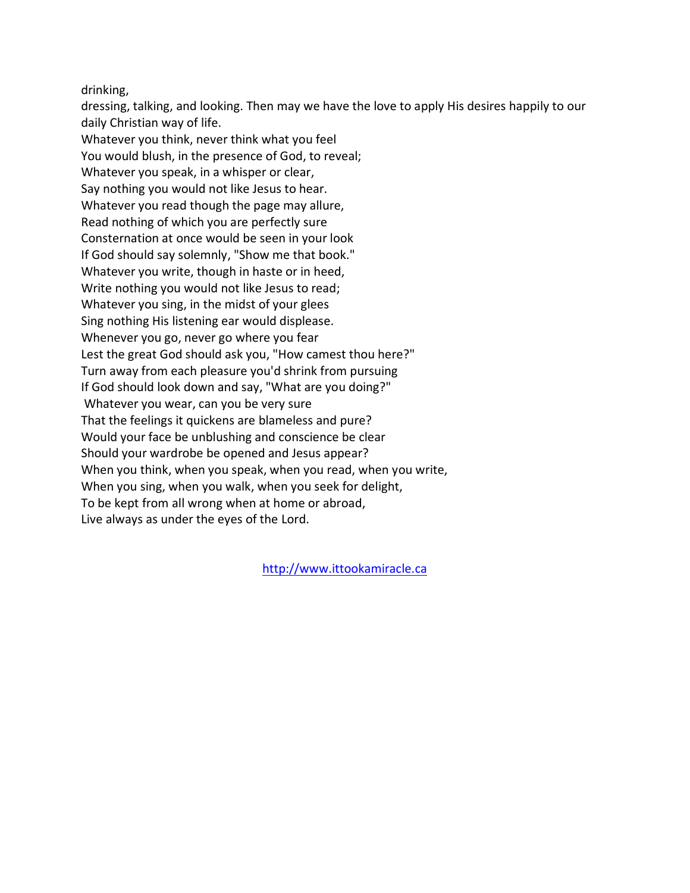drinking,

dressing, talking, and looking. Then may we have the love to apply His desires happily to our daily Christian way of life.

Whatever you think, never think what you feel
You would blush, in the presence of God, to reveal;
Whatever you speak, in a whisper or clear,
Say nothing you would not like Jesus to hear.
Whatever you read though the page may allure,
Read nothing of which you are perfectly sure
Consternation at once would be seen in your look
If God should say solemnly, "Show me that book."
Whatever you write, though in haste or in heed,
Write nothing you would not like Jesus to read;
Whatever you sing, in the midst of your glees
Sing nothing His listening ear would displease.
Whenever you go, never go where you fear
Lest the great God should ask you, "How camest thou here?"
Turn away from each pleasure you'd shrink from pursuing
If God should look down and say, "What are you doing?"
Whatever you wear, can you be very sure
That the feelings it quickens are blameless and pure?
Would your face be unblushing and conscience be clear
Should your wardrobe be opened and Jesus appear?
When you think, when you speak, when you read, when you write,
When you sing, when you walk, when you seek for delight,
To be kept from all wrong when at home or abroad,
Live always as under the eyes of the Lord.

http://www.ittookamiracle.ca